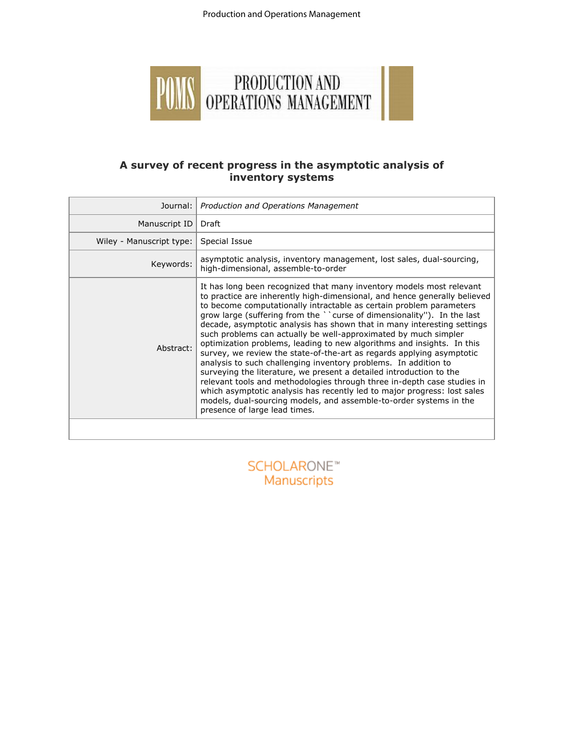# A survey of recent progress in the asymptotic analysis of inventory systems

| | |
|---|---|
| Journal: | *Production and Operations Management* |
| Manuscript ID | Draft |
| Wiley - Manuscript type: | Special Issue |
| Keywords: | asymptotic analysis, inventory management, lost sales, dual-sourcing, high-dimensional, assemble-to-order |
| Abstract: | It has long been recognized that many inventory models most relevant to practice are inherently high-dimensional, and hence generally believed to become computationally intractable as certain problem parameters grow large (suffering from the ``curse of dimensionality''). In the last decade, asymptotic analysis has shown that in many interesting settings such problems can actually be well-approximated by much simpler optimization problems, leading to new algorithms and insights. In this survey, we review the state-of-the-art as regards applying asymptotic analysis to such challenging inventory problems. In addition to surveying the literature, we present a detailed introduction to the relevant tools and methodologies through three in-depth case studies in which asymptotic analysis has recently led to major progress: lost sales models, dual-sourcing models, and assemble-to-order systems in the presence of large lead times. |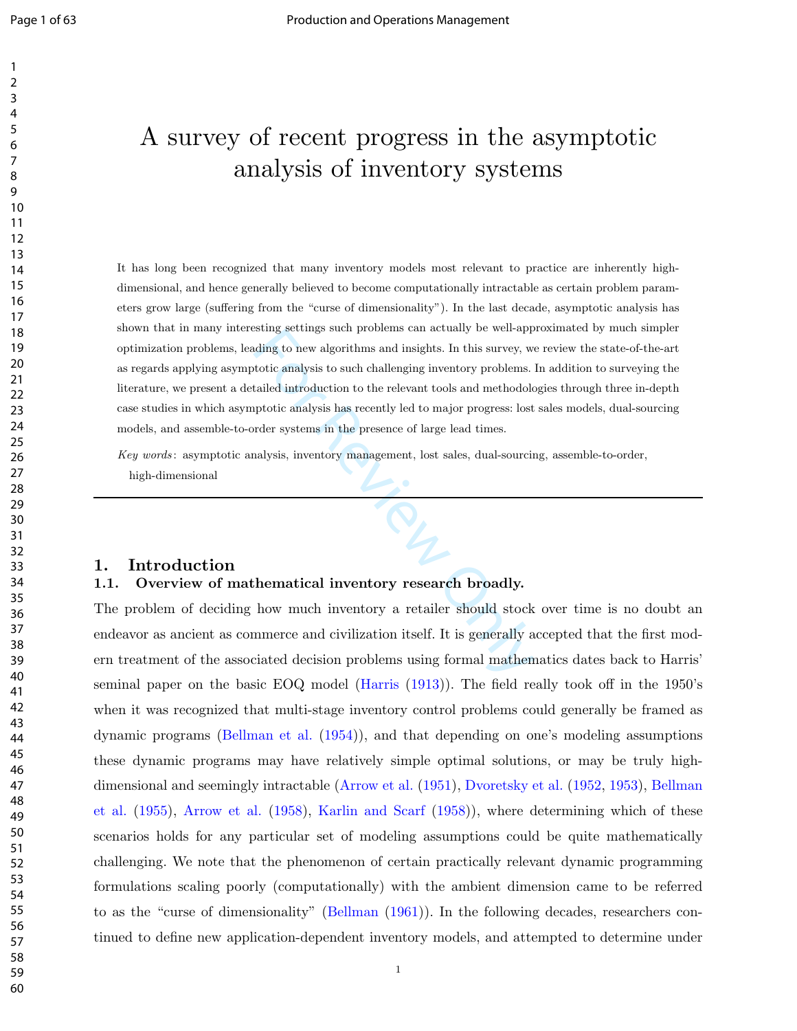# A survey of recent progress in the asymptotic analysis of inventory systems

It has long been recognized that many inventory models most relevant to practice are inherently high-dimensional, and hence generally believed to become computationally intractable as certain problem parameters grow large (suffering from the "curse of dimensionality"). In the last decade, asymptotic analysis has shown that in many interesting settings such problems can actually be well-approximated by much simpler optimization problems, leading to new algorithms and insights. In this survey, we review the state-of-the-art as regards applying asymptotic analysis to such challenging inventory problems. In addition to surveying the literature, we present a detailed introduction to the relevant tools and methodologies through three in-depth case studies in which asymptotic analysis has recently led to major progress: lost sales models, dual-sourcing models, and assemble-to-order systems in the presence of large lead times.

*Key words*: asymptotic analysis, inventory management, lost sales, dual-sourcing, assemble-to-order, high-dimensional

## 1. Introduction

### 1.1. Overview of mathematical inventory research broadly.

The problem of deciding how much inventory a retailer should stock over time is no doubt an endeavor as ancient as commerce and civilization itself. It is generally accepted that the first modern treatment of the associated decision problems using formal mathematics dates back to Harris' seminal paper on the basic EOQ model (Harris (1913)). The field really took off in the 1950's when it was recognized that multi-stage inventory control problems could generally be framed as dynamic programs (Bellman et al. (1954)), and that depending on one's modeling assumptions these dynamic programs may have relatively simple optimal solutions, or may be truly high-dimensional and seemingly intractable (Arrow et al. (1951), Dvoretsky et al. (1952, 1953), Bellman et al. (1955), Arrow et al. (1958), Karlin and Scarf (1958)), where determining which of these scenarios holds for any particular set of modeling assumptions could be quite mathematically challenging. We note that the phenomenon of certain practically relevant dynamic programming formulations scaling poorly (computationally) with the ambient dimension came to be referred to as the "curse of dimensionality" (Bellman (1961)). In the following decades, researchers continued to define new application-dependent inventory models, and attempted to determine under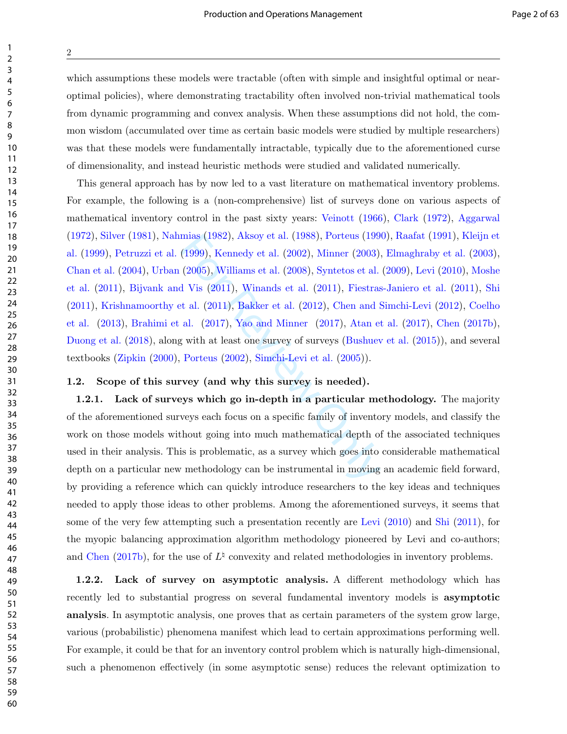which assumptions these models were tractable (often with simple and insightful optimal or near-optimal policies), where demonstrating tractability often involved non-trivial mathematical tools from dynamic programming and convex analysis. When these assumptions did not hold, the common wisdom (accumulated over time as certain basic models were studied by multiple researchers) was that these models were fundamentally intractable, typically due to the aforementioned curse of dimensionality, and instead heuristic methods were studied and validated numerically.

This general approach has by now led to a vast literature on mathematical inventory problems. For example, the following is a (non-comprehensive) list of surveys done on various aspects of mathematical inventory control in the past sixty years: Veinott (1966), Clark (1972), Aggarwal (1972), Silver (1981), Nahmias (1982), Aksoy et al. (1988), Porteus (1990), Raafat (1991), Kleijn et al. (1999), Petruzzi et al. (1999), Kennedy et al. (2002), Minner (2003), Elmaghraby et al. (2003), Chan et al. (2004), Urban (2005), Williams et al. (2008), Syntetos et al. (2009), Levi (2010), Moshe et al. (2011), Bijvank and Vis (2011), Winands et al. (2011), Fiestras-Janiero et al. (2011), Shi (2011), Krishnamoorthy et al. (2011), Bakker et al. (2012), Chen and Simchi-Levi (2012), Coelho et al. (2013), Brahimi et al. (2017), Yao and Minner (2017), Atan et al. (2017), Chen (2017b), Duong et al. (2018), along with at least one survey of surveys (Bushuev et al. (2015)), and several textbooks (Zipkin (2000), Porteus (2002), Simchi-Levi et al. (2005)).

### 1.2. Scope of this survey (and why this survey is needed).

**1.2.1. Lack of surveys which go in-depth in a particular methodology.** The majority of the aforementioned surveys each focus on a specific family of inventory models, and classify the work on those models without going into much mathematical depth of the associated techniques used in their analysis. This is problematic, as a survey which goes into considerable mathematical depth on a particular new methodology can be instrumental in moving an academic field forward, by providing a reference which can quickly introduce researchers to the key ideas and techniques needed to apply those ideas to other problems. Among the aforementioned surveys, it seems that some of the very few attempting such a presentation recently are Levi (2010) and Shi (2011), for the myopic balancing approximation algorithm methodology pioneered by Levi and co-authors; and Chen (2017b), for the use of $L^\natural$ convexity and related methodologies in inventory problems.

**1.2.2. Lack of survey on asymptotic analysis.** A different methodology which has recently led to substantial progress on several fundamental inventory models is **asymptotic analysis**. In asymptotic analysis, one proves that as certain parameters of the system grow large, various (probabilistic) phenomena manifest which lead to certain approximations performing well. For example, it could be that for an inventory control problem which is naturally high-dimensional, such a phenomenon effectively (in some asymptotic sense) reduces the relevant optimization to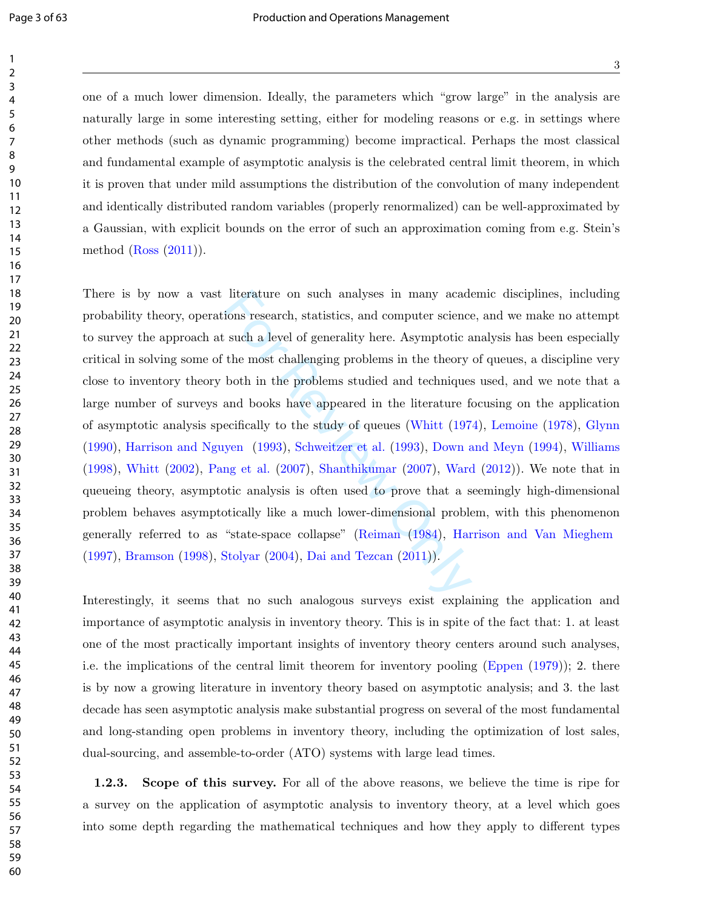one of a much lower dimension. Ideally, the parameters which "grow large" in the analysis are naturally large in some interesting setting, either for modeling reasons or e.g. in settings where other methods (such as dynamic programming) become impractical. Perhaps the most classical and fundamental example of asymptotic analysis is the celebrated central limit theorem, in which it is proven that under mild assumptions the distribution of the convolution of many independent and identically distributed random variables (properly renormalized) can be well-approximated by a Gaussian, with explicit bounds on the error of such an approximation coming from e.g. Stein's method (Ross (2011)).

There is by now a vast literature on such analyses in many academic disciplines, including probability theory, operations research, statistics, and computer science, and we make no attempt to survey the approach at such a level of generality here. Asymptotic analysis has been especially critical in solving some of the most challenging problems in the theory of queues, a discipline very close to inventory theory both in the problems studied and techniques used, and we note that a large number of surveys and books have appeared in the literature focusing on the application of asymptotic analysis specifically to the study of queues (Whitt (1974), Lemoine (1978), Glynn (1990), Harrison and Nguyen (1993), Schweitzer et al. (1993), Down and Meyn (1994), Williams (1998), Whitt (2002), Pang et al. (2007), Shanthikumar (2007), Ward (2012)). We note that in queueing theory, asymptotic analysis is often used to prove that a seemingly high-dimensional problem behaves asymptotically like a much lower-dimensional problem, with this phenomenon generally referred to as "state-space collapse" (Reiman (1984), Harrison and Van Mieghem (1997), Bramson (1998), Stolyar (2004), Dai and Tezcan (2011)).

Interestingly, it seems that no such analogous surveys exist explaining the application and importance of asymptotic analysis in inventory theory. This is in spite of the fact that: 1. at least one of the most practically important insights of inventory theory centers around such analyses, i.e. the implications of the central limit theorem for inventory pooling (Eppen (1979)); 2. there is by now a growing literature in inventory theory based on asymptotic analysis; and 3. the last decade has seen asymptotic analysis make substantial progress on several of the most fundamental and long-standing open problems in inventory theory, including the optimization of lost sales, dual-sourcing, and assemble-to-order (ATO) systems with large lead times.

**1.2.3. Scope of this survey.** For all of the above reasons, we believe the time is ripe for a survey on the application of asymptotic analysis to inventory theory, at a level which goes into some depth regarding the mathematical techniques and how they apply to different types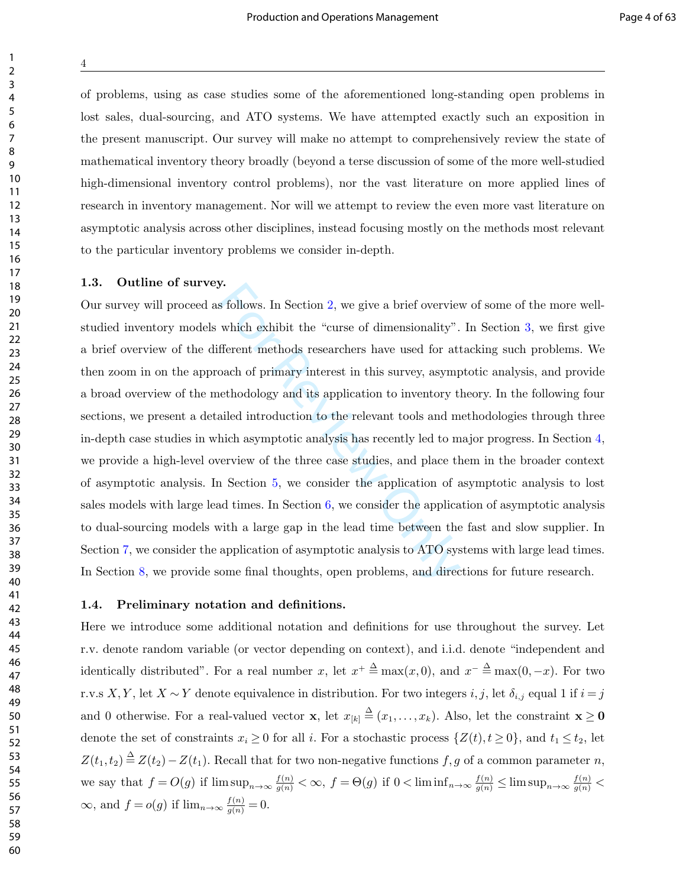of problems, using as case studies some of the aforementioned long-standing open problems in lost sales, dual-sourcing, and ATO systems. We have attempted exactly such an exposition in the present manuscript. Our survey will make no attempt to comprehensively review the state of mathematical inventory theory broadly (beyond a terse discussion of some of the more well-studied high-dimensional inventory control problems), nor the vast literature on more applied lines of research in inventory management. Nor will we attempt to review the even more vast literature on asymptotic analysis across other disciplines, instead focusing mostly on the methods most relevant to the particular inventory problems we consider in-depth.

### 1.3. Outline of survey.

Our survey will proceed as follows. In Section 2, we give a brief overview of some of the more well-studied inventory models which exhibit the "curse of dimensionality". In Section 3, we first give a brief overview of the different methods researchers have used for attacking such problems. We then zoom in on the approach of primary interest in this survey, asymptotic analysis, and provide a broad overview of the methodology and its application to inventory theory. In the following four sections, we present a detailed introduction to the relevant tools and methodologies through three in-depth case studies in which asymptotic analysis has recently led to major progress. In Section 4, we provide a high-level overview of the three case studies, and place them in the broader context of asymptotic analysis. In Section 5, we consider the application of asymptotic analysis to lost sales models with large lead times. In Section 6, we consider the application of asymptotic analysis to dual-sourcing models with a large gap in the lead time between the fast and slow supplier. In Section 7, we consider the application of asymptotic analysis to ATO systems with large lead times. In Section 8, we provide some final thoughts, open problems, and directions for future research.

### 1.4. Preliminary notation and definitions.

Here we introduce some additional notation and definitions for use throughout the survey. Let r.v. denote random variable (or vector depending on context), and i.i.d. denote "independent and identically distributed". For a real number $x$, let $x^+ \triangleq \max(x, 0)$, and $x^- \triangleq \max(0, -x)$. For two r.v.s $X, Y$, let $X \sim Y$ denote equivalence in distribution. For two integers $i, j$, let $\delta_{i,j}$ equal 1 if $i = j$ and 0 otherwise. For a real-valued vector $\mathbf{x}$, let $x_{[k]} \triangleq (x_1, \ldots, x_k)$. Also, let the constraint $\mathbf{x} \geq \mathbf{0}$ denote the set of constraints $x_i \geq 0$ for all $i$. For a stochastic process $\{Z(t), t \geq 0\}$, and $t_1 \leq t_2$, let $Z(t_1, t_2) \triangleq Z(t_2) - Z(t_1)$. Recall that for two non-negative functions $f, g$ of a common parameter $n$, we say that $f = O(g)$ if $\limsup_{n\to\infty} \frac{f(n)}{g(n)} < \infty$, $f = \Theta(g)$ if $0 < \liminf_{n\to\infty} \frac{f(n)}{g(n)} \leq \limsup_{n\to\infty} \frac{f(n)}{g(n)} < \infty$, and $f = o(g)$ if $\lim_{n\to\infty} \frac{f(n)}{g(n)} = 0$.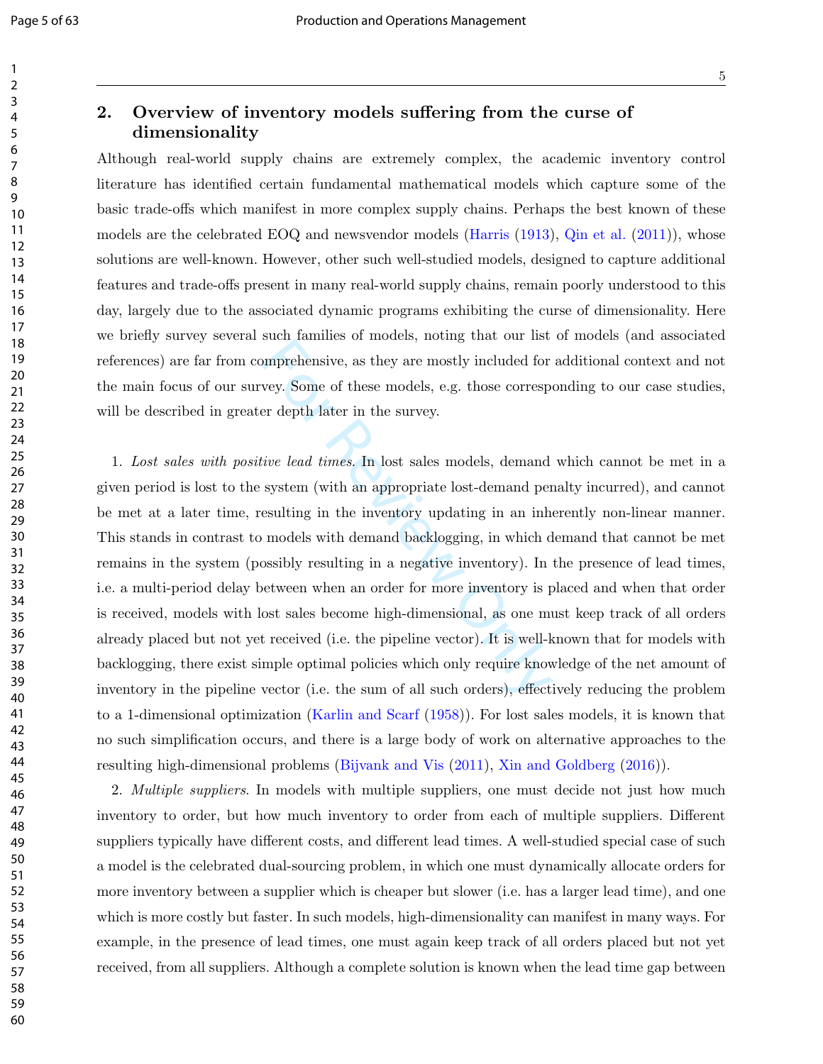## 2. Overview of inventory models suffering from the curse of dimensionality

Although real-world supply chains are extremely complex, the academic inventory control literature has identified certain fundamental mathematical models which capture some of the basic trade-offs which manifest in more complex supply chains. Perhaps the best known of these models are the celebrated EOQ and newsvendor models (Harris (1913), Qin et al. (2011)), whose solutions are well-known. However, other such well-studied models, designed to capture additional features and trade-offs present in many real-world supply chains, remain poorly understood to this day, largely due to the associated dynamic programs exhibiting the curse of dimensionality. Here we briefly survey several such families of models, noting that our list of models (and associated references) are far from comprehensive, as they are mostly included for additional context and not the main focus of our survey. Some of these models, e.g. those corresponding to our case studies, will be described in greater depth later in the survey.

1. *Lost sales with positive lead times.* In lost sales models, demand which cannot be met in a given period is lost to the system (with an appropriate lost-demand penalty incurred), and cannot be met at a later time, resulting in the inventory updating in an inherently non-linear manner. This stands in contrast to models with demand backlogging, in which demand that cannot be met remains in the system (possibly resulting in a negative inventory). In the presence of lead times, i.e. a multi-period delay between when an order for more inventory is placed and when that order is received, models with lost sales become high-dimensional, as one must keep track of all orders already placed but not yet received (i.e. the pipeline vector). It is well-known that for models with backlogging, there exist simple optimal policies which only require knowledge of the net amount of inventory in the pipeline vector (i.e. the sum of all such orders), effectively reducing the problem to a 1-dimensional optimization (Karlin and Scarf (1958)). For lost sales models, it is known that no such simplification occurs, and there is a large body of work on alternative approaches to the resulting high-dimensional problems (Bijvank and Vis (2011), Xin and Goldberg (2016)).

2. *Multiple suppliers.* In models with multiple suppliers, one must decide not just how much inventory to order, but how much inventory to order from each of multiple suppliers. Different suppliers typically have different costs, and different lead times. A well-studied special case of such a model is the celebrated dual-sourcing problem, in which one must dynamically allocate orders for more inventory between a supplier which is cheaper but slower (i.e. has a larger lead time), and one which is more costly but faster. In such models, high-dimensionality can manifest in many ways. For example, in the presence of lead times, one must again keep track of all orders placed but not yet received, from all suppliers. Although a complete solution is known when the lead time gap between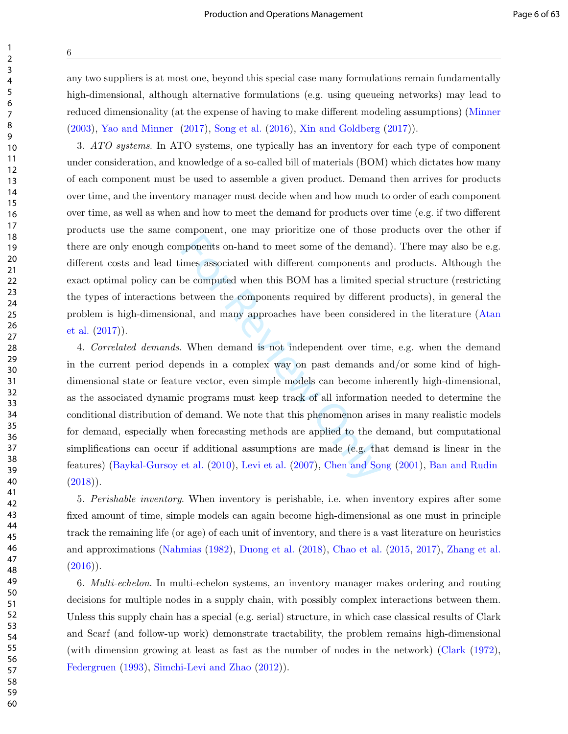any two suppliers is at most one, beyond this special case many formulations remain fundamentally high-dimensional, although alternative formulations (e.g. using queueing networks) may lead to reduced dimensionality (at the expense of having to make different modeling assumptions) (Minner (2003), Yao and Minner (2017), Song et al. (2016), Xin and Goldberg (2017)).

3. *ATO systems*. In ATO systems, one typically has an inventory for each type of component under consideration, and knowledge of a so-called bill of materials (BOM) which dictates how many of each component must be used to assemble a given product. Demand then arrives for products over time, and the inventory manager must decide when and how much to order of each component over time, as well as when and how to meet the demand for products over time (e.g. if two different products use the same component, one may prioritize one of those products over the other if there are only enough components on-hand to meet some of the demand). There may also be e.g. different costs and lead times associated with different components and products. Although the exact optimal policy can be computed when this BOM has a limited special structure (restricting the types of interactions between the components required by different products), in general the problem is high-dimensional, and many approaches have been considered in the literature (Atan et al. (2017)).

4. *Correlated demands*. When demand is not independent over time, e.g. when the demand in the current period depends in a complex way on past demands and/or some kind of high-dimensional state or feature vector, even simple models can become inherently high-dimensional, as the associated dynamic programs must keep track of all information needed to determine the conditional distribution of demand. We note that this phenomenon arises in many realistic models for demand, especially when forecasting methods are applied to the demand, but computational simplifications can occur if additional assumptions are made (e.g. that demand is linear in the features) (Baykal-Gursoy et al. (2010), Levi et al. (2007), Chen and Song (2001), Ban and Rudin (2018)).

5. *Perishable inventory*. When inventory is perishable, i.e. when inventory expires after some fixed amount of time, simple models can again become high-dimensional as one must in principle track the remaining life (or age) of each unit of inventory, and there is a vast literature on heuristics and approximations (Nahmias (1982), Duong et al. (2018), Chao et al. (2015, 2017), Zhang et al. (2016)).

6. *Multi-echelon*. In multi-echelon systems, an inventory manager makes ordering and routing decisions for multiple nodes in a supply chain, with possibly complex interactions between them. Unless this supply chain has a special (e.g. serial) structure, in which case classical results of Clark and Scarf (and follow-up work) demonstrate tractability, the problem remains high-dimensional (with dimension growing at least as fast as the number of nodes in the network) (Clark (1972), Federgruen (1993), Simchi-Levi and Zhao (2012)).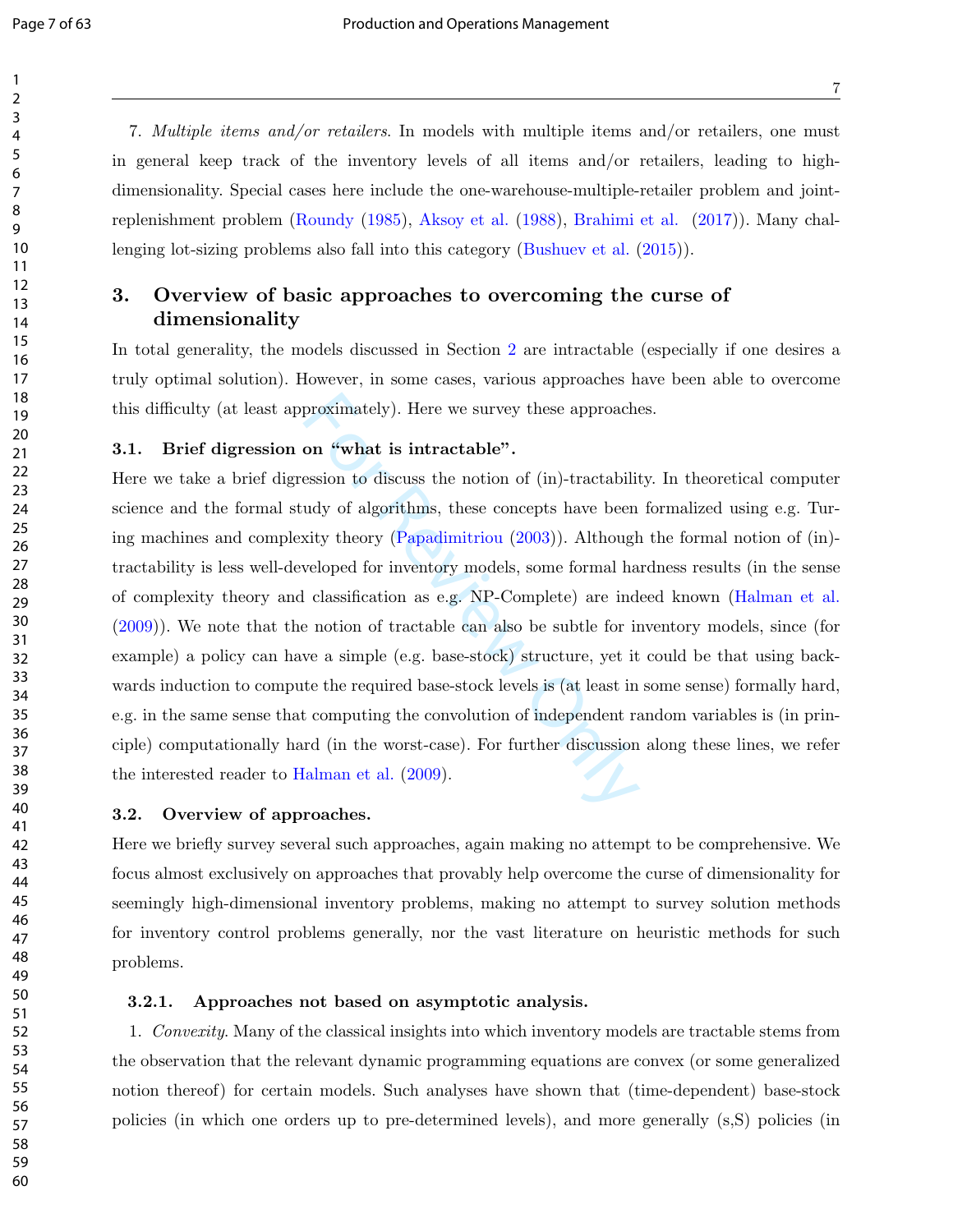7. *Multiple items and/or retailers*. In models with multiple items and/or retailers, one must in general keep track of the inventory levels of all items and/or retailers, leading to high-dimensionality. Special cases here include the one-warehouse-multiple-retailer problem and joint-replenishment problem (Roundy (1985), Aksoy et al. (1988), Brahimi et al. (2017)). Many challenging lot-sizing problems also fall into this category (Bushuev et al. (2015)).

## 3. Overview of basic approaches to overcoming the curse of dimensionality

In total generality, the models discussed in Section 2 are intractable (especially if one desires a truly optimal solution). However, in some cases, various approaches have been able to overcome this difficulty (at least approximately). Here we survey these approaches.

### 3.1. Brief digression on "what is intractable".

Here we take a brief digression to discuss the notion of (in)-tractability. In theoretical computer science and the formal study of algorithms, these concepts have been formalized using e.g. Turing machines and complexity theory (Papadimitriou (2003)). Although the formal notion of (in)-tractability is less well-developed for inventory models, some formal hardness results (in the sense of complexity theory and classification as e.g. NP-Complete) are indeed known (Halman et al. (2009)). We note that the notion of tractable can also be subtle for inventory models, since (for example) a policy can have a simple (e.g. base-stock) structure, yet it could be that using backwards induction to compute the required base-stock levels is (at least in some sense) formally hard, e.g. in the same sense that computing the convolution of independent random variables is (in principle) computationally hard (in the worst-case). For further discussion along these lines, we refer the interested reader to Halman et al. (2009).

### 3.2. Overview of approaches.

Here we briefly survey several such approaches, again making no attempt to be comprehensive. We focus almost exclusively on approaches that provably help overcome the curse of dimensionality for seemingly high-dimensional inventory problems, making no attempt to survey solution methods for inventory control problems generally, nor the vast literature on heuristic methods for such problems.

#### 3.2.1. Approaches not based on asymptotic analysis.

1. *Convexity*. Many of the classical insights into which inventory models are tractable stems from the observation that the relevant dynamic programming equations are convex (or some generalized notion thereof) for certain models. Such analyses have shown that (time-dependent) base-stock policies (in which one orders up to pre-determined levels), and more generally (s,S) policies (in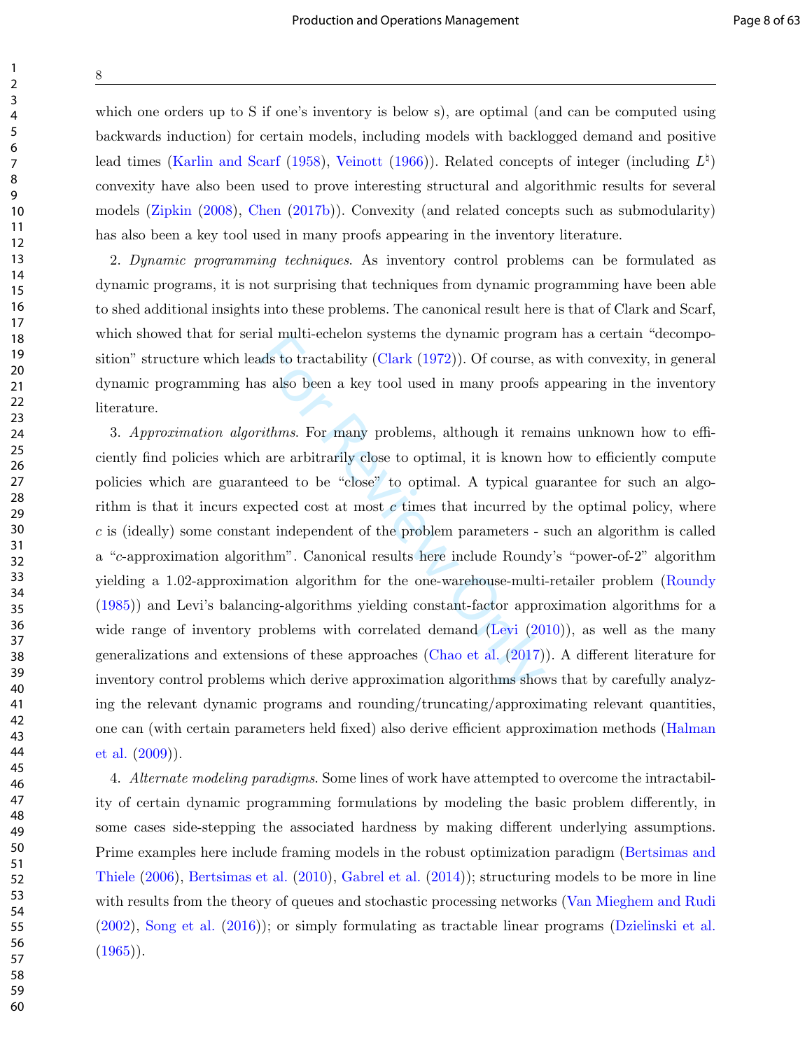which one orders up to S if one's inventory is below s), are optimal (and can be computed using backwards induction) for certain models, including models with backlogged demand and positive lead times (Karlin and Scarf (1958), Veinott (1966)). Related concepts of integer (including $L^\natural$) convexity have also been used to prove interesting structural and algorithmic results for several models (Zipkin (2008), Chen (2017b)). Convexity (and related concepts such as submodularity) has also been a key tool used in many proofs appearing in the inventory literature.

2. *Dynamic programming techniques*. As inventory control problems can be formulated as dynamic programs, it is not surprising that techniques from dynamic programming have been able to shed additional insights into these problems. The canonical result here is that of Clark and Scarf, which showed that for serial multi-echelon systems the dynamic program has a certain "decomposition" structure which leads to tractability (Clark (1972)). Of course, as with convexity, in general dynamic programming has also been a key tool used in many proofs appearing in the inventory literature.

3. *Approximation algorithms*. For many problems, although it remains unknown how to efficiently find policies which are arbitrarily close to optimal, it is known how to efficiently compute policies which are guaranteed to be "close" to optimal. A typical guarantee for such an algorithm is that it incurs expected cost at most $c$ times that incurred by the optimal policy, where $c$ is (ideally) some constant independent of the problem parameters - such an algorithm is called a "$c$-approximation algorithm". Canonical results here include Roundy's "power-of-2" algorithm yielding a 1.02-approximation algorithm for the one-warehouse-multi-retailer problem (Roundy (1985)) and Levi's balancing-algorithms yielding constant-factor approximation algorithms for a wide range of inventory problems with correlated demand (Levi (2010)), as well as the many generalizations and extensions of these approaches (Chao et al. (2017)). A different literature for inventory control problems which derive approximation algorithms shows that by carefully analyzing the relevant dynamic programs and rounding/truncating/approximating relevant quantities, one can (with certain parameters held fixed) also derive efficient approximation methods (Halman et al. (2009)).

4. *Alternate modeling paradigms*. Some lines of work have attempted to overcome the intractability of certain dynamic programming formulations by modeling the basic problem differently, in some cases side-stepping the associated hardness by making different underlying assumptions. Prime examples here include framing models in the robust optimization paradigm (Bertsimas and Thiele (2006), Bertsimas et al. (2010), Gabrel et al. (2014)); structuring models to be more in line with results from the theory of queues and stochastic processing networks (Van Mieghem and Rudi (2002), Song et al. (2016)); or simply formulating as tractable linear programs (Dzielinski et al. (1965)).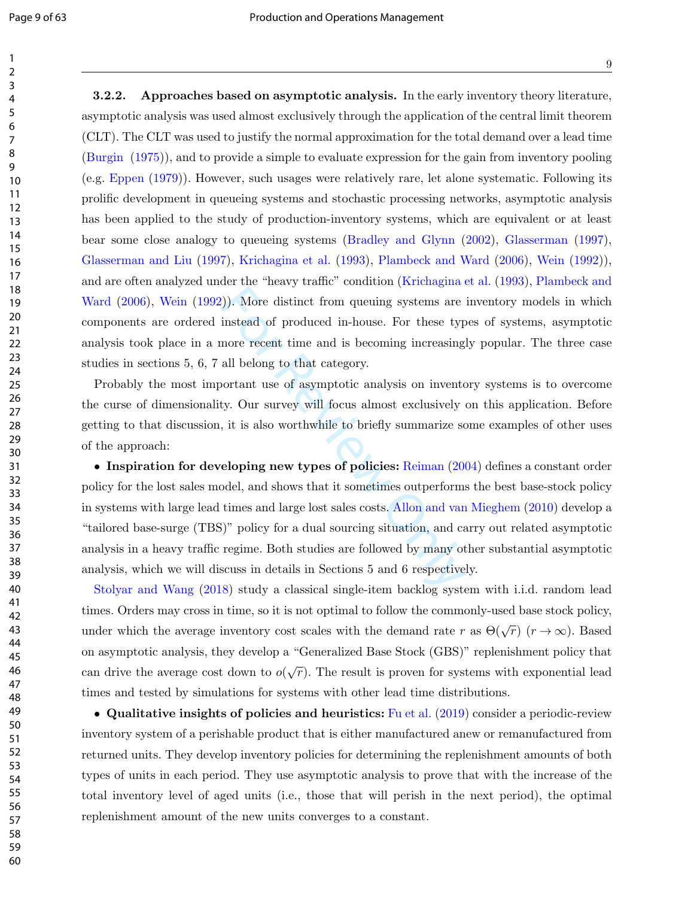#### 3.2.2. Approaches based on asymptotic analysis.

In the early inventory theory literature, asymptotic analysis was used almost exclusively through the application of the central limit theorem (CLT). The CLT was used to justify the normal approximation for the total demand over a lead time (Burgin (1975)), and to provide a simple to evaluate expression for the gain from inventory pooling (e.g. Eppen (1979)). However, such usages were relatively rare, let alone systematic. Following its prolific development in queueing systems and stochastic processing networks, asymptotic analysis has been applied to the study of production-inventory systems, which are equivalent or at least bear some close analogy to queueing systems (Bradley and Glynn (2002), Glasserman (1997), Glasserman and Liu (1997), Krichagina et al. (1993), Plambeck and Ward (2006), Wein (1992)), and are often analyzed under the "heavy traffic" condition (Krichagina et al. (1993), Plambeck and Ward (2006), Wein (1992)). More distinct from queuing systems are inventory models in which components are ordered instead of produced in-house. For these types of systems, asymptotic analysis took place in a more recent time and is becoming increasingly popular. The three case studies in sections 5, 6, 7 all belong to that category.

Probably the most important use of asymptotic analysis on inventory systems is to overcome the curse of dimensionality. Our survey will focus almost exclusively on this application. Before getting to that discussion, it is also worthwhile to briefly summarize some examples of other uses of the approach:

- **Inspiration for developing new types of policies:** Reiman (2004) defines a constant order policy for the lost sales model, and shows that it sometimes outperforms the best base-stock policy in systems with large lead times and large lost sales costs. Allon and van Mieghem (2010) develop a "tailored base-surge (TBS)" policy for a dual sourcing situation, and carry out related asymptotic analysis in a heavy traffic regime. Both studies are followed by many other substantial asymptotic analysis, which we will discuss in details in Sections 5 and 6 respectively.

Stolyar and Wang (2018) study a classical single-item backlog system with i.i.d. random lead times. Orders may cross in time, so it is not optimal to follow the commonly-used base stock policy, under which the average inventory cost scales with the demand rate $r$ as $\Theta(\sqrt{r})$ $(r \to \infty)$. Based on asymptotic analysis, they develop a "Generalized Base Stock (GBS)" replenishment policy that can drive the average cost down to $o(\sqrt{r})$. The result is proven for systems with exponential lead times and tested by simulations for systems with other lead time distributions.

- **Qualitative insights of policies and heuristics:** Fu et al. (2019) consider a periodic-review inventory system of a perishable product that is either manufactured anew or remanufactured from returned units. They develop inventory policies for determining the replenishment amounts of both types of units in each period. They use asymptotic analysis to prove that with the increase of the total inventory level of aged units (i.e., those that will perish in the next period), the optimal replenishment amount of the new units converges to a constant.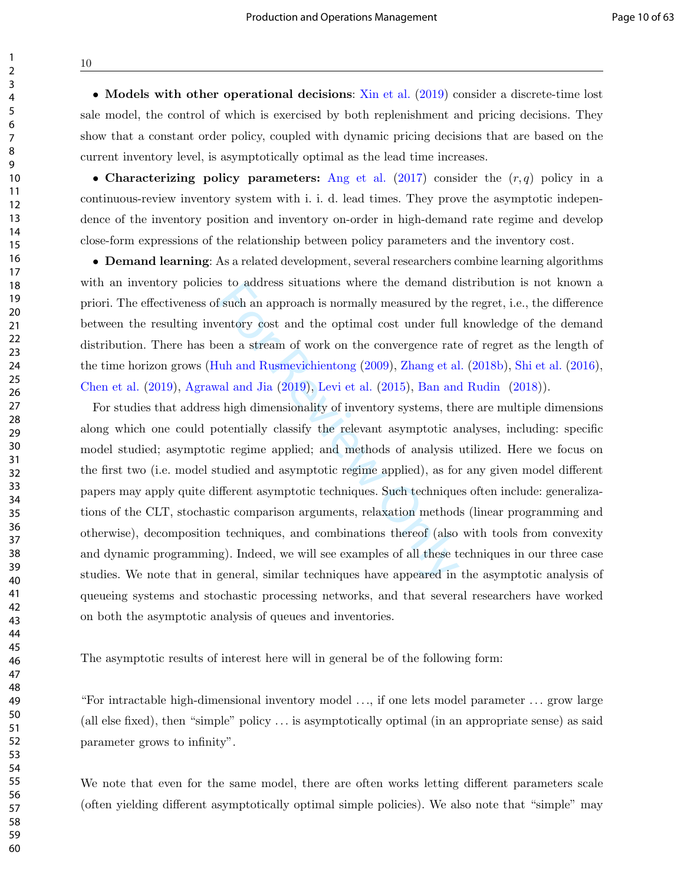• **Models with other operational decisions**: Xin et al. (2019) consider a discrete-time lost sale model, the control of which is exercised by both replenishment and pricing decisions. They show that a constant order policy, coupled with dynamic pricing decisions that are based on the current inventory level, is asymptotically optimal as the lead time increases.

• **Characterizing policy parameters:** Ang et al. (2017) consider the $(r, q)$ policy in a continuous-review inventory system with i. i. d. lead times. They prove the asymptotic independence of the inventory position and inventory on-order in high-demand rate regime and develop close-form expressions of the relationship between policy parameters and the inventory cost.

• **Demand learning**: As a related development, several researchers combine learning algorithms with an inventory policies to address situations where the demand distribution is not known a priori. The effectiveness of such an approach is normally measured by the regret, i.e., the difference between the resulting inventory cost and the optimal cost under full knowledge of the demand distribution. There has been a stream of work on the convergence rate of regret as the length of the time horizon grows (Huh and Rusmevichientong (2009), Zhang et al. (2018b), Shi et al. (2016), Chen et al. (2019), Agrawal and Jia (2019), Levi et al. (2015), Ban and Rudin (2018)).

For studies that address high dimensionality of inventory systems, there are multiple dimensions along which one could potentially classify the relevant asymptotic analyses, including: specific model studied; asymptotic regime applied; and methods of analysis utilized. Here we focus on the first two (i.e. model studied and asymptotic regime applied), as for any given model different papers may apply quite different asymptotic techniques. Such techniques often include: generalizations of the CLT, stochastic comparison arguments, relaxation methods (linear programming and otherwise), decomposition techniques, and combinations thereof (also with tools from convexity and dynamic programming). Indeed, we will see examples of all these techniques in our three case studies. We note that in general, similar techniques have appeared in the asymptotic analysis of queueing systems and stochastic processing networks, and that several researchers have worked on both the asymptotic analysis of queues and inventories.

The asymptotic results of interest here will in general be of the following form:

"For intractable high-dimensional inventory model ..., if one lets model parameter ... grow large (all else fixed), then "simple" policy ... is asymptotically optimal (in an appropriate sense) as said parameter grows to infinity".

We note that even for the same model, there are often works letting different parameters scale (often yielding different asymptotically optimal simple policies). We also note that "simple" may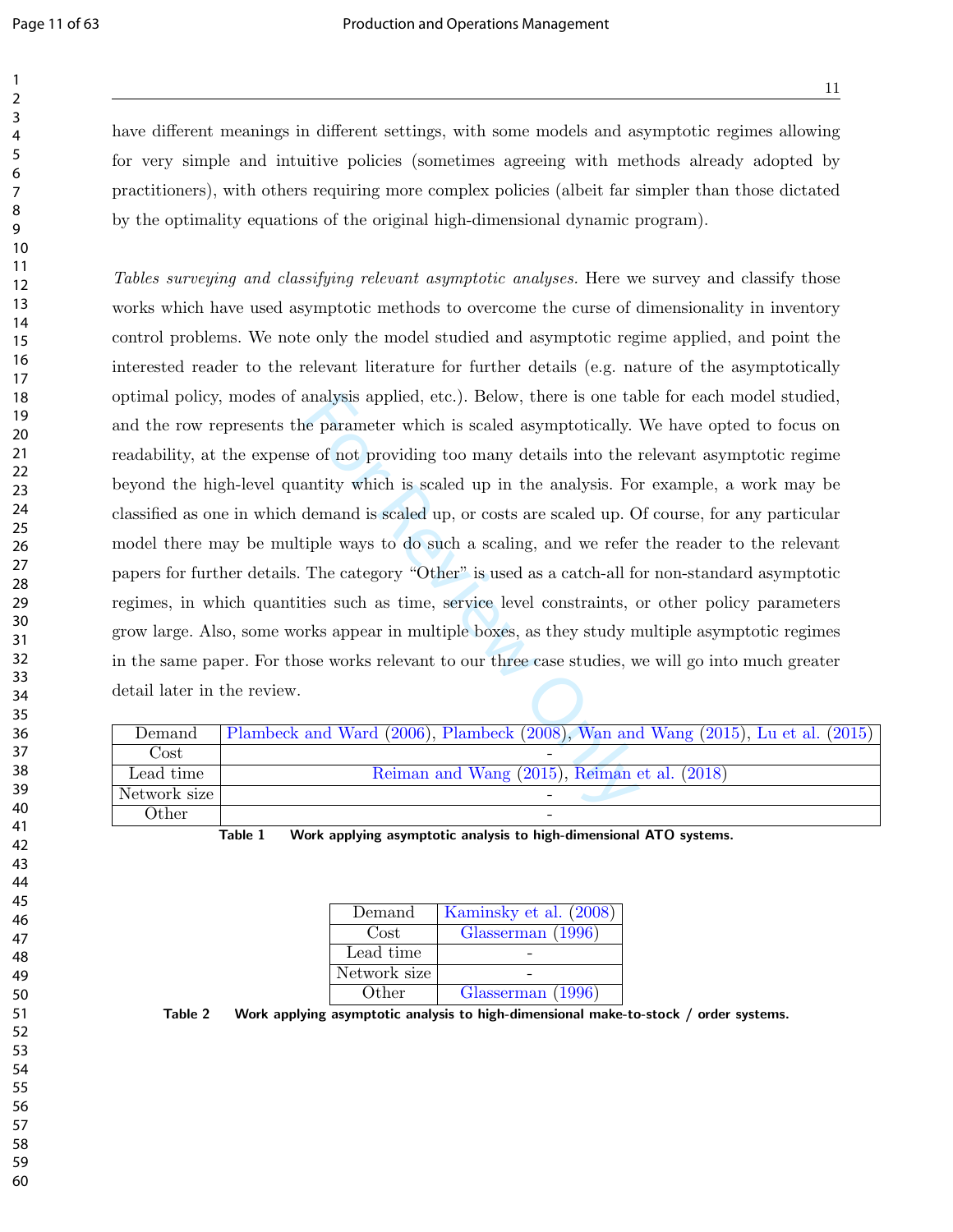have different meanings in different settings, with some models and asymptotic regimes allowing for very simple and intuitive policies (sometimes agreeing with methods already adopted by practitioners), with others requiring more complex policies (albeit far simpler than those dictated by the optimality equations of the original high-dimensional dynamic program).

*Tables surveying and classifying relevant asymptotic analyses.* Here we survey and classify those works which have used asymptotic methods to overcome the curse of dimensionality in inventory control problems. We note only the model studied and asymptotic regime applied, and point the interested reader to the relevant literature for further details (e.g. nature of the asymptotically optimal policy, modes of analysis applied, etc.). Below, there is one table for each model studied, and the row represents the parameter which is scaled asymptotically. We have opted to focus on readability, at the expense of not providing too many details into the relevant asymptotic regime beyond the high-level quantity which is scaled up in the analysis. For example, a work may be classified as one in which demand is scaled up, or costs are scaled up. Of course, for any particular model there may be multiple ways to do such a scaling, and we refer the reader to the relevant papers for further details. The category "Other" is used as a catch-all for non-standard asymptotic regimes, in which quantities such as time, service level constraints, or other policy parameters grow large. Also, some works appear in multiple boxes, as they study multiple asymptotic regimes in the same paper. For those works relevant to our three case studies, we will go into much greater detail later in the review.

| | |
|---|---|
| Demand | Plambeck and Ward (2006), Plambeck (2008), Wan and Wang (2015), Lu et al. (2015) |
| Cost | - |
| Lead time | Reiman and Wang (2015), Reiman et al. (2018) |
| Network size | - |
| Other | - |

**Table 1** Work applying asymptotic analysis to high-dimensional ATO systems.

| | |
|---|---|
| Demand | Kaminsky et al. (2008) |
| Cost | Glasserman (1996) |
| Lead time | - |
| Network size | - |
| Other | Glasserman (1996) |

**Table 2** Work applying asymptotic analysis to high-dimensional make-to-stock / order systems.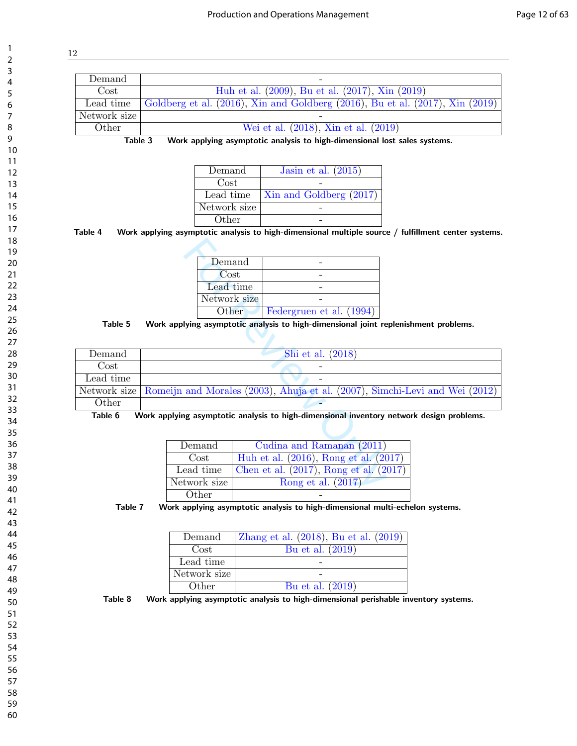| Demand | - |
|---|---|
| Cost | Huh et al. (2009), Bu et al. (2017), Xin (2019) |
| Lead time | Goldberg et al. (2016), Xin and Goldberg (2016), Bu et al. (2017), Xin (2019) |
| Network size | - |
| Other | Wei et al. (2018), Xin et al. (2019) |

**Table 3** Work applying asymptotic analysis to high-dimensional lost sales systems.

| Demand | Jasin et al. (2015) |
|---|---|
| Cost | - |
| Lead time | Xin and Goldberg (2017) |
| Network size | - |
| Other | - |

**Table 4** Work applying asymptotic analysis to high-dimensional multiple source / fulfillment center systems.

| Demand | - |
|---|---|
| Cost | - |
| Lead time | - |
| Network size | - |
| Other | Federgruen et al. (1994) |

**Table 5** Work applying asymptotic analysis to high-dimensional joint replenishment problems.

| Demand | Shi et al. (2018) |
|---|---|
| Cost | - |
| Lead time | - |
| Network size | Romeijn and Morales (2003), Ahuja et al. (2007), Simchi-Levi and Wei (2012) |
| Other | - |

**Table 6** Work applying asymptotic analysis to high-dimensional inventory network design problems.

| Demand | Cudina and Ramanan (2011) |
|---|---|
| Cost | Huh et al. (2016), Rong et al. (2017) |
| Lead time | Chen et al. (2017), Rong et al. (2017) |
| Network size | Rong et al. (2017) |
| Other | - |

**Table 7** Work applying asymptotic analysis to high-dimensional multi-echelon systems.

| Demand | Zhang et al. (2018), Bu et al. (2019) |
|---|---|
| Cost | Bu et al. (2019) |
| Lead time | - |
| Network size | - |
| Other | Bu et al. (2019) |

**Table 8** Work applying asymptotic analysis to high-dimensional perishable inventory systems.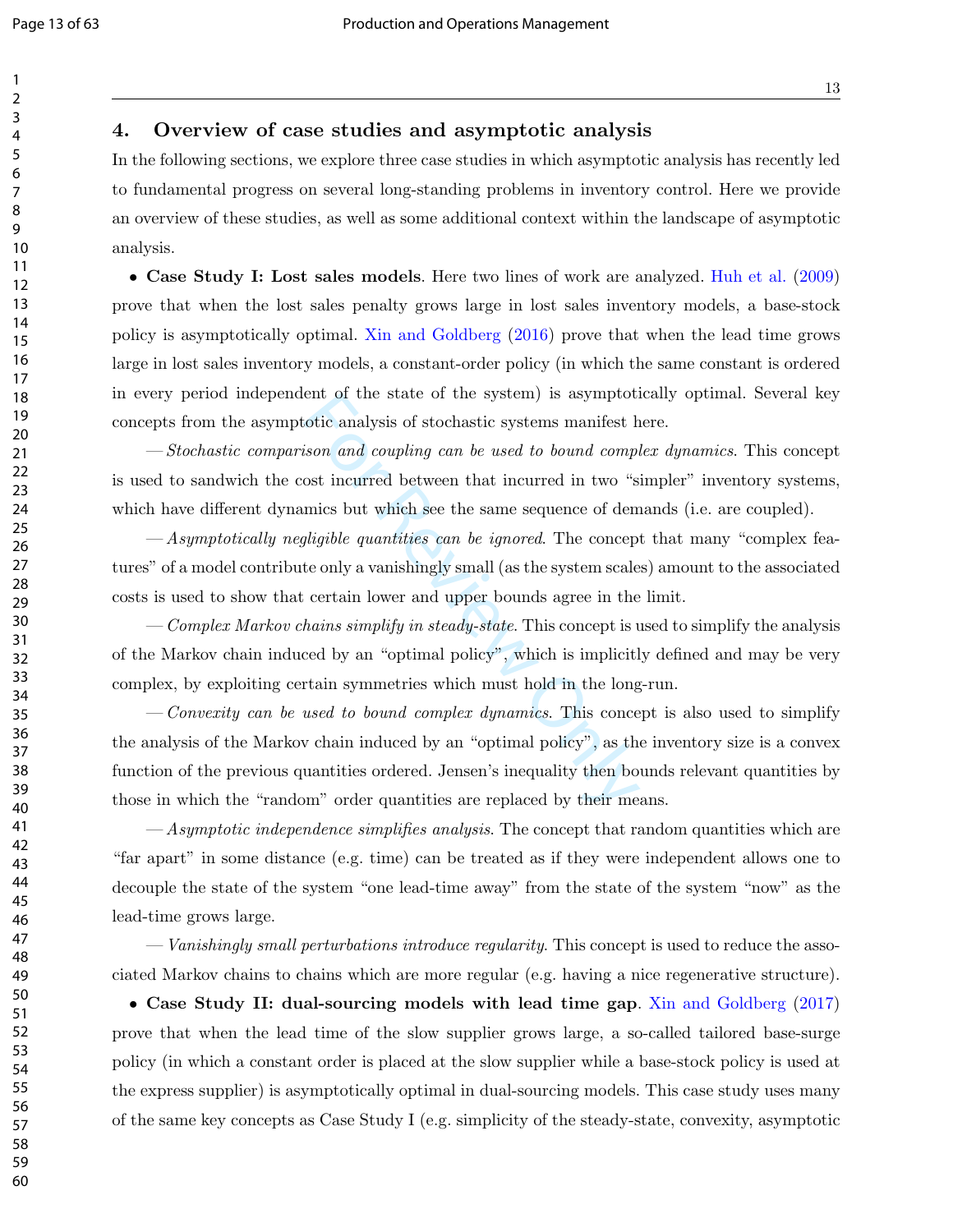## 4. Overview of case studies and asymptotic analysis

In the following sections, we explore three case studies in which asymptotic analysis has recently led to fundamental progress on several long-standing problems in inventory control. Here we provide an overview of these studies, as well as some additional context within the landscape of asymptotic analysis.

• **Case Study I: Lost sales models**. Here two lines of work are analyzed. Huh et al. (2009) prove that when the lost sales penalty grows large in lost sales inventory models, a base-stock policy is asymptotically optimal. Xin and Goldberg (2016) prove that when the lead time grows large in lost sales inventory models, a constant-order policy (in which the same constant is ordered in every period independent of the state of the system) is asymptotically optimal. Several key concepts from the asymptotic analysis of stochastic systems manifest here.

— *Stochastic comparison and coupling can be used to bound complex dynamics*. This concept is used to sandwich the cost incurred between that incurred in two "simpler" inventory systems, which have different dynamics but which see the same sequence of demands (i.e. are coupled).

— *Asymptotically negligible quantities can be ignored*. The concept that many "complex features" of a model contribute only a vanishingly small (as the system scales) amount to the associated costs is used to show that certain lower and upper bounds agree in the limit.

— *Complex Markov chains simplify in steady-state*. This concept is used to simplify the analysis of the Markov chain induced by an "optimal policy", which is implicitly defined and may be very complex, by exploiting certain symmetries which must hold in the long-run.

— *Convexity can be used to bound complex dynamics*. This concept is also used to simplify the analysis of the Markov chain induced by an "optimal policy", as the inventory size is a convex function of the previous quantities ordered. Jensen's inequality then bounds relevant quantities by those in which the "random" order quantities are replaced by their means.

— *Asymptotic independence simplifies analysis*. The concept that random quantities which are "far apart" in some distance (e.g. time) can be treated as if they were independent allows one to decouple the state of the system "one lead-time away" from the state of the system "now" as the lead-time grows large.

— *Vanishingly small perturbations introduce regularity*. This concept is used to reduce the associated Markov chains to chains which are more regular (e.g. having a nice regenerative structure).

• **Case Study II: dual-sourcing models with lead time gap**. Xin and Goldberg (2017) prove that when the lead time of the slow supplier grows large, a so-called tailored base-surge policy (in which a constant order is placed at the slow supplier while a base-stock policy is used at the express supplier) is asymptotically optimal in dual-sourcing models. This case study uses many of the same key concepts as Case Study I (e.g. simplicity of the steady-state, convexity, asymptotic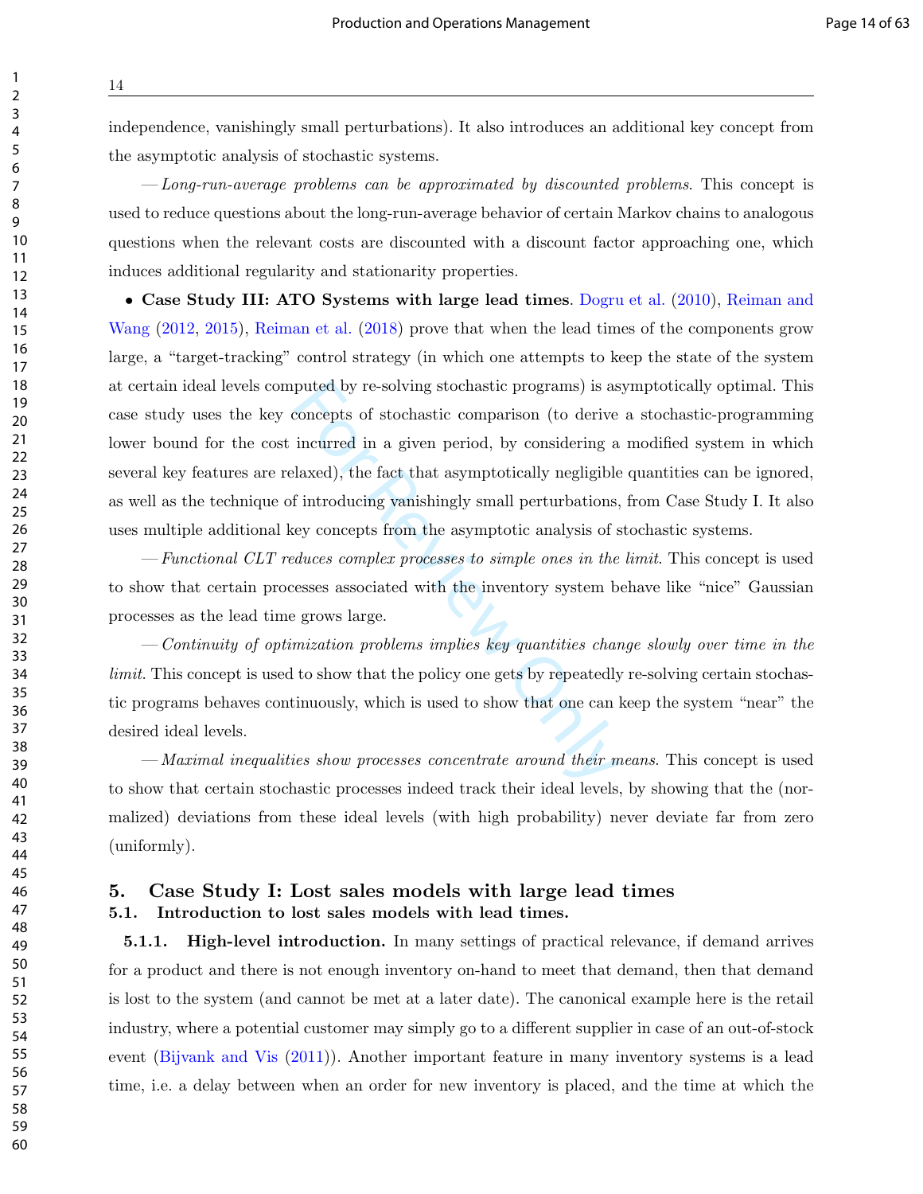independence, vanishingly small perturbations). It also introduces an additional key concept from the asymptotic analysis of stochastic systems.

—*Long-run-average problems can be approximated by discounted problems.* This concept is used to reduce questions about the long-run-average behavior of certain Markov chains to analogous questions when the relevant costs are discounted with a discount factor approaching one, which induces additional regularity and stationarity properties.

- **Case Study III: ATO Systems with large lead times**. Dogru et al. (2010), Reiman and Wang (2012, 2015), Reiman et al. (2018) prove that when the lead times of the components grow large, a "target-tracking" control strategy (in which one attempts to keep the state of the system at certain ideal levels computed by re-solving stochastic programs) is asymptotically optimal. This case study uses the key concepts of stochastic comparison (to derive a stochastic-programming lower bound for the cost incurred in a given period, by considering a modified system in which several key features are relaxed), the fact that asymptotically negligible quantities can be ignored, as well as the technique of introducing vanishingly small perturbations, from Case Study I. It also uses multiple additional key concepts from the asymptotic analysis of stochastic systems.

—*Functional CLT reduces complex processes to simple ones in the limit.* This concept is used to show that certain processes associated with the inventory system behave like "nice" Gaussian processes as the lead time grows large.

—*Continuity of optimization problems implies key quantities change slowly over time in the limit.* This concept is used to show that the policy one gets by repeatedly re-solving certain stochastic programs behaves continuously, which is used to show that one can keep the system "near" the desired ideal levels.

—*Maximal inequalities show processes concentrate around their means.* This concept is used to show that certain stochastic processes indeed track their ideal levels, by showing that the (normalized) deviations from these ideal levels (with high probability) never deviate far from zero (uniformly).

# 5. Case Study I: Lost sales models with large lead times

## 5.1. Introduction to lost sales models with lead times.

**5.1.1. High-level introduction.** In many settings of practical relevance, if demand arrives for a product and there is not enough inventory on-hand to meet that demand, then that demand is lost to the system (and cannot be met at a later date). The canonical example here is the retail industry, where a potential customer may simply go to a different supplier in case of an out-of-stock event (Bijvank and Vis (2011)). Another important feature in many inventory systems is a lead time, i.e. a delay between when an order for new inventory is placed, and the time at which the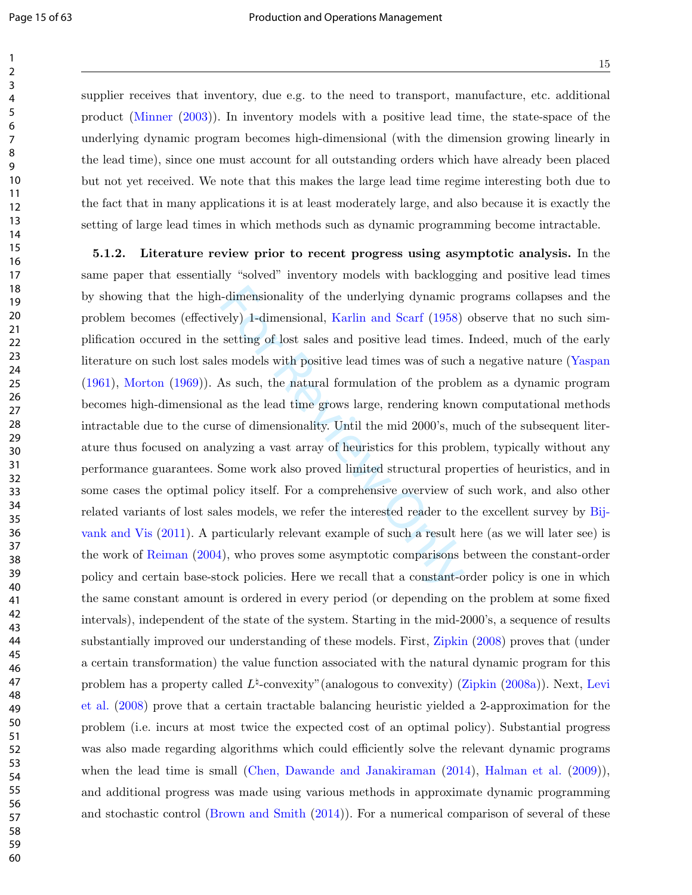supplier receives that inventory, due e.g. to the need to transport, manufacture, etc. additional product (Minner (2003)). In inventory models with a positive lead time, the state-space of the underlying dynamic program becomes high-dimensional (with the dimension growing linearly in the lead time), since one must account for all outstanding orders which have already been placed but not yet received. We note that this makes the large lead time regime interesting both due to the fact that in many applications it is at least moderately large, and also because it is exactly the setting of large lead times in which methods such as dynamic programming become intractable.

**5.1.2. Literature review prior to recent progress using asymptotic analysis.** In the same paper that essentially "solved" inventory models with backlogging and positive lead times by showing that the high-dimensionality of the underlying dynamic programs collapses and the problem becomes (effectively) 1-dimensional, Karlin and Scarf (1958) observe that no such simplification occured in the setting of lost sales and positive lead times. Indeed, much of the early literature on such lost sales models with positive lead times was of such a negative nature (Yaspan (1961), Morton (1969)). As such, the natural formulation of the problem as a dynamic program becomes high-dimensional as the lead time grows large, rendering known computational methods intractable due to the curse of dimensionality. Until the mid 2000's, much of the subsequent literature thus focused on analyzing a vast array of heuristics for this problem, typically without any performance guarantees. Some work also proved limited structural properties of heuristics, and in some cases the optimal policy itself. For a comprehensive overview of such work, and also other related variants of lost sales models, we refer the interested reader to the excellent survey by Bijvank and Vis (2011). A particularly relevant example of such a result here (as we will later see) is the work of Reiman (2004), who proves some asymptotic comparisons between the constant-order policy and certain base-stock policies. Here we recall that a constant-order policy is one in which the same constant amount is ordered in every period (or depending on the problem at some fixed intervals), independent of the state of the system. Starting in the mid-2000's, a sequence of results substantially improved our understanding of these models. First, Zipkin (2008) proves that (under a certain transformation) the value function associated with the natural dynamic program for this problem has a property called $L^{\natural}$-convexity"(analogous to convexity) (Zipkin (2008a)). Next, Levi et al. (2008) prove that a certain tractable balancing heuristic yielded a 2-approximation for the problem (i.e. incurs at most twice the expected cost of an optimal policy). Substantial progress was also made regarding algorithms which could efficiently solve the relevant dynamic programs when the lead time is small (Chen, Dawande and Janakiraman (2014), Halman et al. (2009)), and additional progress was made using various methods in approximate dynamic programming and stochastic control (Brown and Smith (2014)). For a numerical comparison of several of these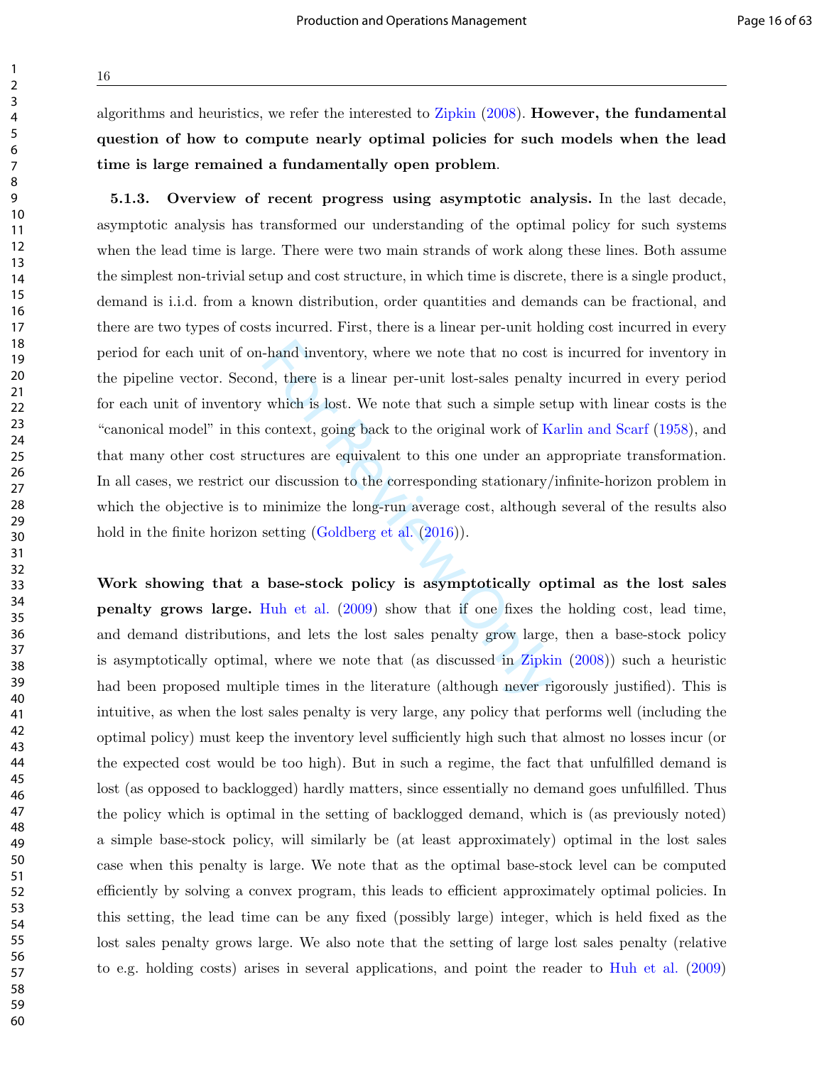algorithms and heuristics, we refer the interested to Zipkin (2008). **However, the fundamental question of how to compute nearly optimal policies for such models when the lead time is large remained a fundamentally open problem**.

**5.1.3. Overview of recent progress using asymptotic analysis.** In the last decade, asymptotic analysis has transformed our understanding of the optimal policy for such systems when the lead time is large. There were two main strands of work along these lines. Both assume the simplest non-trivial setup and cost structure, in which time is discrete, there is a single product, demand is i.i.d. from a known distribution, order quantities and demands can be fractional, and there are two types of costs incurred. First, there is a linear per-unit holding cost incurred in every period for each unit of on-hand inventory, where we note that no cost is incurred for inventory in the pipeline vector. Second, there is a linear per-unit lost-sales penalty incurred in every period for each unit of inventory which is lost. We note that such a simple setup with linear costs is the "canonical model" in this context, going back to the original work of Karlin and Scarf (1958), and that many other cost structures are equivalent to this one under an appropriate transformation. In all cases, we restrict our discussion to the corresponding stationary/infinite-horizon problem in which the objective is to minimize the long-run average cost, although several of the results also hold in the finite horizon setting (Goldberg et al. (2016)).

**Work showing that a base-stock policy is asymptotically optimal as the lost sales penalty grows large.** Huh et al. (2009) show that if one fixes the holding cost, lead time, and demand distributions, and lets the lost sales penalty grow large, then a base-stock policy is asymptotically optimal, where we note that (as discussed in Zipkin (2008)) such a heuristic had been proposed multiple times in the literature (although never rigorously justified). This is intuitive, as when the lost sales penalty is very large, any policy that performs well (including the optimal policy) must keep the inventory level sufficiently high such that almost no losses incur (or the expected cost would be too high). But in such a regime, the fact that unfulfilled demand is lost (as opposed to backlogged) hardly matters, since essentially no demand goes unfulfilled. Thus the policy which is optimal in the setting of backlogged demand, which is (as previously noted) a simple base-stock policy, will similarly be (at least approximately) optimal in the lost sales case when this penalty is large. We note that as the optimal base-stock level can be computed efficiently by solving a convex program, this leads to efficient approximately optimal policies. In this setting, the lead time can be any fixed (possibly large) integer, which is held fixed as the lost sales penalty grows large. We also note that the setting of large lost sales penalty (relative to e.g. holding costs) arises in several applications, and point the reader to Huh et al. (2009)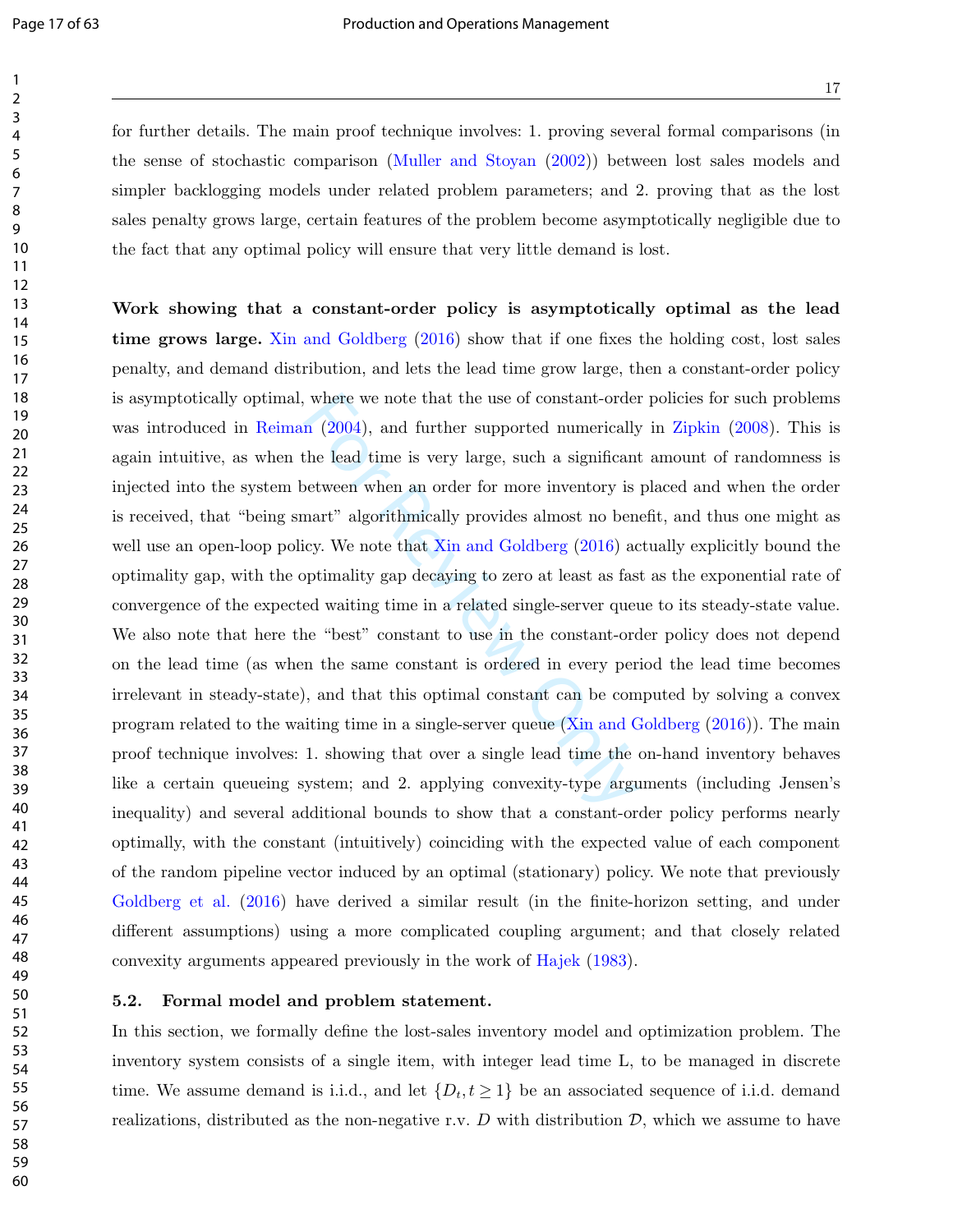for further details. The main proof technique involves: 1. proving several formal comparisons (in the sense of stochastic comparison (Muller and Stoyan (2002)) between lost sales models and simpler backlogging models under related problem parameters; and 2. proving that as the lost sales penalty grows large, certain features of the problem become asymptotically negligible due to the fact that any optimal policy will ensure that very little demand is lost.

**Work showing that a constant-order policy is asymptotically optimal as the lead time grows large.** Xin and Goldberg (2016) show that if one fixes the holding cost, lost sales penalty, and demand distribution, and lets the lead time grow large, then a constant-order policy is asymptotically optimal, where we note that the use of constant-order policies for such problems was introduced in Reiman (2004), and further supported numerically in Zipkin (2008). This is again intuitive, as when the lead time is very large, such a significant amount of randomness is injected into the system between when an order for more inventory is placed and when the order is received, that "being smart" algorithmically provides almost no benefit, and thus one might as well use an open-loop policy. We note that Xin and Goldberg (2016) actually explicitly bound the optimality gap, with the optimality gap decaying to zero at least as fast as the exponential rate of convergence of the expected waiting time in a related single-server queue to its steady-state value. We also note that here the "best" constant to use in the constant-order policy does not depend on the lead time (as when the same constant is ordered in every period the lead time becomes irrelevant in steady-state), and that this optimal constant can be computed by solving a convex program related to the waiting time in a single-server queue (Xin and Goldberg (2016)). The main proof technique involves: 1. showing that over a single lead time the on-hand inventory behaves like a certain queueing system; and 2. applying convexity-type arguments (including Jensen's inequality) and several additional bounds to show that a constant-order policy performs nearly optimally, with the constant (intuitively) coinciding with the expected value of each component of the random pipeline vector induced by an optimal (stationary) policy. We note that previously Goldberg et al. (2016) have derived a similar result (in the finite-horizon setting, and under different assumptions) using a more complicated coupling argument; and that closely related convexity arguments appeared previously in the work of Hajek (1983).

### 5.2. Formal model and problem statement.

In this section, we formally define the lost-sales inventory model and optimization problem. The inventory system consists of a single item, with integer lead time L, to be managed in discrete time. We assume demand is i.i.d., and let $\{D_t, t \geq 1\}$ be an associated sequence of i.i.d. demand realizations, distributed as the non-negative r.v. $D$ with distribution $\mathcal{D}$, which we assume to have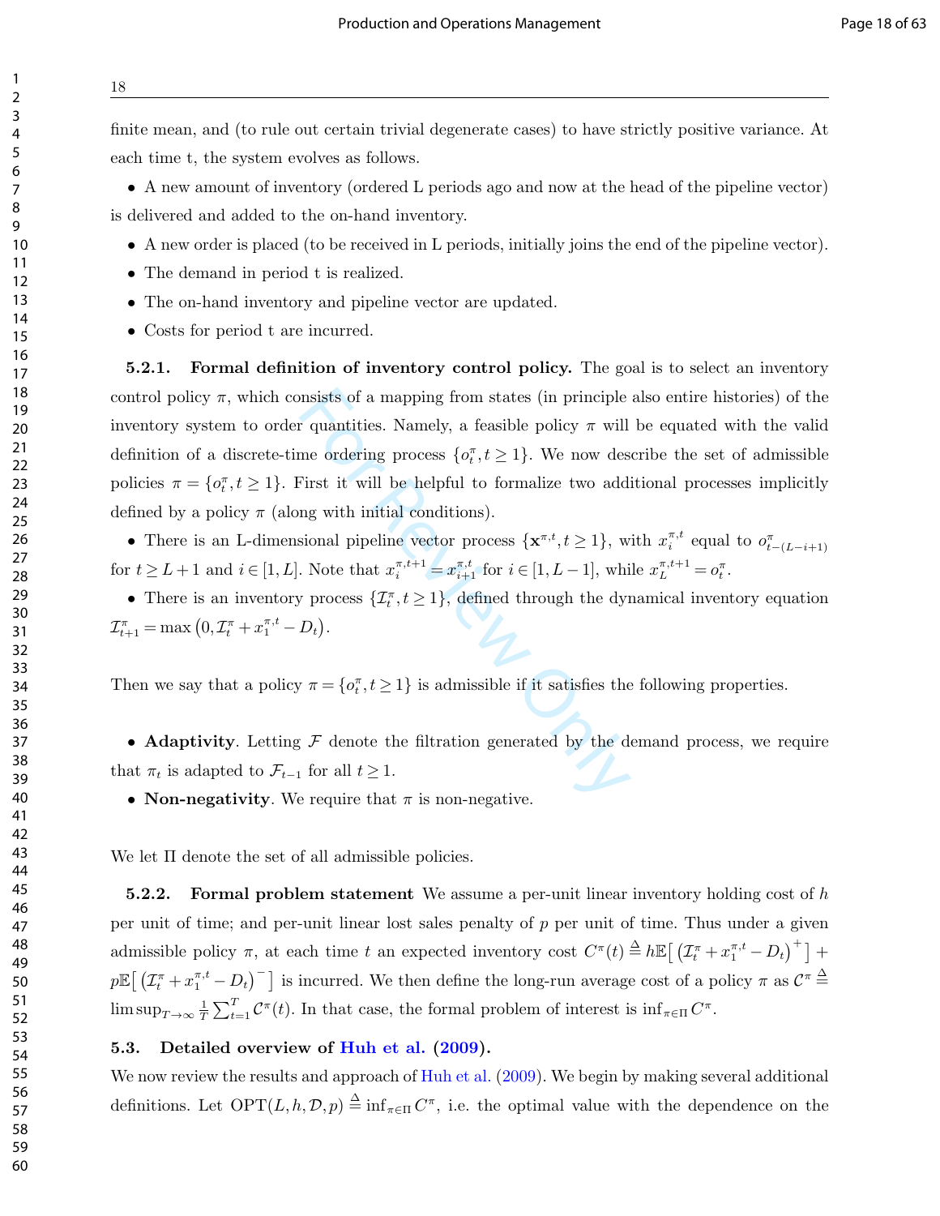finite mean, and (to rule out certain trivial degenerate cases) to have strictly positive variance. At each time t, the system evolves as follows.

- A new amount of inventory (ordered L periods ago and now at the head of the pipeline vector) is delivered and added to the on-hand inventory.
- A new order is placed (to be received in L periods, initially joins the end of the pipeline vector).
- The demand in period t is realized.
- The on-hand inventory and pipeline vector are updated.
- Costs for period t are incurred.

**5.2.1. Formal definition of inventory control policy.** The goal is to select an inventory control policy $\pi$, which consists of a mapping from states (in principle also entire histories) of the inventory system to order quantities. Namely, a feasible policy $\pi$ will be equated with the valid definition of a discrete-time ordering process $\{o^{\pi}_t, t \geq 1\}$. We now describe the set of admissible policies $\pi = \{o^{\pi}_t, t \geq 1\}$. First it will be helpful to formalize two additional processes implicitly defined by a policy $\pi$ (along with initial conditions).

- There is an L-dimensional pipeline vector process $\{\mathbf{x}^{\pi,t}, t \geq 1\}$, with $x^{\pi,t}_i$ equal to $o^{\pi}_{t-(L-i+1)}$ for $t \geq L+1$ and $i \in [1, L]$. Note that $x^{\pi,t+1}_i = x^{\pi,t}_{i+1}$ for $i \in [1, L-1]$, while $x^{\pi,t+1}_L = o^{\pi}_t$.
- There is an inventory process $\{\mathcal{I}^{\pi}_t, t \geq 1\}$, defined through the dynamical inventory equation $\mathcal{I}^{\pi}_{t+1} = \max\left(0, \mathcal{I}^{\pi}_t + x^{\pi,t}_1 - D_t\right)$.

Then we say that a policy $\pi = \{o^{\pi}_t, t \geq 1\}$ is admissible if it satisfies the following properties.

- **Adaptivity**. Letting $\mathcal{F}$ denote the filtration generated by the demand process, we require that $\pi_t$ is adapted to $\mathcal{F}_{t-1}$ for all $t \geq 1$.
- **Non-negativity**. We require that $\pi$ is non-negative.

We let $\Pi$ denote the set of all admissible policies.

**5.2.2. Formal problem statement** We assume a per-unit linear inventory holding cost of $h$ per unit of time; and per-unit linear lost sales penalty of $p$ per unit of time. Thus under a given admissible policy $\pi$, at each time $t$ an expected inventory cost $C^{\pi}(t) \triangleq h\mathbb{E}\big[\left(\mathcal{I}^{\pi}_t + x^{\pi,t}_1 - D_t\right)^+\big] + p\mathbb{E}\big[\left(\mathcal{I}^{\pi}_t + x^{\pi,t}_1 - D_t\right)^-\big]$ is incurred. We then define the long-run average cost of a policy $\pi$ as $\mathcal{C}^{\pi} \triangleq \limsup_{T\to\infty} \frac{1}{T}\sum_{t=1}^{T} \mathcal{C}^{\pi}(t)$. In that case, the formal problem of interest is $\inf_{\pi\in\Pi} C^{\pi}$.

### 5.3. Detailed overview of Huh et al. (2009).

We now review the results and approach of Huh et al. (2009). We begin by making several additional definitions. Let $\text{OPT}(L, h, \mathcal{D}, p) \triangleq \inf_{\pi\in\Pi} C^{\pi}$, i.e. the optimal value with the dependence on the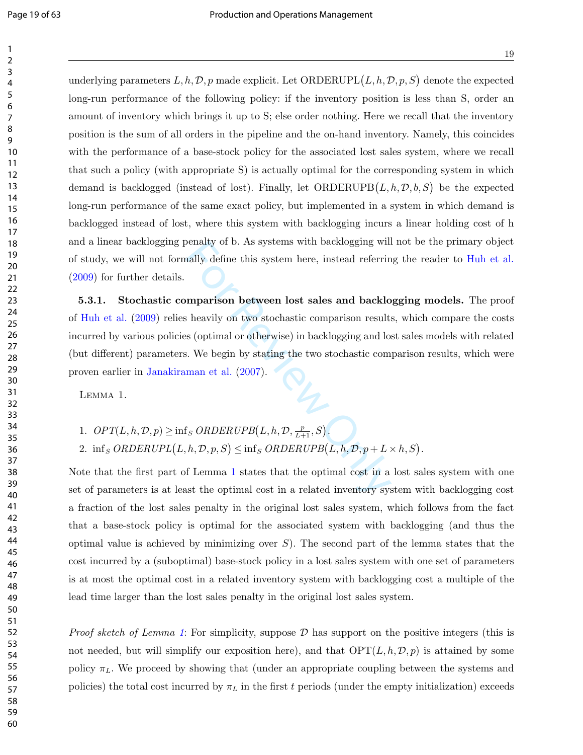underlying parameters $L, h, \mathcal{D}, p$ made explicit. Let $\text{ORDERUPL}(L, h, \mathcal{D}, p, S)$ denote the expected long-run performance of the following policy: if the inventory position is less than S, order an amount of inventory which brings it up to S; else order nothing. Here we recall that the inventory position is the sum of all orders in the pipeline and the on-hand inventory. Namely, this coincides with the performance of a base-stock policy for the associated lost sales system, where we recall that such a policy (with appropriate S) is actually optimal for the corresponding system in which demand is backlogged (instead of lost). Finally, let $\text{ORDERUPB}(L, h, \mathcal{D}, b, S)$ be the expected long-run performance of the same exact policy, but implemented in a system in which demand is backlogged instead of lost, where this system with backlogging incurs a linear holding cost of h and a linear backlogging penalty of b. As systems with backlogging will not be the primary object of study, we will not formally define this system here, instead referring the reader to Huh et al. (2009) for further details.

**5.3.1. Stochastic comparison between lost sales and backlogging models.** The proof of Huh et al. (2009) relies heavily on two stochastic comparison results, which compare the costs incurred by various policies (optimal or otherwise) in backlogging and lost sales models with related (but different) parameters. We begin by stating the two stochastic comparison results, which were proven earlier in Janakiraman et al. (2007).

Lemma 1.

1. $OPT(L, h, \mathcal{D}, p) \geq \inf_S ORDERUPB\big(L, h, \mathcal{D}, \frac{p}{L+1}, S\big)$.
2. $\inf_S ORDERUPL\big(L, h, \mathcal{D}, p, S\big) \leq \inf_S ORDERUPB\big(L, h, \mathcal{D}, p + L \times h, S\big)$.

Note that the first part of Lemma 1 states that the optimal cost in a lost sales system with one set of parameters is at least the optimal cost in a related inventory system with backlogging cost a fraction of the lost sales penalty in the original lost sales system, which follows from the fact that a base-stock policy is optimal for the associated system with backlogging (and thus the optimal value is achieved by minimizing over $S$). The second part of the lemma states that the cost incurred by a (suboptimal) base-stock policy in a lost sales system with one set of parameters is at most the optimal cost in a related inventory system with backlogging cost a multiple of the lead time larger than the lost sales penalty in the original lost sales system.

*Proof sketch of Lemma 1*: For simplicity, suppose $\mathcal{D}$ has support on the positive integers (this is not needed, but will simplify our exposition here), and that $\text{OPT}(L, h, \mathcal{D}, p)$ is attained by some policy $\pi_L$. We proceed by showing that (under an appropriate coupling between the systems and policies) the total cost incurred by $\pi_L$ in the first $t$ periods (under the empty initialization) exceeds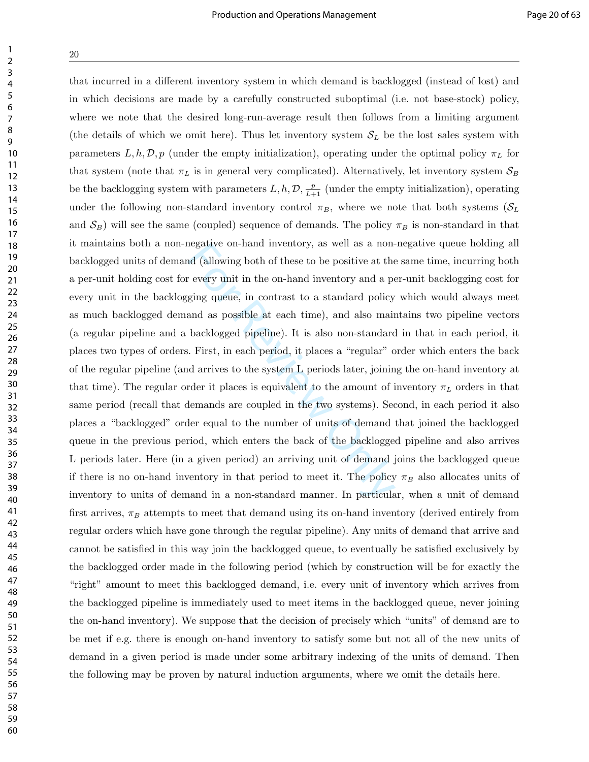that incurred in a different inventory system in which demand is backlogged (instead of lost) and in which decisions are made by a carefully constructed suboptimal (i.e. not base-stock) policy, where we note that the desired long-run-average result then follows from a limiting argument (the details of which we omit here). Thus let inventory system $\mathcal{S}_L$ be the lost sales system with parameters $L, h, \mathcal{D}, p$ (under the empty initialization), operating under the optimal policy $\pi_L$ for that system (note that $\pi_L$ is in general very complicated). Alternatively, let inventory system $\mathcal{S}_B$ be the backlogging system with parameters $L, h, \mathcal{D}, \frac{p}{L+1}$ (under the empty initialization), operating under the following non-standard inventory control $\pi_B$, where we note that both systems ($\mathcal{S}_L$ and $\mathcal{S}_B$) will see the same (coupled) sequence of demands. The policy $\pi_B$ is non-standard in that it maintains both a non-negative on-hand inventory, as well as a non-negative queue holding all backlogged units of demand (allowing both of these to be positive at the same time, incurring both a per-unit holding cost for every unit in the on-hand inventory and a per-unit backlogging cost for every unit in the backlogging queue, in contrast to a standard policy which would always meet as much backlogged demand as possible at each time), and also maintains two pipeline vectors (a regular pipeline and a backlogged pipeline). It is also non-standard in that in each period, it places two types of orders. First, in each period, it places a "regular" order which enters the back of the regular pipeline (and arrives to the system L periods later, joining the on-hand inventory at that time). The regular order it places is equivalent to the amount of inventory $\pi_L$ orders in that same period (recall that demands are coupled in the two systems). Second, in each period it also places a "backlogged" order equal to the number of units of demand that joined the backlogged queue in the previous period, which enters the back of the backlogged pipeline and also arrives L periods later. Here (in a given period) an arriving unit of demand joins the backlogged queue if there is no on-hand inventory in that period to meet it. The policy $\pi_B$ also allocates units of inventory to units of demand in a non-standard manner. In particular, when a unit of demand first arrives, $\pi_B$ attempts to meet that demand using its on-hand inventory (derived entirely from regular orders which have gone through the regular pipeline). Any units of demand that arrive and cannot be satisfied in this way join the backlogged queue, to eventually be satisfied exclusively by the backlogged order made in the following period (which by construction will be for exactly the "right" amount to meet this backlogged demand, i.e. every unit of inventory which arrives from the backlogged pipeline is immediately used to meet items in the backlogged queue, never joining the on-hand inventory). We suppose that the decision of precisely which "units" of demand are to be met if e.g. there is enough on-hand inventory to satisfy some but not all of the new units of demand in a given period is made under some arbitrary indexing of the units of demand. Then the following may be proven by natural induction arguments, where we omit the details here.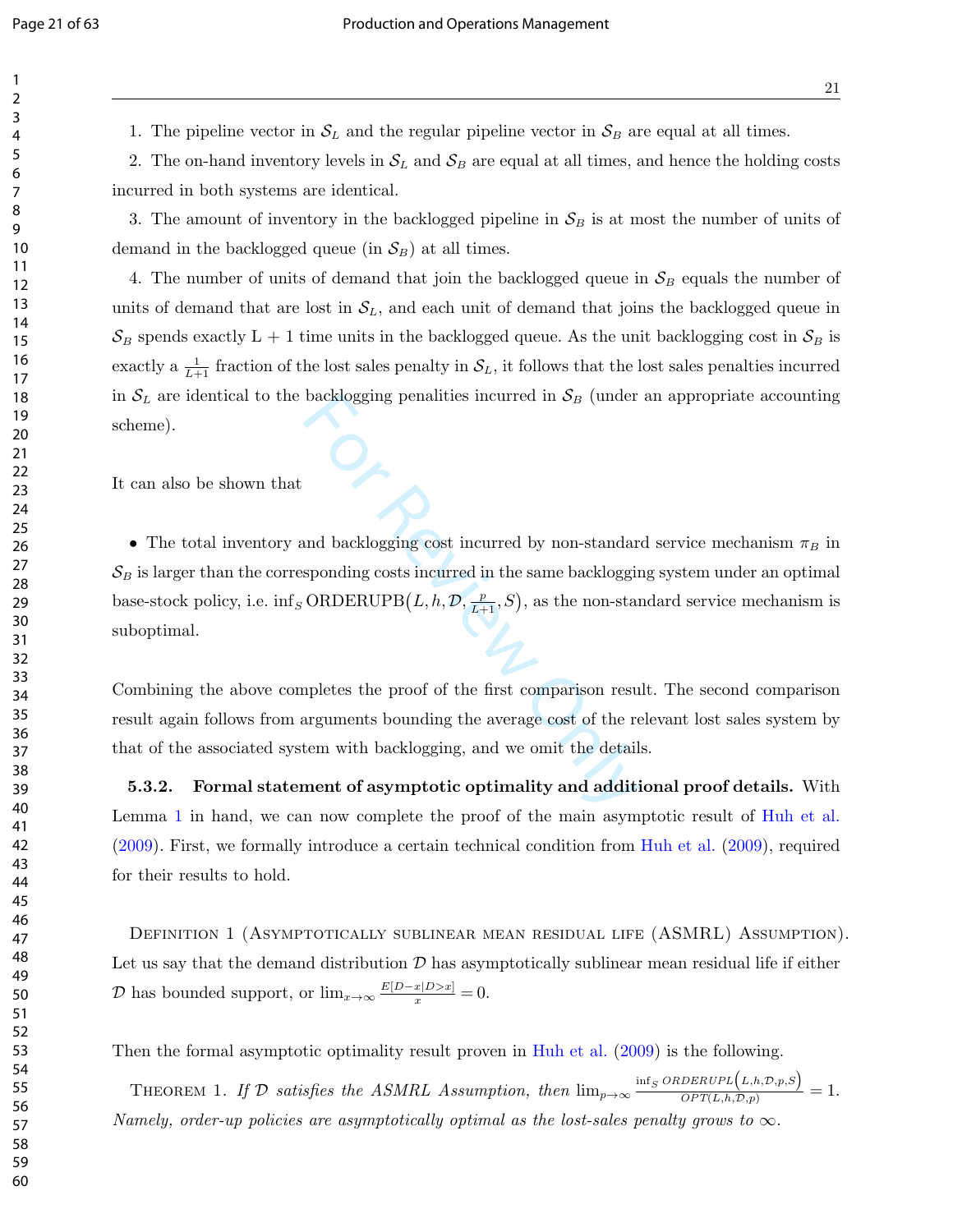1. The pipeline vector in $\mathcal{S}_L$ and the regular pipeline vector in $\mathcal{S}_B$ are equal at all times.

2. The on-hand inventory levels in $\mathcal{S}_L$ and $\mathcal{S}_B$ are equal at all times, and hence the holding costs incurred in both systems are identical.

3. The amount of inventory in the backlogged pipeline in $\mathcal{S}_B$ is at most the number of units of demand in the backlogged queue (in $\mathcal{S}_B$) at all times.

4. The number of units of demand that join the backlogged queue in $\mathcal{S}_B$ equals the number of units of demand that are lost in $\mathcal{S}_L$, and each unit of demand that joins the backlogged queue in $\mathcal{S}_B$ spends exactly L + 1 time units in the backlogged queue. As the unit backlogging cost in $\mathcal{S}_B$ is exactly a $\frac{1}{L+1}$ fraction of the lost sales penalty in $\mathcal{S}_L$, it follows that the lost sales penalties incurred in $\mathcal{S}_L$ are identical to the backlogging penalities incurred in $\mathcal{S}_B$ (under an appropriate accounting scheme).

It can also be shown that

- The total inventory and backlogging cost incurred by non-standard service mechanism $\pi_B$ in $\mathcal{S}_B$ is larger than the corresponding costs incurred in the same backlogging system under an optimal base-stock policy, i.e. $\inf_S \text{ORDERUPB}\big(L, h, \mathcal{D}, \frac{p}{L+1}, S\big)$, as the non-standard service mechanism is suboptimal.

Combining the above completes the proof of the first comparison result. The second comparison result again follows from arguments bounding the average cost of the relevant lost sales system by that of the associated system with backlogging, and we omit the details.

**5.3.2. Formal statement of asymptotic optimality and additional proof details.** With Lemma 1 in hand, we can now complete the proof of the main asymptotic result of Huh et al. (2009). First, we formally introduce a certain technical condition from Huh et al. (2009), required for their results to hold.

Definition 1 (Asymptotically sublinear mean residual life (ASMRL) Assumption). Let us say that the demand distribution $\mathcal{D}$ has asymptotically sublinear mean residual life if either $\mathcal{D}$ has bounded support, or $\lim_{x\to\infty} \frac{E[D-x|D>x]}{x} = 0$.

Then the formal asymptotic optimality result proven in Huh et al. (2009) is the following.

Theorem 1. *If $\mathcal{D}$ satisfies the ASMRL Assumption, then* $\lim_{p\to\infty} \frac{\inf_S ORDERUPL\left(L,h,\mathcal{D},p,S\right)}{OPT(L,h,\mathcal{D},p)} = 1$. *Namely, order-up policies are asymptotically optimal as the lost-sales penalty grows to* $\infty$.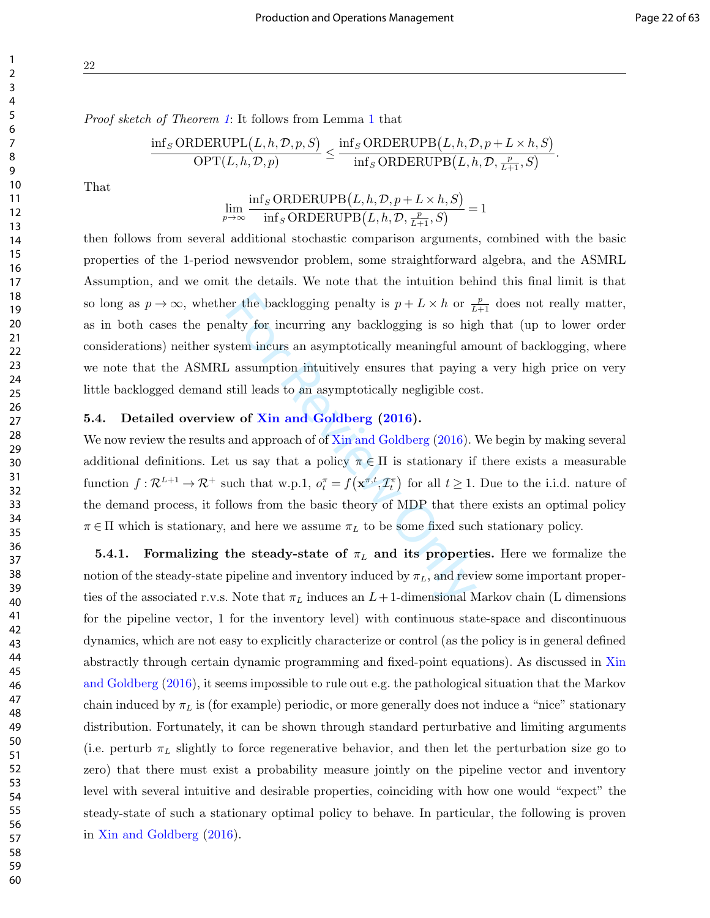*Proof sketch of Theorem 1*: It follows from Lemma 1 that

$$\frac{\inf_S \text{ORDERUPL}\big(L,h,\mathcal{D},p,S\big)}{\text{OPT}(L,h,\mathcal{D},p)} \leq \frac{\inf_S \text{ORDERUPB}\big(L,h,\mathcal{D},p+L\times h,S\big)}{\inf_S \text{ORDERUPB}\big(L,h,\mathcal{D},\frac{p}{L+1},S\big)}.$$

That

$$\lim_{p\to\infty} \frac{\inf_S \text{ORDERUPB}\big(L,h,\mathcal{D},p+L\times h,S\big)}{\inf_S \text{ORDERUPB}\big(L,h,\mathcal{D},\frac{p}{L+1},S\big)} = 1$$

then follows from several additional stochastic comparison arguments, combined with the basic properties of the 1-period newsvendor problem, some straightforward algebra, and the ASMRL Assumption, and we omit the details. We note that the intuition behind this final limit is that so long as $p\to\infty$, whether the backlogging penalty is $p+L\times h$ or $\frac{p}{L+1}$ does not really matter, as in both cases the penalty for incurring any backlogging is so high that (up to lower order considerations) neither system incurs an asymptotically meaningful amount of backlogging, where we note that the ASMRL assumption intuitively ensures that paying a very high price on very little backlogged demand still leads to an asymptotically negligible cost.

### 5.4. Detailed overview of Xin and Goldberg (2016).

We now review the results and approach of of Xin and Goldberg (2016). We begin by making several additional definitions. Let us say that a policy $\pi\in\Pi$ is stationary if there exists a measurable function $f:\mathcal{R}^{L+1}\to\mathcal{R}^{+}$ such that w.p.1, $o_t^{\pi}=f\big(\mathbf{x}^{\pi,t},\mathcal{I}_t^{\pi}\big)$ for all $t\geq 1$. Due to the i.i.d. nature of the demand process, it follows from the basic theory of MDP that there exists an optimal policy $\pi\in\Pi$ which is stationary, and here we assume $\pi_L$ to be some fixed such stationary policy.

**5.4.1. Formalizing the steady-state of $\pi_L$ and its properties.** Here we formalize the notion of the steady-state pipeline and inventory induced by $\pi_L$, and review some important properties of the associated r.v.s. Note that $\pi_L$ induces an $L+1$-dimensional Markov chain (L dimensions for the pipeline vector, 1 for the inventory level) with continuous state-space and discontinuous dynamics, which are not easy to explicitly characterize or control (as the policy is in general defined abstractly through certain dynamic programming and fixed-point equations). As discussed in Xin and Goldberg (2016), it seems impossible to rule out e.g. the pathological situation that the Markov chain induced by $\pi_L$ is (for example) periodic, or more generally does not induce a "nice" stationary distribution. Fortunately, it can be shown through standard perturbative and limiting arguments (i.e. perturb $\pi_L$ slightly to force regenerative behavior, and then let the perturbation size go to zero) that there must exist a probability measure jointly on the pipeline vector and inventory level with several intuitive and desirable properties, coinciding with how one would "expect" the steady-state of such a stationary optimal policy to behave. In particular, the following is proven in Xin and Goldberg (2016).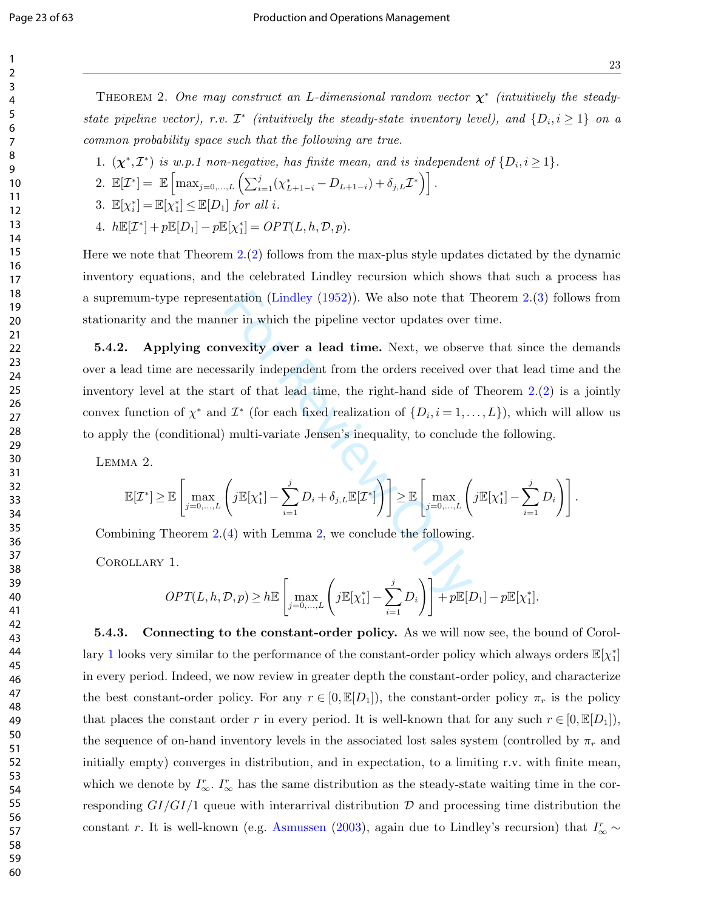THEOREM 2. *One may construct an $L$-dimensional random vector $\boldsymbol{\chi}^*$ (intuitively the steady-state pipeline vector), r.v. $\mathcal{I}^*$ (intuitively the steady-state inventory level), and $\{D_i, i \geq 1\}$ on a common probability space such that the following are true.*

1. $(\boldsymbol{\chi}^*, \mathcal{I}^*)$ *is w.p.1 non-negative, has finite mean, and is independent of* $\{D_i, i \geq 1\}$.
2. $\mathbb{E}[\mathcal{I}^*] = \mathbb{E}\left[\max_{j=0,\ldots,L}\left(\sum_{i=1}^{j}(\chi^*_{L+1-i} - D_{L+1-i}) + \delta_{j,L}\mathcal{I}^*\right)\right]$.
3. $\mathbb{E}[\chi^*_i] = \mathbb{E}[\chi^*_1] \leq \mathbb{E}[D_1]$ *for all* $i$.
4. $h\mathbb{E}[\mathcal{I}^*] + p\mathbb{E}[D_1] - p\mathbb{E}[\chi^*_1] = OPT(L, h, \mathcal{D}, p)$.

Here we note that Theorem 2.(2) follows from the max-plus style updates dictated by the dynamic inventory equations, and the celebrated Lindley recursion which shows that such a process has a supremum-type representation (Lindley (1952)). We also note that Theorem 2.(3) follows from stationarity and the manner in which the pipeline vector updates over time.

**5.4.2. Applying convexity over a lead time.** Next, we observe that since the demands over a lead time are necessarily independent from the orders received over that lead time and the inventory level at the start of that lead time, the right-hand side of Theorem 2.(2) is a jointly convex function of $\chi^*$ and $\mathcal{I}^*$ (for each fixed realization of $\{D_i, i = 1, \ldots, L\}$), which will allow us to apply the (conditional) multi-variate Jensen's inequality, to conclude the following.

LEMMA 2.

$$\mathbb{E}[\mathcal{I}^*] \geq \mathbb{E}\left[\max_{j=0,\ldots,L}\left(j\mathbb{E}[\chi^*_1] - \sum_{i=1}^{j} D_i + \delta_{j,L}\mathbb{E}[\mathcal{I}^*]\right)\right] \geq \mathbb{E}\left[\max_{j=0,\ldots,L}\left(j\mathbb{E}[\chi^*_1] - \sum_{i=1}^{j} D_i\right)\right].$$

Combining Theorem 2.(4) with Lemma 2, we conclude the following.

COROLLARY 1.

$$OPT(L, h, \mathcal{D}, p) \geq h\mathbb{E}\left[\max_{j=0,\ldots,L}\left(j\mathbb{E}[\chi^*_1] - \sum_{i=1}^{j} D_i\right)\right] + p\mathbb{E}[D_1] - p\mathbb{E}[\chi^*_1].$$

**5.4.3. Connecting to the constant-order policy.** As we will now see, the bound of Corollary 1 looks very similar to the performance of the constant-order policy which always orders $\mathbb{E}[\chi^*_1]$ in every period. Indeed, we now review in greater depth the constant-order policy, and characterize the best constant-order policy. For any $r \in [0, \mathbb{E}[D_1])$, the constant-order policy $\pi_r$ is the policy that places the constant order $r$ in every period. It is well-known that for any such $r \in [0, \mathbb{E}[D_1])$, the sequence of on-hand inventory levels in the associated lost sales system (controlled by $\pi_r$ and initially empty) converges in distribution, and in expectation, to a limiting r.v. with finite mean, which we denote by $I^r_\infty$. $I^r_\infty$ has the same distribution as the steady-state waiting time in the corresponding $GI/GI/1$ queue with interarrival distribution $\mathcal{D}$ and processing time distribution the constant $r$. It is well-known (e.g. Asmussen (2003), again due to Lindley's recursion) that $I^r_\infty \sim$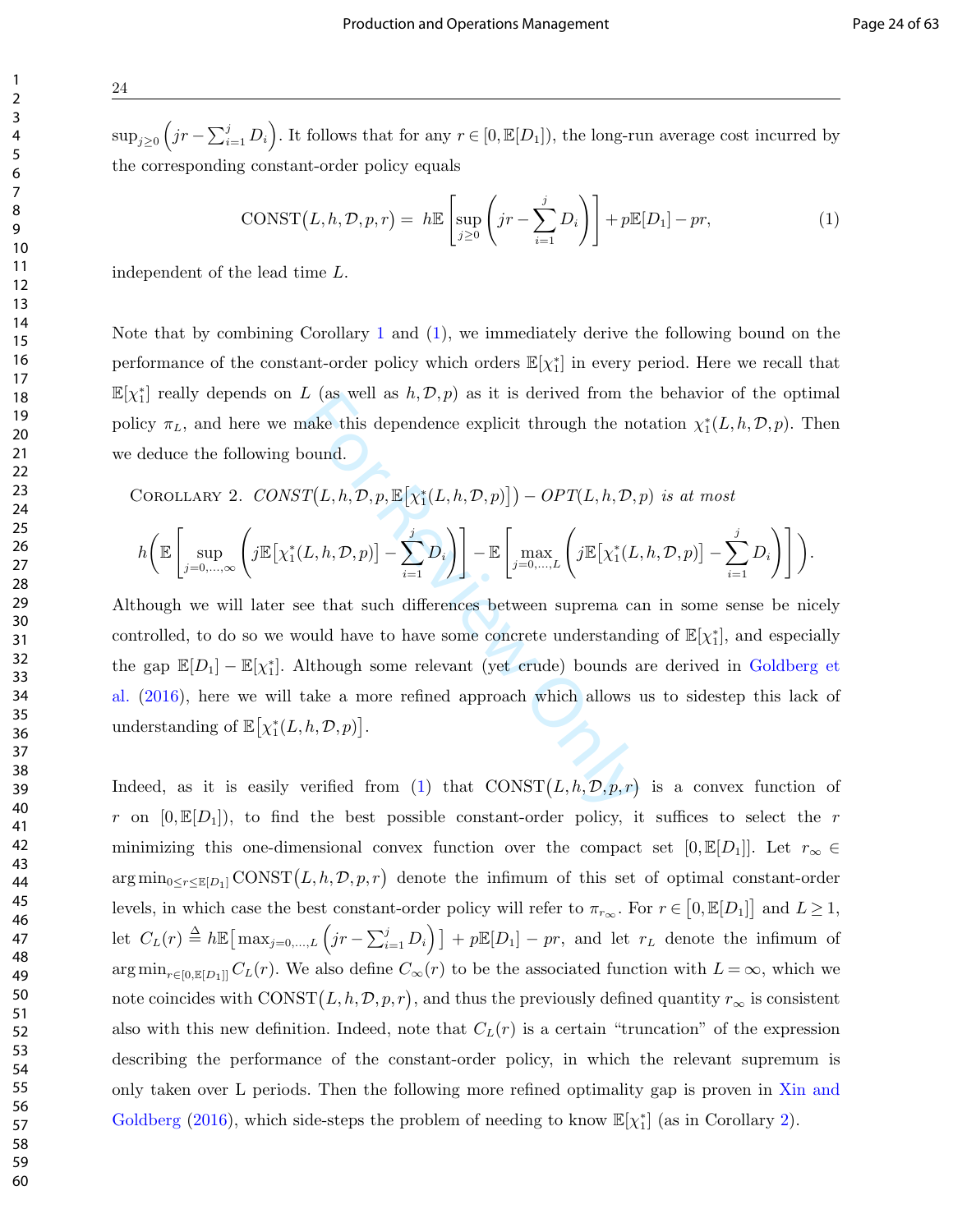$\sup_{j\geq 0}\left(jr - \sum_{i=1}^{j} D_i\right)$. It follows that for any $r \in [0, \mathbb{E}[D_1])$, the long-run average cost incurred by the corresponding constant-order policy equals

$$\text{CONST}\big(L, h, \mathcal{D}, p, r\big) = \; h\mathbb{E}\left[\sup_{j\geq 0}\left(jr - \sum_{i=1}^{j} D_i\right)\right] + p\mathbb{E}[D_1] - pr, \tag{1}$$

independent of the lead time $L$.

Note that by combining Corollary 1 and (1), we immediately derive the following bound on the performance of the constant-order policy which orders $\mathbb{E}[\chi_1^*]$ in every period. Here we recall that $\mathbb{E}[\chi_1^*]$ really depends on $L$ (as well as $h, \mathcal{D}, p$) as it is derived from the behavior of the optimal policy $\pi_L$, and here we make this dependence explicit through the notation $\chi_1^*(L, h, \mathcal{D}, p)$. Then we deduce the following bound.

Corollary 2. *$CONST\big(L, h, \mathcal{D}, p, \mathbb{E}\big[\chi_1^*(L, h, \mathcal{D}, p)\big]\big) - OPT(L, h, \mathcal{D}, p)$ is at most*

$$h\Bigg(\mathbb{E}\left[\sup_{j=0,\ldots,\infty}\left(j\mathbb{E}\big[\chi_1^*(L, h, \mathcal{D}, p)\big] - \sum_{i=1}^{j} D_i\right)\right] - \mathbb{E}\left[\max_{j=0,\ldots,L}\left(j\mathbb{E}\big[\chi_1^*(L, h, \mathcal{D}, p)\big] - \sum_{i=1}^{j} D_i\right)\right]\Bigg).$$

Although we will later see that such differences between suprema can in some sense be nicely controlled, to do so we would have to have some concrete understanding of $\mathbb{E}[\chi_1^*]$, and especially the gap $\mathbb{E}[D_1] - \mathbb{E}[\chi_1^*]$. Although some relevant (yet crude) bounds are derived in Goldberg et al. (2016), here we will take a more refined approach which allows us to sidestep this lack of understanding of $\mathbb{E}\big[\chi_1^*(L, h, \mathcal{D}, p)\big]$.

Indeed, as it is easily verified from (1) that $\text{CONST}\big(L, h, \mathcal{D}, p, r\big)$ is a convex function of $r$ on $[0, \mathbb{E}[D_1])$, to find the best possible constant-order policy, it suffices to select the $r$ minimizing this one-dimensional convex function over the compact set $[0, \mathbb{E}[D_1]]$. Let $r_\infty \in \arg\min_{0\leq r\leq \mathbb{E}[D_1]} \text{CONST}\big(L, h, \mathcal{D}, p, r\big)$ denote the infimum of this set of optimal constant-order levels, in which case the best constant-order policy will refer to $\pi_{r_\infty}$. For $r \in \big[0, \mathbb{E}[D_1]\big]$ and $L \geq 1$, let $C_L(r) \triangleq h\mathbb{E}\big[\max_{j=0,\ldots,L}\big(jr - \sum_{i=1}^{j} D_i\big)\big] + p\mathbb{E}[D_1] - pr$, and let $r_L$ denote the infimum of $\arg\min_{r\in[0,\mathbb{E}[D_1]]} C_L(r)$. We also define $C_\infty(r)$ to be the associated function with $L = \infty$, which we note coincides with $\text{CONST}\big(L, h, \mathcal{D}, p, r\big)$, and thus the previously defined quantity $r_\infty$ is consistent also with this new definition. Indeed, note that $C_L(r)$ is a certain "truncation" of the expression describing the performance of the constant-order policy, in which the relevant supremum is only taken over L periods. Then the following more refined optimality gap is proven in Xin and Goldberg (2016), which side-steps the problem of needing to know $\mathbb{E}[\chi_1^*]$ (as in Corollary 2).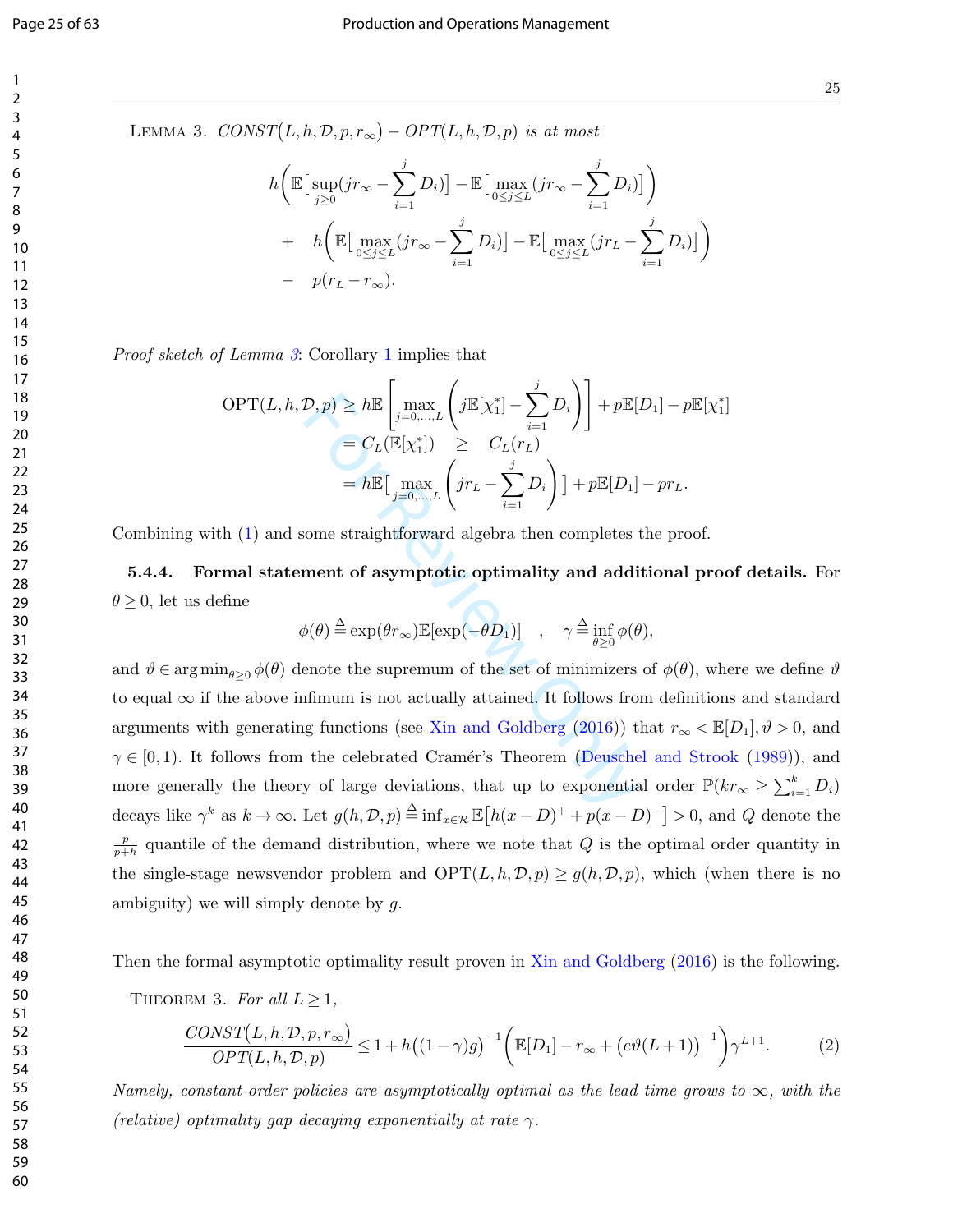LEMMA 3. *CONST*$(L,h,\mathcal{D},p,r_\infty)$ − *OPT*$(L,h,\mathcal{D},p)$ *is at most*

$$
\begin{aligned}
& h\bigg(\mathbb{E}\big[\sup_{j\geq 0}(jr_\infty - \sum_{i=1}^{j} D_i)\big] - \mathbb{E}\big[\max_{0\leq j\leq L}(jr_\infty - \sum_{i=1}^{j} D_i)\big]\bigg) \\
+ \quad & h\bigg(\mathbb{E}\big[\max_{0\leq j\leq L}(jr_\infty - \sum_{i=1}^{j} D_i)\big] - \mathbb{E}\big[\max_{0\leq j\leq L}(jr_L - \sum_{i=1}^{j} D_i)\big]\bigg) \\
- \quad & p(r_L - r_\infty).
\end{aligned}
$$

*Proof sketch of Lemma 3*: Corollary 1 implies that

$$
\begin{aligned}
\text{OPT}(L,h,\mathcal{D},p) &\geq h\mathbb{E}\left[\max_{j=0,\ldots,L}\left(j\mathbb{E}[\chi_1^*] - \sum_{i=1}^{j} D_i\right)\right] + p\mathbb{E}[D_1] - p\mathbb{E}[\chi_1^*] \\
&= C_L(\mathbb{E}[\chi_1^*]) \quad \geq \quad C_L(r_L) \\
&= h\mathbb{E}\big[\max_{j=0,\ldots,L}\left(jr_L - \sum_{i=1}^{j} D_i\right)\big] + p\mathbb{E}[D_1] - pr_L.
\end{aligned}
$$

Combining with (1) and some straightforward algebra then completes the proof.

**5.4.4. Formal statement of asymptotic optimality and additional proof details.** For $\theta \geq 0$, let us define

$$
\phi(\theta) \triangleq \exp(\theta r_\infty)\mathbb{E}[\exp(-\theta D_1)] \quad , \quad \gamma \triangleq \inf_{\theta\geq 0}\phi(\theta),
$$

and $\vartheta \in \arg\min_{\theta\geq 0}\phi(\theta)$ denote the supremum of the set of minimizers of $\phi(\theta)$, where we define $\vartheta$ to equal $\infty$ if the above infimum is not actually attained. It follows from definitions and standard arguments with generating functions (see Xin and Goldberg (2016)) that $r_\infty < \mathbb{E}[D_1], \vartheta > 0$, and $\gamma \in [0,1)$. It follows from the celebrated Cramér's Theorem (Deuschel and Strook (1989)), and more generally the theory of large deviations, that up to exponential order $\mathbb{P}(kr_\infty \geq \sum_{i=1}^{k} D_i)$ decays like $\gamma^k$ as $k \to \infty$. Let $g(h,\mathcal{D},p) \triangleq \inf_{x\in\mathcal{R}} \mathbb{E}\big[h(x-D)^+ + p(x-D)^-\big] > 0$, and $Q$ denote the $\frac{p}{p+h}$ quantile of the demand distribution, where we note that $Q$ is the optimal order quantity in the single-stage newsvendor problem and $\text{OPT}(L,h,\mathcal{D},p) \geq g(h,\mathcal{D},p)$, which (when there is no ambiguity) we will simply denote by $g$.

Then the formal asymptotic optimality result proven in Xin and Goldberg (2016) is the following.

THEOREM 3. *For all* $L \geq 1$,

$$
\frac{CONST(L,h,\mathcal{D},p,r_\infty)}{OPT(L,h,\mathcal{D},p)} \leq 1 + h\big((1-\gamma)g\big)^{-1}\Big(\mathbb{E}[D_1] - r_\infty + \big(e\vartheta(L+1)\big)^{-1}\Big)\gamma^{L+1}. \tag{2}
$$

*Namely, constant-order policies are asymptotically optimal as the lead time grows to $\infty$, with the (relative) optimality gap decaying exponentially at rate $\gamma$.*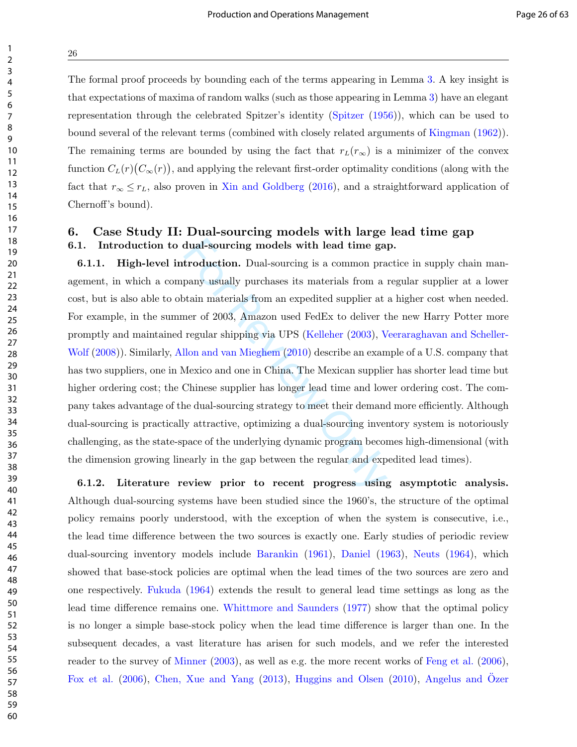The formal proof proceeds by bounding each of the terms appearing in Lemma 3. A key insight is that expectations of maxima of random walks (such as those appearing in Lemma 3) have an elegant representation through the celebrated Spitzer's identity (Spitzer (1956)), which can be used to bound several of the relevant terms (combined with closely related arguments of Kingman (1962)). The remaining terms are bounded by using the fact that $r_L(r_\infty)$ is a minimizer of the convex function $C_L(r)\big(C_\infty(r)\big)$, and applying the relevant first-order optimality conditions (along with the fact that $r_\infty \leq r_L$, also proven in Xin and Goldberg (2016), and a straightforward application of Chernoff's bound).

## 6. Case Study II: Dual-sourcing models with large lead time gap

### 6.1. Introduction to dual-sourcing models with lead time gap.

**6.1.1. High-level introduction.** Dual-sourcing is a common practice in supply chain management, in which a company usually purchases its materials from a regular supplier at a lower cost, but is also able to obtain materials from an expedited supplier at a higher cost when needed. For example, in the summer of 2003, Amazon used FedEx to deliver the new Harry Potter more promptly and maintained regular shipping via UPS (Kelleher (2003), Veeraraghavan and Scheller-Wolf (2008)). Similarly, Allon and van Mieghem (2010) describe an example of a U.S. company that has two suppliers, one in Mexico and one in China. The Mexican supplier has shorter lead time but higher ordering cost; the Chinese supplier has longer lead time and lower ordering cost. The company takes advantage of the dual-sourcing strategy to meet their demand more efficiently. Although dual-sourcing is practically attractive, optimizing a dual-sourcing inventory system is notoriously challenging, as the state-space of the underlying dynamic program becomes high-dimensional (with the dimension growing linearly in the gap between the regular and expedited lead times).

**6.1.2. Literature review prior to recent progress using asymptotic analysis.** Although dual-sourcing systems have been studied since the 1960's, the structure of the optimal policy remains poorly understood, with the exception of when the system is consecutive, i.e., the lead time difference between the two sources is exactly one. Early studies of periodic review dual-sourcing inventory models include Barankin (1961), Daniel (1963), Neuts (1964), which showed that base-stock policies are optimal when the lead times of the two sources are zero and one respectively. Fukuda (1964) extends the result to general lead time settings as long as the lead time difference remains one. Whittmore and Saunders (1977) show that the optimal policy is no longer a simple base-stock policy when the lead time difference is larger than one. In the subsequent decades, a vast literature has arisen for such models, and we refer the interested reader to the survey of Minner (2003), as well as e.g. the more recent works of Feng et al. (2006), Fox et al. (2006), Chen, Xue and Yang (2013), Huggins and Olsen (2010), Angelus and Özer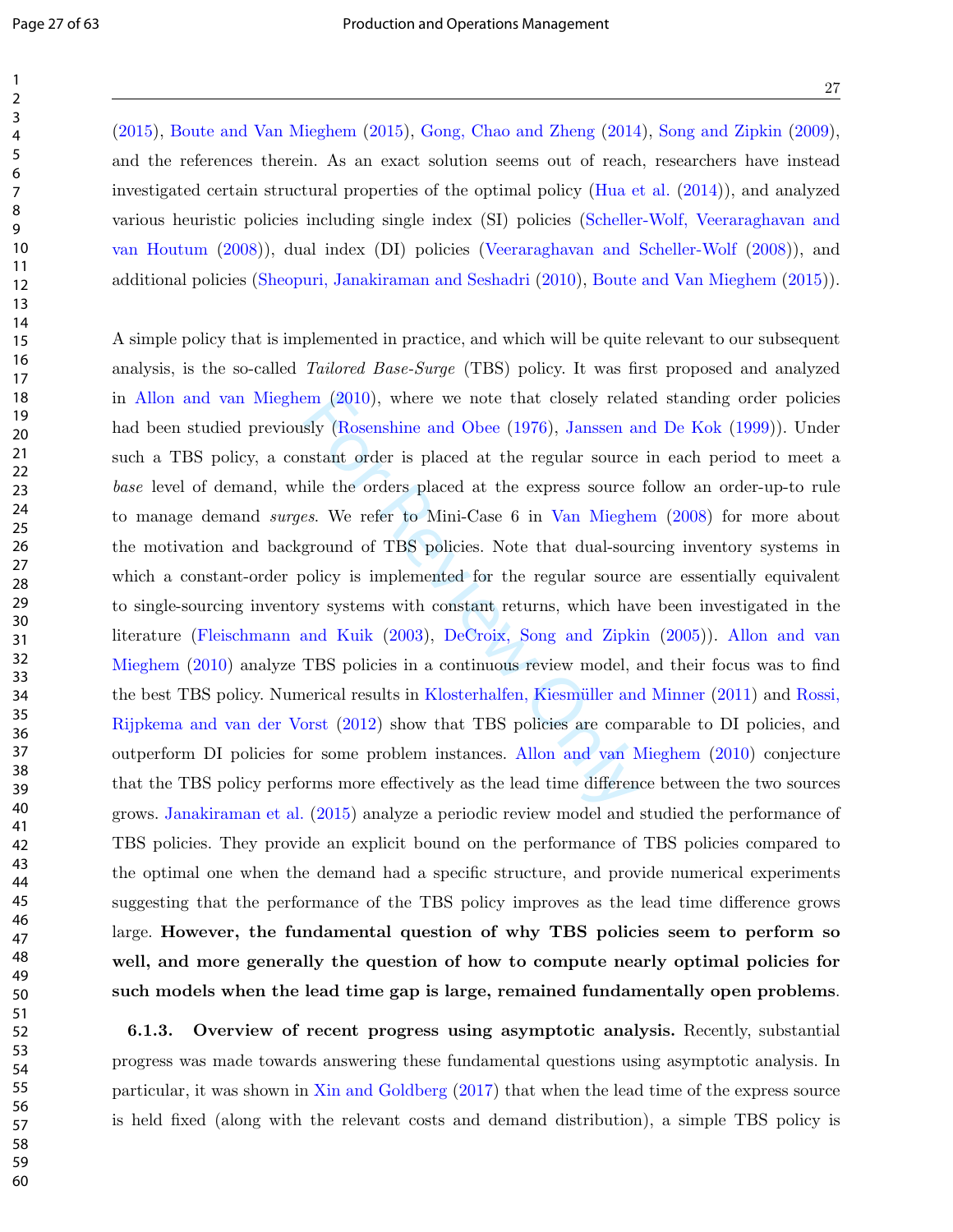(2015), Boute and Van Mieghem (2015), Gong, Chao and Zheng (2014), Song and Zipkin (2009), and the references therein. As an exact solution seems out of reach, researchers have instead investigated certain structural properties of the optimal policy (Hua et al. (2014)), and analyzed various heuristic policies including single index (SI) policies (Scheller-Wolf, Veeraraghavan and van Houtum (2008)), dual index (DI) policies (Veeraraghavan and Scheller-Wolf (2008)), and additional policies (Sheopuri, Janakiraman and Seshadri (2010), Boute and Van Mieghem (2015)).

A simple policy that is implemented in practice, and which will be quite relevant to our subsequent analysis, is the so-called *Tailored Base-Surge* (TBS) policy. It was first proposed and analyzed in Allon and van Mieghem (2010), where we note that closely related standing order policies had been studied previously (Rosenshine and Obee (1976), Janssen and De Kok (1999)). Under such a TBS policy, a constant order is placed at the regular source in each period to meet a *base* level of demand, while the orders placed at the express source follow an order-up-to rule to manage demand *surges*. We refer to Mini-Case 6 in Van Mieghem (2008) for more about the motivation and background of TBS policies. Note that dual-sourcing inventory systems in which a constant-order policy is implemented for the regular source are essentially equivalent to single-sourcing inventory systems with constant returns, which have been investigated in the literature (Fleischmann and Kuik (2003), DeCroix, Song and Zipkin (2005)). Allon and van Mieghem (2010) analyze TBS policies in a continuous review model, and their focus was to find the best TBS policy. Numerical results in Klosterhalfen, Kiesmüller and Minner (2011) and Rossi, Rijpkema and van der Vorst (2012) show that TBS policies are comparable to DI policies, and outperform DI policies for some problem instances. Allon and van Mieghem (2010) conjecture that the TBS policy performs more effectively as the lead time difference between the two sources grows. Janakiraman et al. (2015) analyze a periodic review model and studied the performance of TBS policies. They provide an explicit bound on the performance of TBS policies compared to the optimal one when the demand had a specific structure, and provide numerical experiments suggesting that the performance of the TBS policy improves as the lead time difference grows large. **However, the fundamental question of why TBS policies seem to perform so well, and more generally the question of how to compute nearly optimal policies for such models when the lead time gap is large, remained fundamentally open problems**.

**6.1.3. Overview of recent progress using asymptotic analysis.** Recently, substantial progress was made towards answering these fundamental questions using asymptotic analysis. In particular, it was shown in Xin and Goldberg (2017) that when the lead time of the express source is held fixed (along with the relevant costs and demand distribution), a simple TBS policy is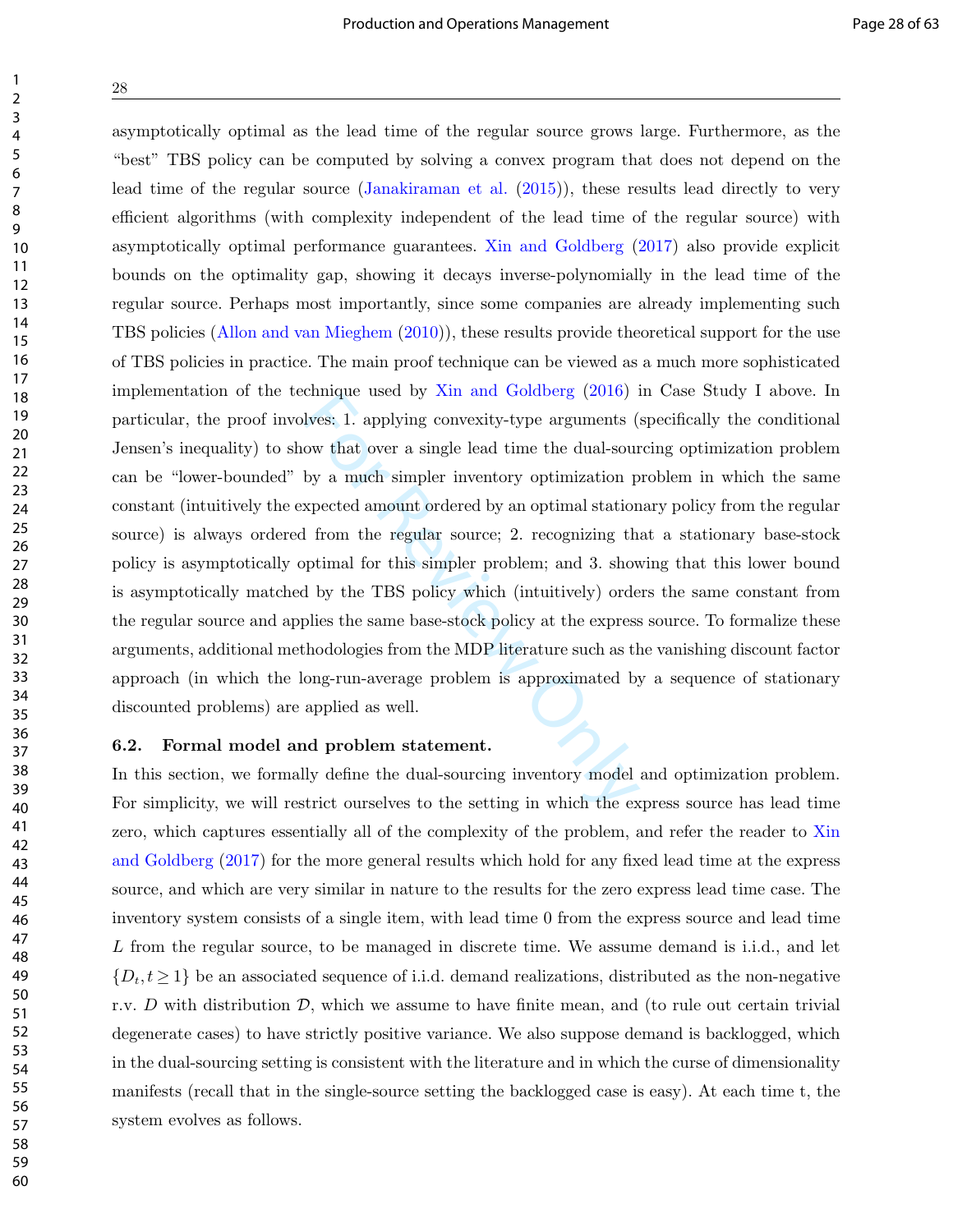asymptotically optimal as the lead time of the regular source grows large. Furthermore, as the "best" TBS policy can be computed by solving a convex program that does not depend on the lead time of the regular source (Janakiraman et al. (2015)), these results lead directly to very efficient algorithms (with complexity independent of the lead time of the regular source) with asymptotically optimal performance guarantees. Xin and Goldberg (2017) also provide explicit bounds on the optimality gap, showing it decays inverse-polynomially in the lead time of the regular source. Perhaps most importantly, since some companies are already implementing such TBS policies (Allon and van Mieghem (2010)), these results provide theoretical support for the use of TBS policies in practice. The main proof technique can be viewed as a much more sophisticated implementation of the technique used by Xin and Goldberg (2016) in Case Study I above. In particular, the proof involves: 1. applying convexity-type arguments (specifically the conditional Jensen's inequality) to show that over a single lead time the dual-sourcing optimization problem can be "lower-bounded" by a much simpler inventory optimization problem in which the same constant (intuitively the expected amount ordered by an optimal stationary policy from the regular source) is always ordered from the regular source; 2. recognizing that a stationary base-stock policy is asymptotically optimal for this simpler problem; and 3. showing that this lower bound is asymptotically matched by the TBS policy which (intuitively) orders the same constant from the regular source and applies the same base-stock policy at the express source. To formalize these arguments, additional methodologies from the MDP literature such as the vanishing discount factor approach (in which the long-run-average problem is approximated by a sequence of stationary discounted problems) are applied as well.

### 6.2. Formal model and problem statement.

In this section, we formally define the dual-sourcing inventory model and optimization problem. For simplicity, we will restrict ourselves to the setting in which the express source has lead time zero, which captures essentially all of the complexity of the problem, and refer the reader to Xin and Goldberg (2017) for the more general results which hold for any fixed lead time at the express source, and which are very similar in nature to the results for the zero express lead time case. The inventory system consists of a single item, with lead time 0 from the express source and lead time $L$ from the regular source, to be managed in discrete time. We assume demand is i.i.d., and let $\{D_t, t \geq 1\}$ be an associated sequence of i.i.d. demand realizations, distributed as the non-negative r.v. $D$ with distribution $\mathcal{D}$, which we assume to have finite mean, and (to rule out certain trivial degenerate cases) to have strictly positive variance. We also suppose demand is backlogged, which in the dual-sourcing setting is consistent with the literature and in which the curse of dimensionality manifests (recall that in the single-source setting the backlogged case is easy). At each time t, the system evolves as follows.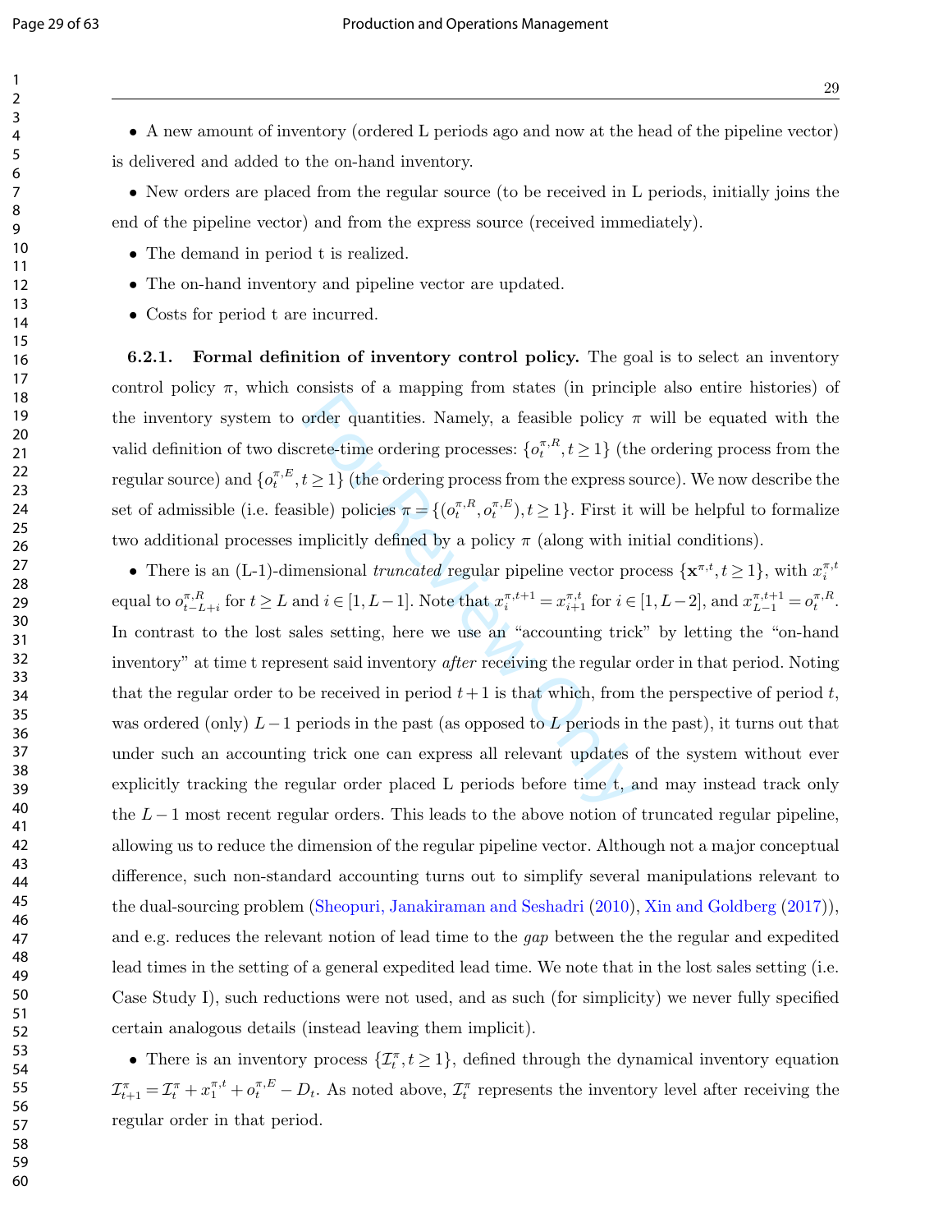- A new amount of inventory (ordered L periods ago and now at the head of the pipeline vector) is delivered and added to the on-hand inventory.

- New orders are placed from the regular source (to be received in L periods, initially joins the end of the pipeline vector) and from the express source (received immediately).

- The demand in period t is realized.

- The on-hand inventory and pipeline vector are updated.

- Costs for period t are incurred.

**6.2.1. Formal definition of inventory control policy.** The goal is to select an inventory control policy $\pi$, which consists of a mapping from states (in principle also entire histories) of the inventory system to order quantities. Namely, a feasible policy $\pi$ will be equated with the valid definition of two discrete-time ordering processes: $\{o_t^{\pi,R}, t \geq 1\}$ (the ordering process from the regular source) and $\{o_t^{\pi,E}, t \geq 1\}$ (the ordering process from the express source). We now describe the set of admissible (i.e. feasible) policies $\pi = \{(o_t^{\pi,R}, o_t^{\pi,E}), t \geq 1\}$. First it will be helpful to formalize two additional processes implicitly defined by a policy $\pi$ (along with initial conditions).

- There is an (L-1)-dimensional *truncated* regular pipeline vector process $\{\mathbf{x}^{\pi,t}, t \geq 1\}$, with $x_i^{\pi,t}$ equal to $o_{t-L+i}^{\pi,R}$ for $t \geq L$ and $i \in [1, L-1]$. Note that $x_i^{\pi,t+1} = x_{i+1}^{\pi,t}$ for $i \in [1, L-2]$, and $x_{L-1}^{\pi,t+1} = o_t^{\pi,R}$. In contrast to the lost sales setting, here we use an "accounting trick" by letting the "on-hand inventory" at time t represent said inventory *after* receiving the regular order in that period. Noting that the regular order to be received in period $t+1$ is that which, from the perspective of period $t$, was ordered (only) $L-1$ periods in the past (as opposed to $L$ periods in the past), it turns out that under such an accounting trick one can express all relevant updates of the system without ever explicitly tracking the regular order placed L periods before time t, and may instead track only the $L-1$ most recent regular orders. This leads to the above notion of truncated regular pipeline, allowing us to reduce the dimension of the regular pipeline vector. Although not a major conceptual difference, such non-standard accounting turns out to simplify several manipulations relevant to the dual-sourcing problem (Sheopuri, Janakiraman and Seshadri (2010), Xin and Goldberg (2017)), and e.g. reduces the relevant notion of lead time to the *gap* between the the regular and expedited lead times in the setting of a general expedited lead time. We note that in the lost sales setting (i.e. Case Study I), such reductions were not used, and as such (for simplicity) we never fully specified certain analogous details (instead leaving them implicit).

- There is an inventory process $\{\mathcal{I}_t^{\pi}, t \geq 1\}$, defined through the dynamical inventory equation $\mathcal{I}_{t+1}^{\pi} = \mathcal{I}_t^{\pi} + x_1^{\pi,t} + o_t^{\pi,E} - D_t$. As noted above, $\mathcal{I}_t^{\pi}$ represents the inventory level after receiving the regular order in that period.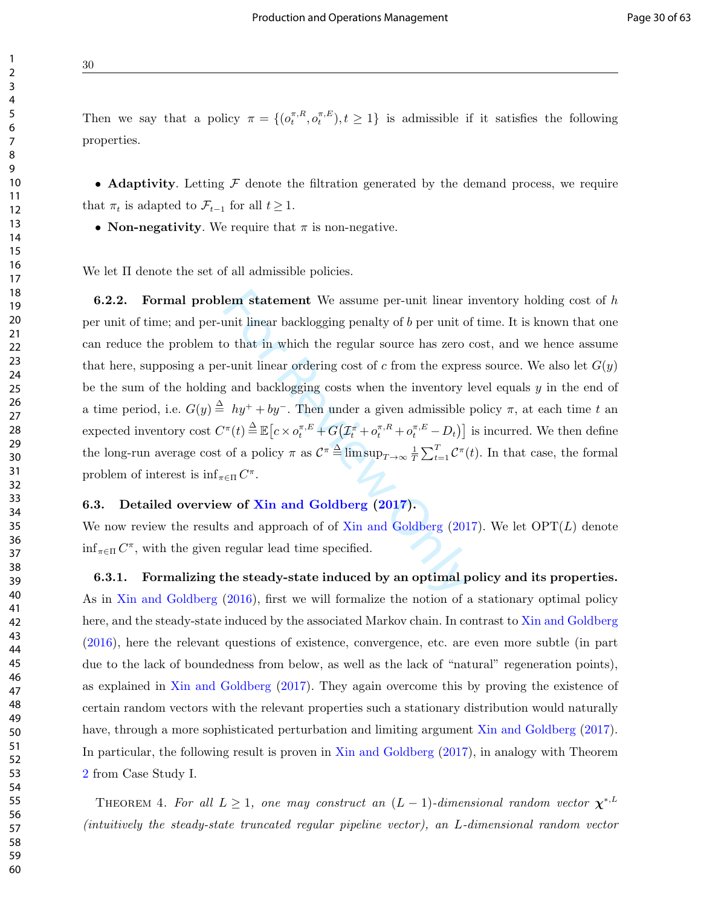Then we say that a policy $\pi = \{(o_t^{\pi,R}, o_t^{\pi,E}), t \geq 1\}$ is admissible if it satisfies the following properties.

- **Adaptivity**. Letting $\mathcal{F}$ denote the filtration generated by the demand process, we require that $\pi_t$ is adapted to $\mathcal{F}_{t-1}$ for all $t \geq 1$.
- **Non-negativity**. We require that $\pi$ is non-negative.

We let $\Pi$ denote the set of all admissible policies.

**6.2.2. Formal problem statement** We assume per-unit linear inventory holding cost of $h$ per unit of time; and per-unit linear backlogging penalty of $b$ per unit of time. It is known that one can reduce the problem to that in which the regular source has zero cost, and we hence assume that here, supposing a per-unit linear ordering cost of $c$ from the express source. We also let $G(y)$ be the sum of the holding and backlogging costs when the inventory level equals $y$ in the end of a time period, i.e. $G(y) \triangleq hy^+ + by^-$. Then under a given admissible policy $\pi$, at each time $t$ an expected inventory cost $C^\pi(t) \triangleq \mathbb{E}\big[c \times o_t^{\pi,E} + G\big(\mathcal{I}_t^\pi + o_t^{\pi,R} + o_t^{\pi,E} - D_t\big)\big]$ is incurred. We then define the long-run average cost of a policy $\pi$ as $\mathcal{C}^\pi \triangleq \limsup_{T\to\infty} \frac{1}{T}\sum_{t=1}^{T} \mathcal{C}^\pi(t)$. In that case, the formal problem of interest is $\inf_{\pi\in\Pi} C^\pi$.

### 6.3. Detailed overview of Xin and Goldberg (2017).

We now review the results and approach of of Xin and Goldberg (2017). We let $\text{OPT}(L)$ denote $\inf_{\pi\in\Pi} C^\pi$, with the given regular lead time specified.

**6.3.1. Formalizing the steady-state induced by an optimal policy and its properties.** As in Xin and Goldberg (2016), first we will formalize the notion of a stationary optimal policy here, and the steady-state induced by the associated Markov chain. In contrast to Xin and Goldberg (2016), here the relevant questions of existence, convergence, etc. are even more subtle (in part due to the lack of boundedness from below, as well as the lack of "natural" regeneration points), as explained in Xin and Goldberg (2017). They again overcome this by proving the existence of certain random vectors with the relevant properties such a stationary distribution would naturally have, through a more sophisticated perturbation and limiting argument Xin and Goldberg (2017). In particular, the following result is proven in Xin and Goldberg (2017), in analogy with Theorem 2 from Case Study I.

THEOREM 4. *For all $L \geq 1$, one may construct an $(L-1)$-dimensional random vector $\boldsymbol{\chi}^{*,L}$ (intuitively the steady-state truncated regular pipeline vector), an $L$-dimensional random vector*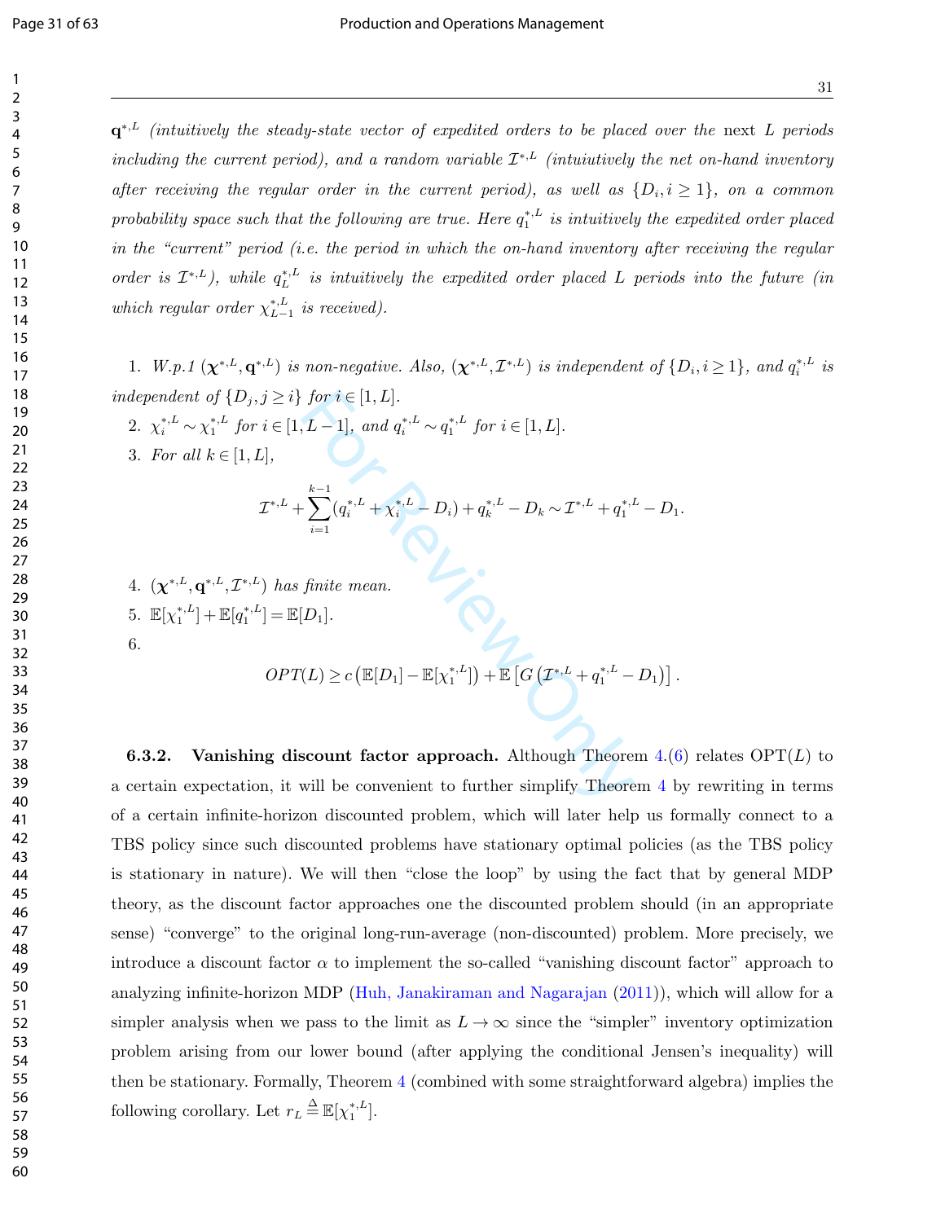$\mathbf{q}^{*,L}$ *(intuitively the steady-state vector of expedited orders to be placed over the* next *$L$ periods including the current period), and a random variable $\mathcal{I}^{*,L}$ (intuiuitively the net on-hand inventory after receiving the regular order in the current period), as well as $\{D_i, i \geq 1\}$, on a common probability space such that the following are true. Here $q_1^{*,L}$ is intuitively the expedited order placed in the "current" period (i.e. the period in which the on-hand inventory after receiving the regular order is $\mathcal{I}^{*,L}$), while $q_L^{*,L}$ is intuitively the expedited order placed $L$ periods into the future (in which regular order $\chi_{L-1}^{*,L}$ is received).*

1. *W.p.1 $(\boldsymbol{\chi}^{*,L}, \mathbf{q}^{*,L})$ is non-negative. Also, $(\boldsymbol{\chi}^{*,L}, \mathcal{I}^{*,L})$ is independent of $\{D_i, i \geq 1\}$, and $q_i^{*,L}$ is independent of $\{D_j, j \geq i\}$ for $i \in [1, L]$.*
2. *$\chi_i^{*,L} \sim \chi_1^{*,L}$ for $i \in [1, L-1]$, and $q_i^{*,L} \sim q_1^{*,L}$ for $i \in [1, L]$.*
3. *For all $k \in [1, L]$,*

$$\mathcal{I}^{*,L} + \sum_{i=1}^{k-1} (q_i^{*,L} + \chi_i^{*,L} - D_i) + q_k^{*,L} - D_k \sim \mathcal{I}^{*,L} + q_1^{*,L} - D_1.$$

4. *$(\boldsymbol{\chi}^{*,L}, \mathbf{q}^{*,L}, \mathcal{I}^{*,L})$ has finite mean.*
5. *$\mathbb{E}[\chi_1^{*,L}] + \mathbb{E}[q_1^{*,L}] = \mathbb{E}[D_1]$.*
6. 

$$OPT(L) \geq c\left(\mathbb{E}[D_1] - \mathbb{E}[\chi_1^{*,L}]\right) + \mathbb{E}\left[G\left(\mathcal{I}^{*,L} + q_1^{*,L} - D_1\right)\right].$$

**6.3.2. Vanishing discount factor approach.** Although Theorem 4.(6) relates OPT($L$) to a certain expectation, it will be convenient to further simplify Theorem 4 by rewriting in terms of a certain infinite-horizon discounted problem, which will later help us formally connect to a TBS policy since such discounted problems have stationary optimal policies (as the TBS policy is stationary in nature). We will then "close the loop" by using the fact that by general MDP theory, as the discount factor approaches one the discounted problem should (in an appropriate sense) "converge" to the original long-run-average (non-discounted) problem. More precisely, we introduce a discount factor $\alpha$ to implement the so-called "vanishing discount factor" approach to analyzing infinite-horizon MDP (Huh, Janakiraman and Nagarajan (2011)), which will allow for a simpler analysis when we pass to the limit as $L \to \infty$ since the "simpler" inventory optimization problem arising from our lower bound (after applying the conditional Jensen's inequality) will then be stationary. Formally, Theorem 4 (combined with some straightforward algebra) implies the following corollary. Let $r_L \triangleq \mathbb{E}[\chi_1^{*,L}]$.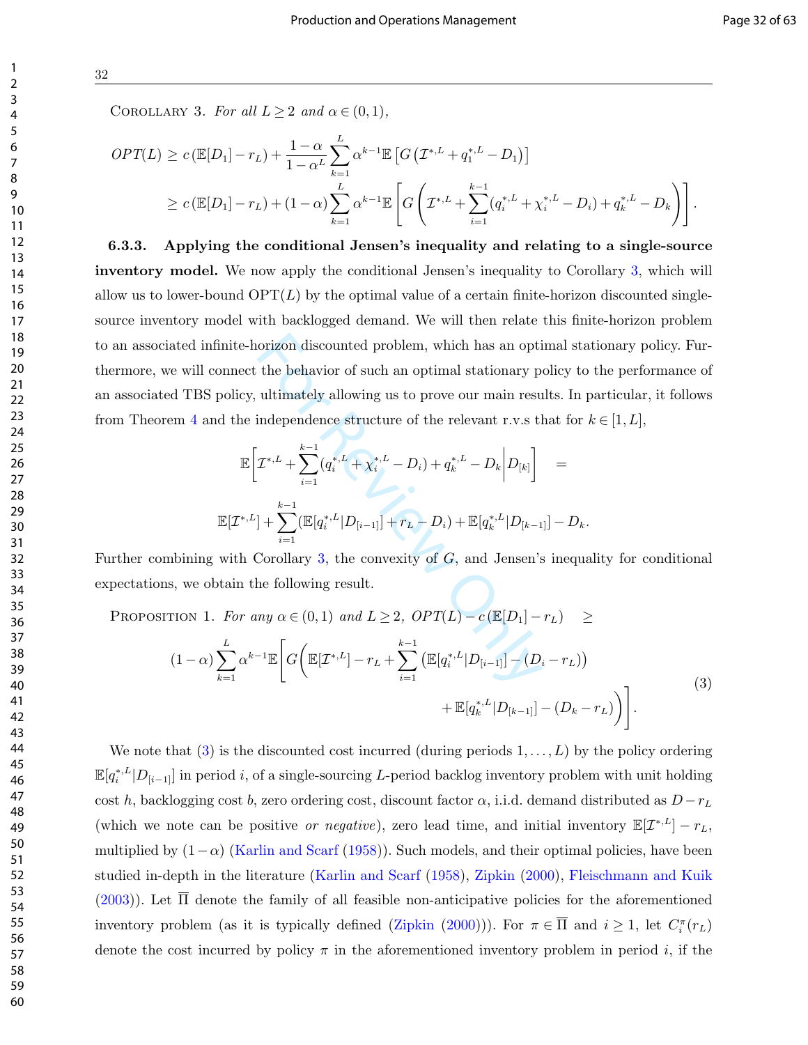Corollary 3. *For all $L \geq 2$ and $\alpha \in (0,1)$,*

$$OPT(L) \geq c\left(\mathbb{E}[D_1] - r_L\right) + \frac{1-\alpha}{1-\alpha^L}\sum_{k=1}^{L}\alpha^{k-1}\mathbb{E}\left[G\left(\mathcal{I}^{*,L} + q_1^{*,L} - D_1\right)\right]$$

$$\geq c\left(\mathbb{E}[D_1] - r_L\right) + (1-\alpha)\sum_{k=1}^{L}\alpha^{k-1}\mathbb{E}\left[G\left(\mathcal{I}^{*,L} + \sum_{i=1}^{k-1}(q_i^{*,L} + \chi_i^{*,L} - D_i) + q_k^{*,L} - D_k\right)\right].$$

**6.3.3. Applying the conditional Jensen's inequality and relating to a single-source inventory model.** We now apply the conditional Jensen's inequality to Corollary 3, which will allow us to lower-bound OPT$(L)$ by the optimal value of a certain finite-horizon discounted single-source inventory model with backlogged demand. We will then relate this finite-horizon problem to an associated infinite-horizon discounted problem, which has an optimal stationary policy. Furthermore, we will connect the behavior of such an optimal stationary policy to the performance of an associated TBS policy, ultimately allowing us to prove our main results. In particular, it follows from Theorem 4 and the independence structure of the relevant r.v.s that for $k \in [1, L]$,

$$\mathbb{E}\left[\mathcal{I}^{*,L} + \sum_{i=1}^{k-1}(q_i^{*,L} + \chi_i^{*,L} - D_i) + q_k^{*,L} - D_k \middle| D_{[k]}\right] =$$

$$\mathbb{E}[\mathcal{I}^{*,L}] + \sum_{i=1}^{k-1}(\mathbb{E}[q_i^{*,L}|D_{[i-1]}] + r_L - D_i) + \mathbb{E}[q_k^{*,L}|D_{[k-1]}] - D_k.$$

Further combining with Corollary 3, the convexity of $G$, and Jensen's inequality for conditional expectations, we obtain the following result.

Proposition 1. *For any $\alpha \in (0,1)$ and $L \geq 2$, $OPT(L) - c\left(\mathbb{E}[D_1] - r_L\right) \geq$*

$$(1-\alpha)\sum_{k=1}^{L}\alpha^{k-1}\mathbb{E}\left[G\left(\mathbb{E}[\mathcal{I}^{*,L}] - r_L + \sum_{i=1}^{k-1}\left(\mathbb{E}[q_i^{*,L}|D_{[i-1]}] - (D_i - r_L)\right) + \mathbb{E}[q_k^{*,L}|D_{[k-1]}] - (D_k - r_L)\right)\right]. \tag{3}$$

We note that (3) is the discounted cost incurred (during periods $1, \ldots, L$) by the policy ordering $\mathbb{E}[q_i^{*,L}|D_{[i-1]}]$ in period $i$, of a single-sourcing $L$-period backlog inventory problem with unit holding cost $h$, backlogging cost $b$, zero ordering cost, discount factor $\alpha$, i.i.d. demand distributed as $D - r_L$ (which we note can be positive *or negative*), zero lead time, and initial inventory $\mathbb{E}[\mathcal{I}^{*,L}] - r_L$, multiplied by $(1-\alpha)$ (Karlin and Scarf (1958)). Such models, and their optimal policies, have been studied in-depth in the literature (Karlin and Scarf (1958), Zipkin (2000), Fleischmann and Kuik (2003)). Let $\overline{\Pi}$ denote the family of all feasible non-anticipative policies for the aforementioned inventory problem (as it is typically defined (Zipkin (2000))). For $\pi \in \overline{\Pi}$ and $i \geq 1$, let $C_i^{\pi}(r_L)$ denote the cost incurred by policy $\pi$ in the aforementioned inventory problem in period $i$, if the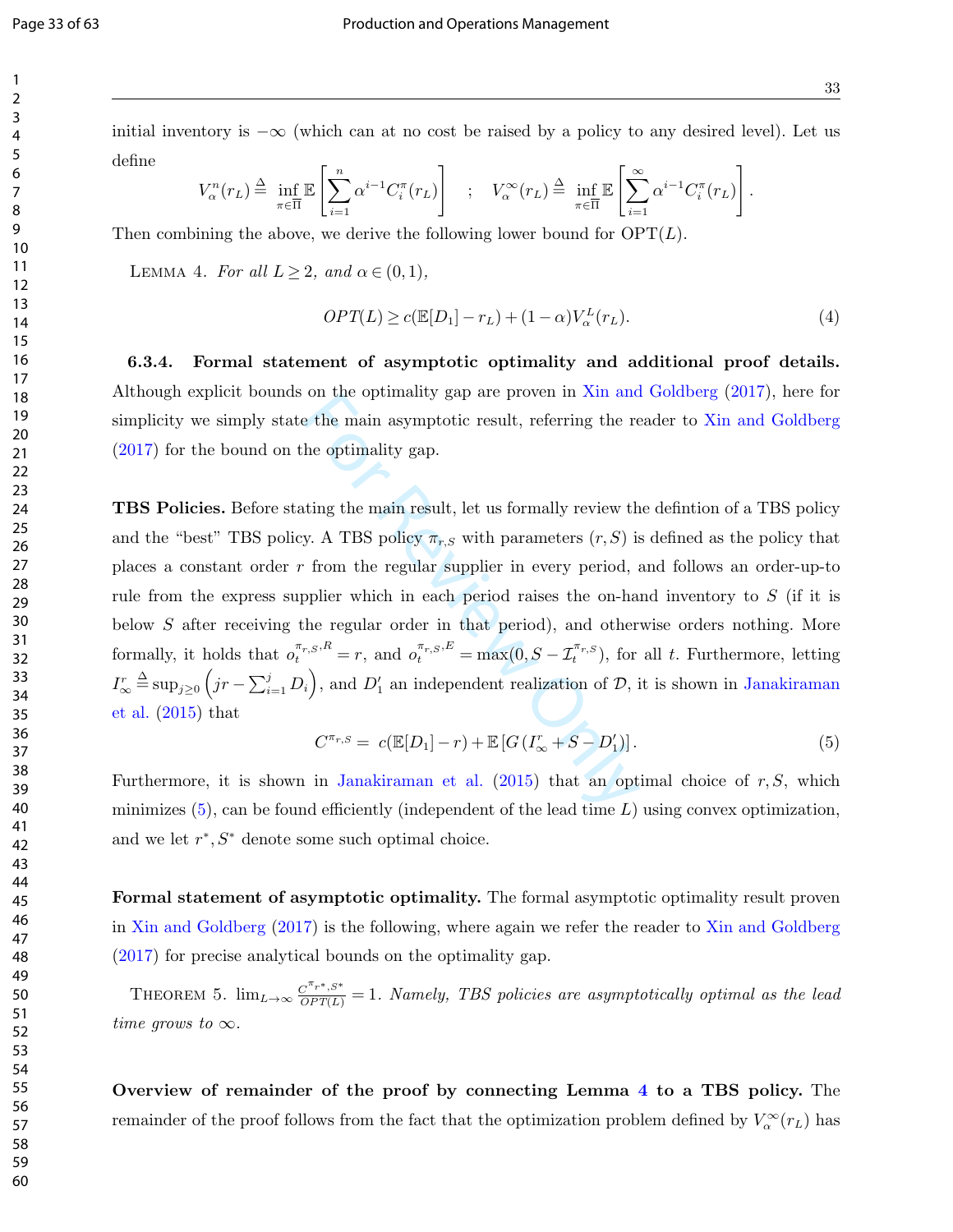initial inventory is $-\infty$ (which can at no cost be raised by a policy to any desired level). Let us define

$$V_\alpha^n(r_L) \triangleq \inf_{\pi \in \overline{\Pi}} \mathbb{E}\left[\sum_{i=1}^{n} \alpha^{i-1} C_i^\pi(r_L)\right] \quad ; \quad V_\alpha^\infty(r_L) \triangleq \inf_{\pi \in \overline{\Pi}} \mathbb{E}\left[\sum_{i=1}^{\infty} \alpha^{i-1} C_i^\pi(r_L)\right].$$

Then combining the above, we derive the following lower bound for OPT($L$).

Lemma 4. *For all $L \geq 2$, and $\alpha \in (0,1)$,*

$$OPT(L) \geq c(\mathbb{E}[D_1] - r_L) + (1-\alpha) V_\alpha^L(r_L). \tag{4}$$

**6.3.4. Formal statement of asymptotic optimality and additional proof details.** Although explicit bounds on the optimality gap are proven in Xin and Goldberg (2017), here for simplicity we simply state the main asymptotic result, referring the reader to Xin and Goldberg (2017) for the bound on the optimality gap.

**TBS Policies.** Before stating the main result, let us formally review the defintion of a TBS policy and the "best" TBS policy. A TBS policy $\pi_{r,S}$ with parameters $(r, S)$ is defined as the policy that places a constant order $r$ from the regular supplier in every period, and follows an order-up-to rule from the express supplier which in each period raises the on-hand inventory to $S$ (if it is below $S$ after receiving the regular order in that period), and otherwise orders nothing. More formally, it holds that $o_t^{\pi_{r,S},R} = r$, and $o_t^{\pi_{r,S},E} = \max(0, S - \mathcal{I}_t^{\pi_{r,S}})$, for all $t$. Furthermore, letting $I_\infty^r \triangleq \sup_{j \geq 0}\left(jr - \sum_{i=1}^{j} D_i\right)$, and $D_1'$ an independent realization of $\mathcal{D}$, it is shown in Janakiraman et al. (2015) that

$$C^{\pi_{r,S}} = c(\mathbb{E}[D_1] - r) + \mathbb{E}\left[G\left(I_\infty^r + S - D_1'\right)\right]. \tag{5}$$

Furthermore, it is shown in Janakiraman et al. (2015) that an optimal choice of $r, S$, which minimizes (5), can be found efficiently (independent of the lead time $L$) using convex optimization, and we let $r^*, S^*$ denote some such optimal choice.

**Formal statement of asymptotic optimality.** The formal asymptotic optimality result proven in Xin and Goldberg (2017) is the following, where again we refer the reader to Xin and Goldberg (2017) for precise analytical bounds on the optimality gap.

Theorem 5. $\lim_{L\to\infty} \frac{C^{\pi_{r^*,S^*}}}{OPT(L)} = 1$. *Namely, TBS policies are asymptotically optimal as the lead time grows to $\infty$.*

**Overview of remainder of the proof by connecting Lemma 4 to a TBS policy.** The remainder of the proof follows from the fact that the optimization problem defined by $V_\alpha^\infty(r_L)$ has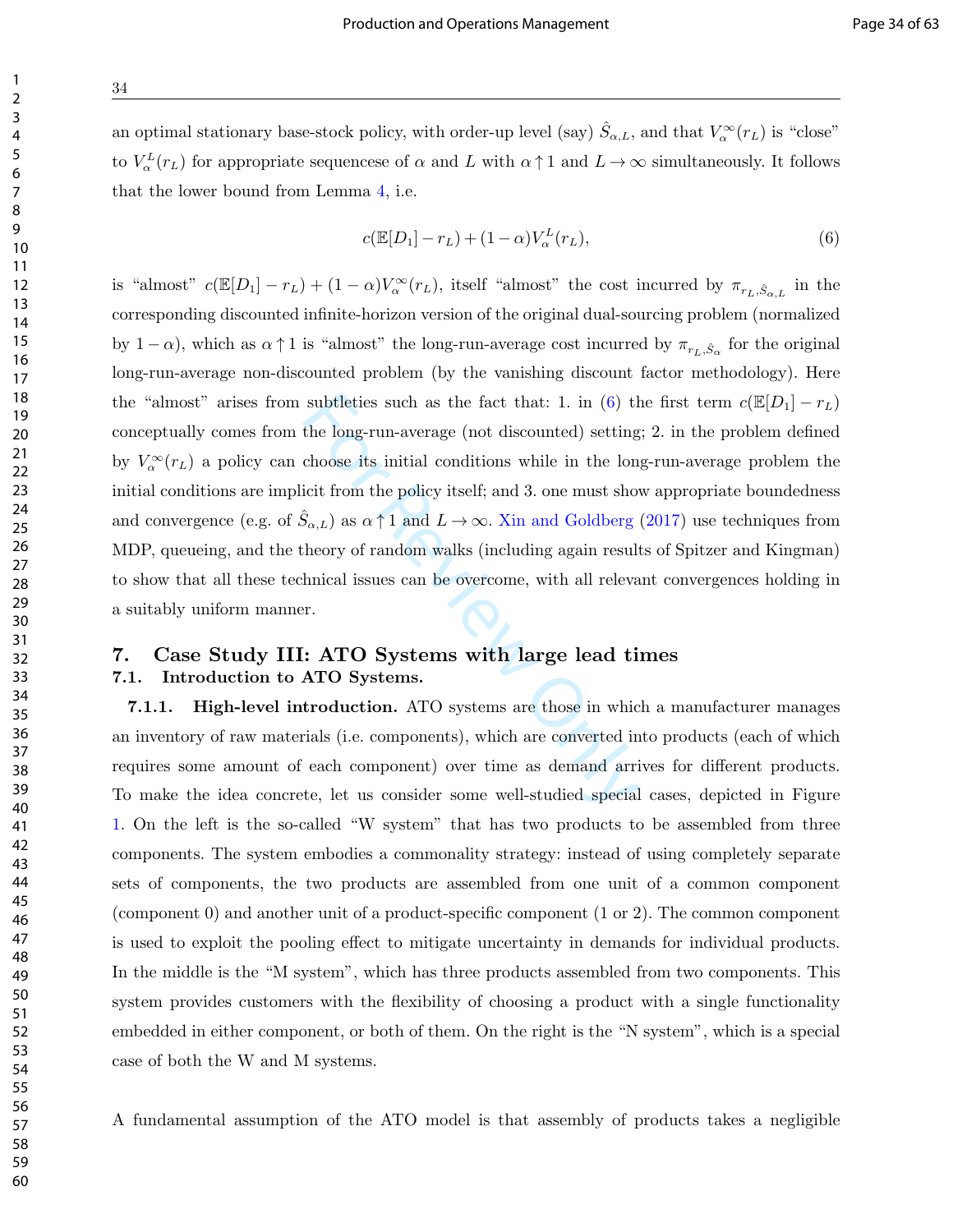an optimal stationary base-stock policy, with order-up level (say) $\hat{S}_{\alpha,L}$, and that $V_{\alpha}^{\infty}(r_L)$ is "close" to $V_{\alpha}^{L}(r_L)$ for appropriate sequencese of $\alpha$ and $L$ with $\alpha \uparrow 1$ and $L \to \infty$ simultaneously. It follows that the lower bound from Lemma 4, i.e.

$$c(\mathbb{E}[D_1] - r_L) + (1-\alpha)V_{\alpha}^{L}(r_L), \tag{6}$$

is "almost" $c(\mathbb{E}[D_1] - r_L) + (1-\alpha)V_{\alpha}^{\infty}(r_L)$, itself "almost" the cost incurred by $\pi_{r_L,\hat{S}_{\alpha,L}}$ in the corresponding discounted infinite-horizon version of the original dual-sourcing problem (normalized by $1-\alpha$), which as $\alpha \uparrow 1$ is "almost" the long-run-average cost incurred by $\pi_{r_L,\hat{S}_{\alpha}}$ for the original long-run-average non-discounted problem (by the vanishing discount factor methodology). Here the "almost" arises from subtleties such as the fact that: 1. in (6) the first term $c(\mathbb{E}[D_1] - r_L)$ conceptually comes from the long-run-average (not discounted) setting; 2. in the problem defined by $V_{\alpha}^{\infty}(r_L)$ a policy can choose its initial conditions while in the long-run-average problem the initial conditions are implicit from the policy itself; and 3. one must show appropriate boundedness and convergence (e.g. of $\hat{S}_{\alpha,L}$) as $\alpha \uparrow 1$ and $L \to \infty$. Xin and Goldberg (2017) use techniques from MDP, queueing, and the theory of random walks (including again results of Spitzer and Kingman) to show that all these technical issues can be overcome, with all relevant convergences holding in a suitably uniform manner.

## 7. Case Study III: ATO Systems with large lead times

### 7.1. Introduction to ATO Systems.

**7.1.1. High-level introduction.** ATO systems are those in which a manufacturer manages an inventory of raw materials (i.e. components), which are converted into products (each of which requires some amount of each component) over time as demand arrives for different products. To make the idea concrete, let us consider some well-studied special cases, depicted in Figure 1. On the left is the so-called "W system" that has two products to be assembled from three components. The system embodies a commonality strategy: instead of using completely separate sets of components, the two products are assembled from one unit of a common component (component 0) and another unit of a product-specific component (1 or 2). The common component is used to exploit the pooling effect to mitigate uncertainty in demands for individual products. In the middle is the "M system", which has three products assembled from two components. This system provides customers with the flexibility of choosing a product with a single functionality embedded in either component, or both of them. On the right is the "N system", which is a special case of both the W and M systems.

A fundamental assumption of the ATO model is that assembly of products takes a negligible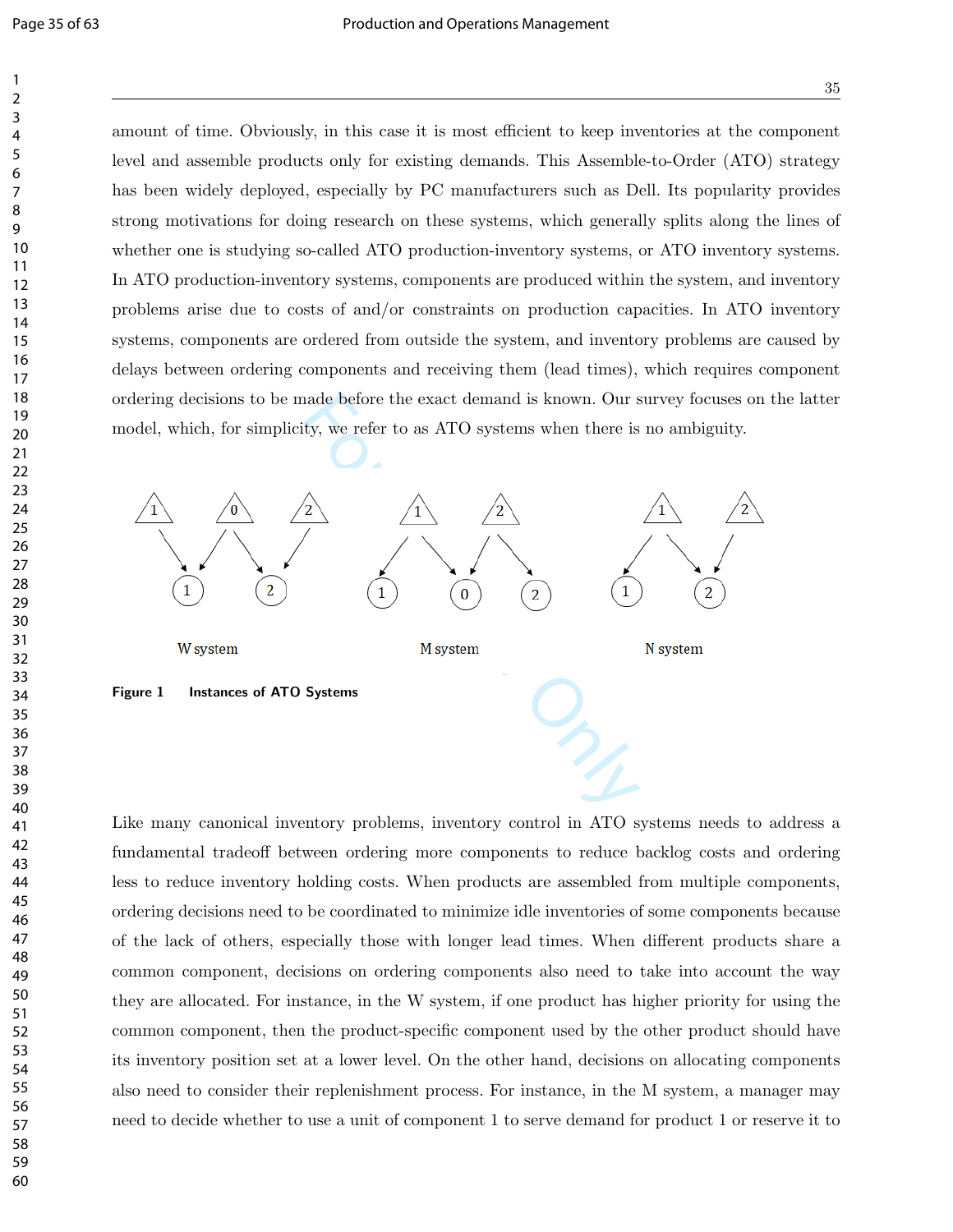amount of time. Obviously, in this case it is most efficient to keep inventories at the component level and assemble products only for existing demands. This Assemble-to-Order (ATO) strategy has been widely deployed, especially by PC manufacturers such as Dell. Its popularity provides strong motivations for doing research on these systems, which generally splits along the lines of whether one is studying so-called ATO production-inventory systems, or ATO inventory systems. In ATO production-inventory systems, components are produced within the system, and inventory problems arise due to costs of and/or constraints on production capacities. In ATO inventory systems, components are ordered from outside the system, and inventory problems are caused by delays between ordering components and receiving them (lead times), which requires component ordering decisions to be made before the exact demand is known. Our survey focuses on the latter model, which, for simplicity, we refer to as ATO systems when there is no ambiguity.

**Figure 1** **Instances of ATO Systems**

Like many canonical inventory problems, inventory control in ATO systems needs to address a fundamental tradeoff between ordering more components to reduce backlog costs and ordering less to reduce inventory holding costs. When products are assembled from multiple components, ordering decisions need to be coordinated to minimize idle inventories of some components because of the lack of others, especially those with longer lead times. When different products share a common component, decisions on ordering components also need to take into account the way they are allocated. For instance, in the W system, if one product has higher priority for using the common component, then the product-specific component used by the other product should have its inventory position set at a lower level. On the other hand, decisions on allocating components also need to consider their replenishment process. For instance, in the M system, a manager may need to decide whether to use a unit of component 1 to serve demand for product 1 or reserve it to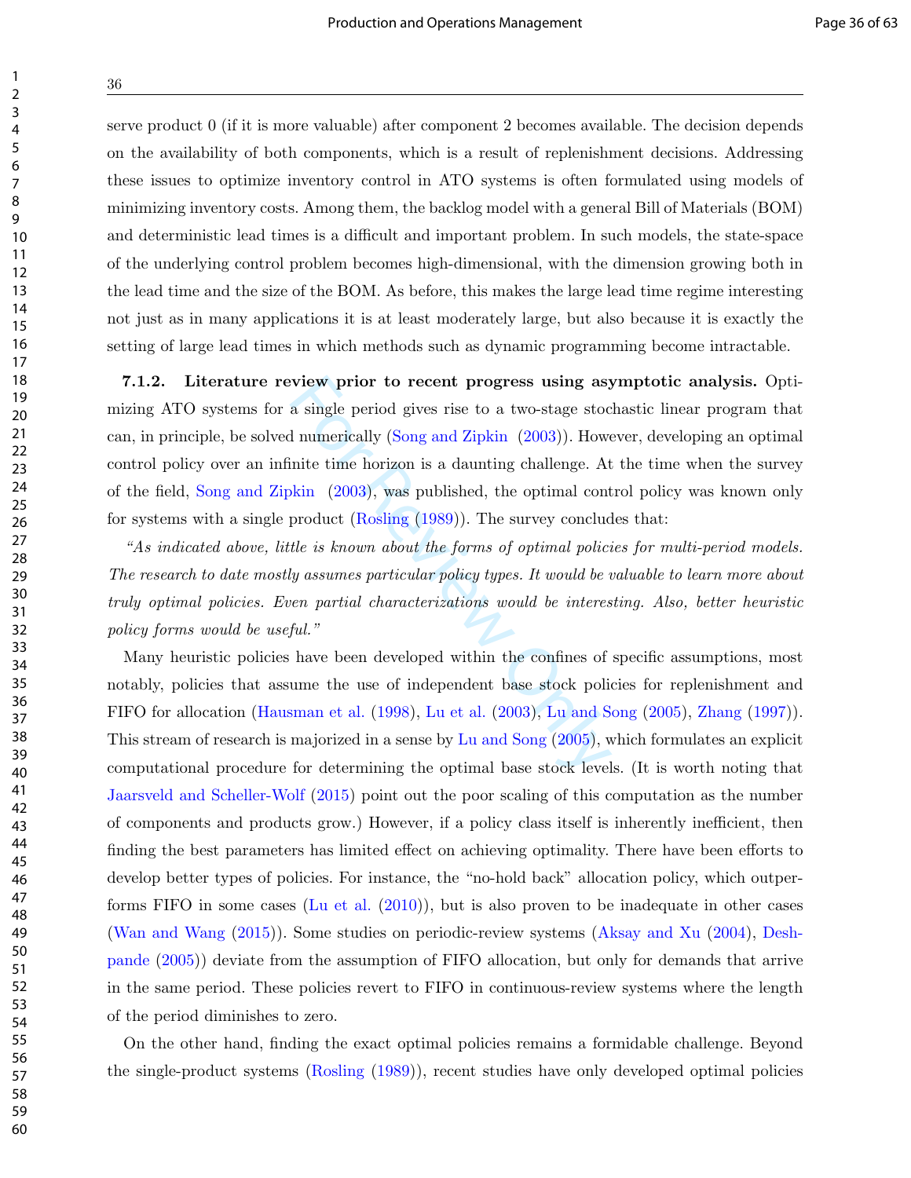serve product 0 (if it is more valuable) after component 2 becomes available. The decision depends on the availability of both components, which is a result of replenishment decisions. Addressing these issues to optimize inventory control in ATO systems is often formulated using models of minimizing inventory costs. Among them, the backlog model with a general Bill of Materials (BOM) and deterministic lead times is a difficult and important problem. In such models, the state-space of the underlying control problem becomes high-dimensional, with the dimension growing both in the lead time and the size of the BOM. As before, this makes the large lead time regime interesting not just as in many applications it is at least moderately large, but also because it is exactly the setting of large lead times in which methods such as dynamic programming become intractable.

**7.1.2. Literature review prior to recent progress using asymptotic analysis.** Optimizing ATO systems for a single period gives rise to a two-stage stochastic linear program that can, in principle, be solved numerically (Song and Zipkin (2003)). However, developing an optimal control policy over an infinite time horizon is a daunting challenge. At the time when the survey of the field, Song and Zipkin (2003), was published, the optimal control policy was known only for systems with a single product (Rosling (1989)). The survey concludes that:

*"As indicated above, little is known about the forms of optimal policies for multi-period models. The research to date mostly assumes particular policy types. It would be valuable to learn more about truly optimal policies. Even partial characterizations would be interesting. Also, better heuristic policy forms would be useful."*

Many heuristic policies have been developed within the confines of specific assumptions, most notably, policies that assume the use of independent base stock policies for replenishment and FIFO for allocation (Hausman et al. (1998), Lu et al. (2003), Lu and Song (2005), Zhang (1997)). This stream of research is majorized in a sense by Lu and Song (2005), which formulates an explicit computational procedure for determining the optimal base stock levels. (It is worth noting that Jaarsveld and Scheller-Wolf (2015) point out the poor scaling of this computation as the number of components and products grow.) However, if a policy class itself is inherently inefficient, then finding the best parameters has limited effect on achieving optimality. There have been efforts to develop better types of policies. For instance, the "no-hold back" allocation policy, which outperforms FIFO in some cases (Lu et al. (2010)), but is also proven to be inadequate in other cases (Wan and Wang (2015)). Some studies on periodic-review systems (Aksay and Xu (2004), Deshpande (2005)) deviate from the assumption of FIFO allocation, but only for demands that arrive in the same period. These policies revert to FIFO in continuous-review systems where the length of the period diminishes to zero.

On the other hand, finding the exact optimal policies remains a formidable challenge. Beyond the single-product systems (Rosling (1989)), recent studies have only developed optimal policies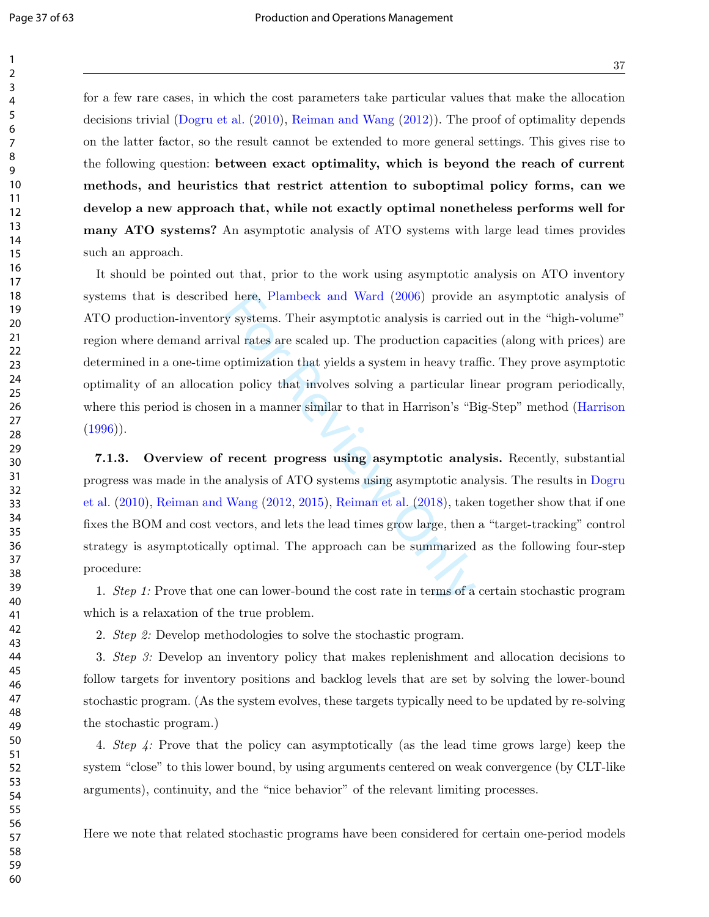for a few rare cases, in which the cost parameters take particular values that make the allocation decisions trivial (Dogru et al. (2010), Reiman and Wang (2012)). The proof of optimality depends on the latter factor, so the result cannot be extended to more general settings. This gives rise to the following question: **between exact optimality, which is beyond the reach of current methods, and heuristics that restrict attention to suboptimal policy forms, can we develop a new approach that, while not exactly optimal nonetheless performs well for many ATO systems?** An asymptotic analysis of ATO systems with large lead times provides such an approach.

It should be pointed out that, prior to the work using asymptotic analysis on ATO inventory systems that is described here, Plambeck and Ward (2006) provide an asymptotic analysis of ATO production-inventory systems. Their asymptotic analysis is carried out in the "high-volume" region where demand arrival rates are scaled up. The production capacities (along with prices) are determined in a one-time optimization that yields a system in heavy traffic. They prove asymptotic optimality of an allocation policy that involves solving a particular linear program periodically, where this period is chosen in a manner similar to that in Harrison's "Big-Step" method (Harrison (1996)).

**7.1.3. Overview of recent progress using asymptotic analysis.** Recently, substantial progress was made in the analysis of ATO systems using asymptotic analysis. The results in Dogru et al. (2010), Reiman and Wang (2012, 2015), Reiman et al. (2018), taken together show that if one fixes the BOM and cost vectors, and lets the lead times grow large, then a "target-tracking" control strategy is asymptotically optimal. The approach can be summarized as the following four-step procedure:

1. *Step 1:* Prove that one can lower-bound the cost rate in terms of a certain stochastic program which is a relaxation of the true problem.
2. *Step 2:* Develop methodologies to solve the stochastic program.
3. *Step 3:* Develop an inventory policy that makes replenishment and allocation decisions to follow targets for inventory positions and backlog levels that are set by solving the lower-bound stochastic program. (As the system evolves, these targets typically need to be updated by re-solving the stochastic program.)
4. *Step 4:* Prove that the policy can asymptotically (as the lead time grows large) keep the system "close" to this lower bound, by using arguments centered on weak convergence (by CLT-like arguments), continuity, and the "nice behavior" of the relevant limiting processes.

Here we note that related stochastic programs have been considered for certain one-period models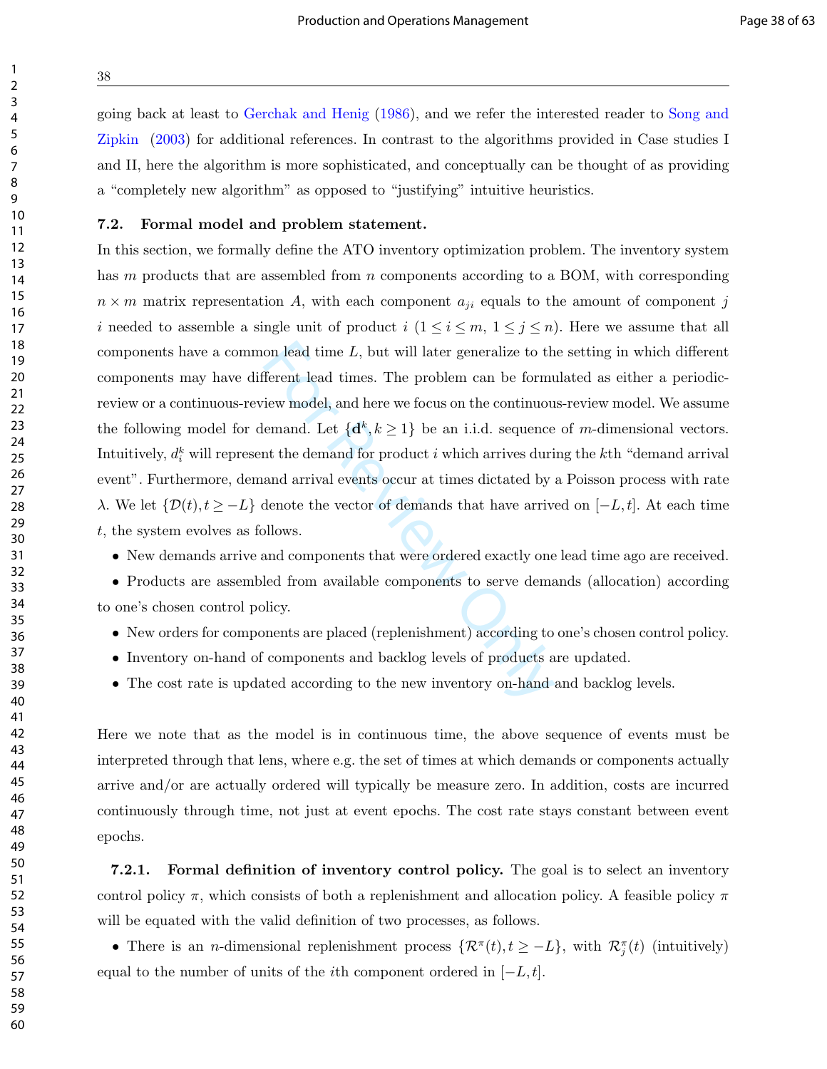going back at least to Gerchak and Henig (1986), and we refer the interested reader to Song and Zipkin (2003) for additional references. In contrast to the algorithms provided in Case studies I and II, here the algorithm is more sophisticated, and conceptually can be thought of as providing a "completely new algorithm" as opposed to "justifying" intuitive heuristics.

### 7.2. Formal model and problem statement.

In this section, we formally define the ATO inventory optimization problem. The inventory system has $m$ products that are assembled from $n$ components according to a BOM, with corresponding $n \times m$ matrix representation $A$, with each component $a_{ji}$ equals to the amount of component $j$ $i$ needed to assemble a single unit of product $i$ ($1 \leq i \leq m$, $1 \leq j \leq n$). Here we assume that all components have a common lead time $L$, but will later generalize to the setting in which different components may have different lead times. The problem can be formulated as either a periodic-review or a continuous-review model, and here we focus on the continuous-review model. We assume the following model for demand. Let $\{\mathbf{d}^k, k \geq 1\}$ be an i.i.d. sequence of $m$-dimensional vectors. Intuitively, $d_i^k$ will represent the demand for product $i$ which arrives during the $k$th "demand arrival event". Furthermore, demand arrival events occur at times dictated by a Poisson process with rate $\lambda$. We let $\{\mathcal{D}(t), t \geq -L\}$ denote the vector of demands that have arrived on $[-L, t]$. At each time $t$, the system evolves as follows.

- New demands arrive and components that were ordered exactly one lead time ago are received.
- Products are assembled from available components to serve demands (allocation) according to one's chosen control policy.
- New orders for components are placed (replenishment) according to one's chosen control policy.
- Inventory on-hand of components and backlog levels of products are updated.
- The cost rate is updated according to the new inventory on-hand and backlog levels.

Here we note that as the model is in continuous time, the above sequence of events must be interpreted through that lens, where e.g. the set of times at which demands or components actually arrive and/or are actually ordered will typically be measure zero. In addition, costs are incurred continuously through time, not just at event epochs. The cost rate stays constant between event epochs.

#### 7.2.1. Formal definition of inventory control policy.

The goal is to select an inventory control policy $\pi$, which consists of both a replenishment and allocation policy. A feasible policy $\pi$ will be equated with the valid definition of two processes, as follows.

- There is an $n$-dimensional replenishment process $\{\mathcal{R}^{\pi}(t), t \geq -L\}$, with $\mathcal{R}_j^{\pi}(t)$ (intuitively) equal to the number of units of the $i$th component ordered in $[-L, t]$.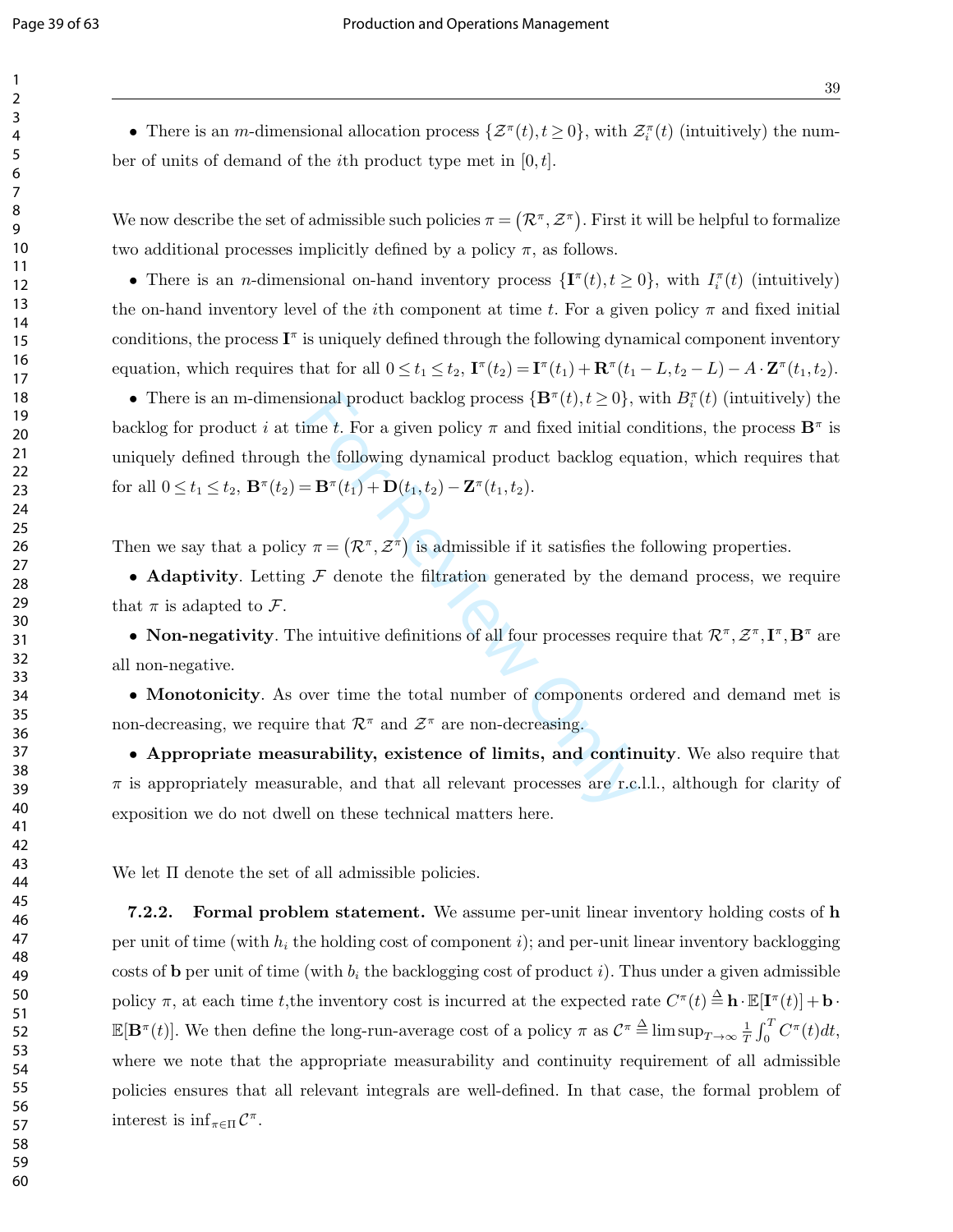- There is an $m$-dimensional allocation process $\{\mathcal{Z}^{\pi}(t), t \geq 0\}$, with $\mathcal{Z}_i^{\pi}(t)$ (intuitively) the number of units of demand of the $i$th product type met in $[0,t]$.

We now describe the set of admissible such policies $\pi = (\mathcal{R}^{\pi}, \mathcal{Z}^{\pi})$. First it will be helpful to formalize two additional processes implicitly defined by a policy $\pi$, as follows.

- There is an $n$-dimensional on-hand inventory process $\{\mathbf{I}^{\pi}(t), t \geq 0\}$, with $I_i^{\pi}(t)$ (intuitively) the on-hand inventory level of the $i$th component at time $t$. For a given policy $\pi$ and fixed initial conditions, the process $\mathbf{I}^{\pi}$ is uniquely defined through the following dynamical component inventory equation, which requires that for all $0 \leq t_1 \leq t_2$, $\mathbf{I}^{\pi}(t_2) = \mathbf{I}^{\pi}(t_1) + \mathbf{R}^{\pi}(t_1 - L, t_2 - L) - A \cdot \mathbf{Z}^{\pi}(t_1, t_2)$.
- There is an m-dimensional product backlog process $\{\mathbf{B}^{\pi}(t), t \geq 0\}$, with $B_i^{\pi}(t)$ (intuitively) the backlog for product $i$ at time $t$. For a given policy $\pi$ and fixed initial conditions, the process $\mathbf{B}^{\pi}$ is uniquely defined through the following dynamical product backlog equation, which requires that for all $0 \leq t_1 \leq t_2$, $\mathbf{B}^{\pi}(t_2) = \mathbf{B}^{\pi}(t_1) + \mathbf{D}(t_1, t_2) - \mathbf{Z}^{\pi}(t_1, t_2)$.

Then we say that a policy $\pi = (\mathcal{R}^{\pi}, \mathcal{Z}^{\pi})$ is admissible if it satisfies the following properties.

- **Adaptivity**. Letting $\mathcal{F}$ denote the filtration generated by the demand process, we require that $\pi$ is adapted to $\mathcal{F}$.
- **Non-negativity**. The intuitive definitions of all four processes require that $\mathcal{R}^{\pi}, \mathcal{Z}^{\pi}, \mathbf{I}^{\pi}, \mathbf{B}^{\pi}$ are all non-negative.
- **Monotonicity**. As over time the total number of components ordered and demand met is non-decreasing, we require that $\mathcal{R}^{\pi}$ and $\mathcal{Z}^{\pi}$ are non-decreasing.
- **Appropriate measurability, existence of limits, and continuity**. We also require that $\pi$ is appropriately measurable, and that all relevant processes are r.c.l.l., although for clarity of exposition we do not dwell on these technical matters here.

We let $\Pi$ denote the set of all admissible policies.

**7.2.2. Formal problem statement.** We assume per-unit linear inventory holding costs of $\mathbf{h}$ per unit of time (with $h_i$ the holding cost of component $i$); and per-unit linear inventory backlogging costs of $\mathbf{b}$ per unit of time (with $b_i$ the backlogging cost of product $i$). Thus under a given admissible policy $\pi$, at each time $t$,the inventory cost is incurred at the expected rate $C^{\pi}(t) \triangleq \mathbf{h} \cdot \mathbb{E}[\mathbf{I}^{\pi}(t)] + \mathbf{b} \cdot \mathbb{E}[\mathbf{B}^{\pi}(t)]$. We then define the long-run-average cost of a policy $\pi$ as $\mathcal{C}^{\pi} \triangleq \limsup_{T \to \infty} \frac{1}{T} \int_0^T C^{\pi}(t) dt$, where we note that the appropriate measurability and continuity requirement of all admissible policies ensures that all relevant integrals are well-defined. In that case, the formal problem of interest is $\inf_{\pi \in \Pi} \mathcal{C}^{\pi}$.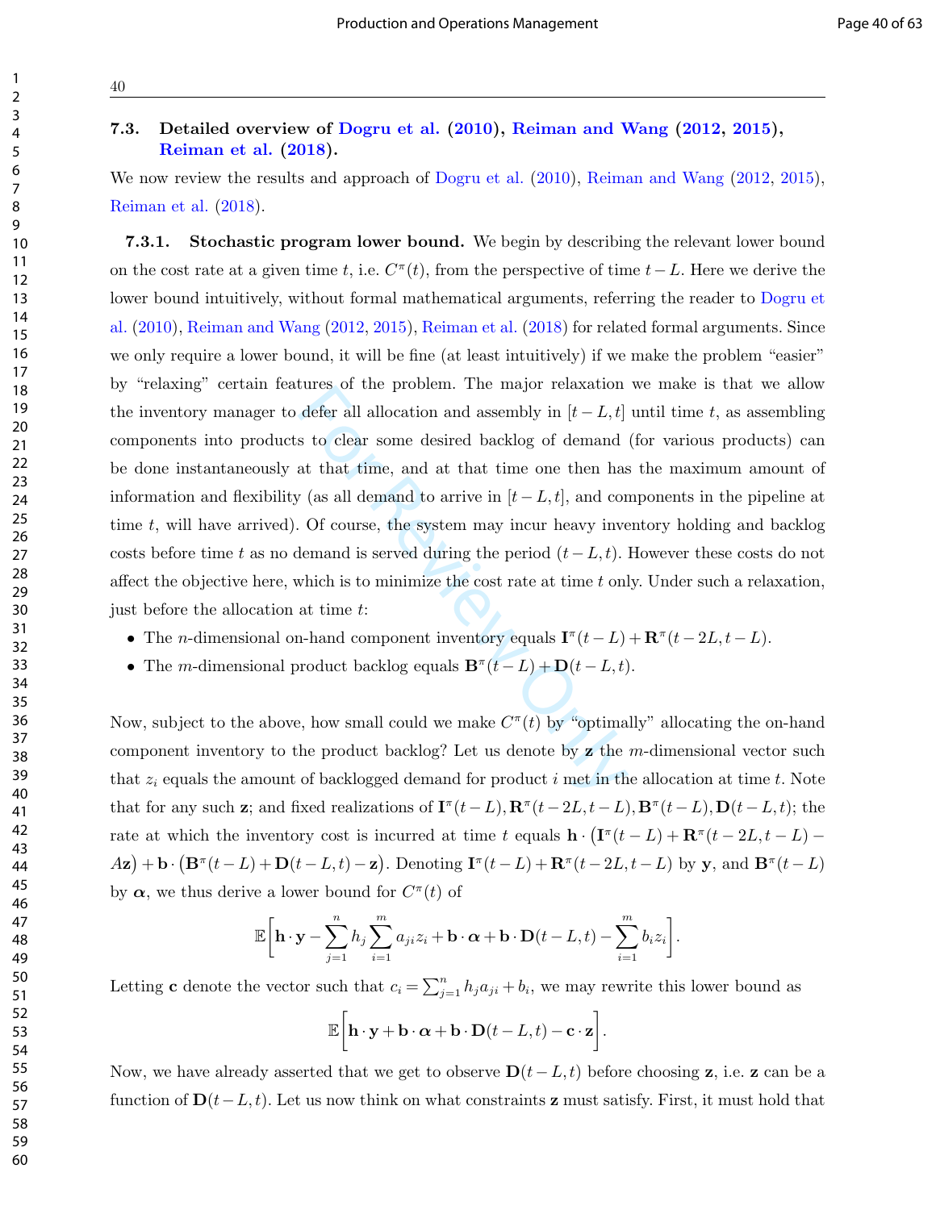### 7.3. Detailed overview of Dogru et al. (2010), Reiman and Wang (2012, 2015), Reiman et al. (2018).

We now review the results and approach of Dogru et al. (2010), Reiman and Wang (2012, 2015), Reiman et al. (2018).

**7.3.1. Stochastic program lower bound.** We begin by describing the relevant lower bound on the cost rate at a given time $t$, i.e. $C^{\pi}(t)$, from the perspective of time $t-L$. Here we derive the lower bound intuitively, without formal mathematical arguments, referring the reader to Dogru et al. (2010), Reiman and Wang (2012, 2015), Reiman et al. (2018) for related formal arguments. Since we only require a lower bound, it will be fine (at least intuitively) if we make the problem "easier" by "relaxing" certain features of the problem. The major relaxation we make is that we allow the inventory manager to defer all allocation and assembly in $[t-L,t]$ until time $t$, as assembling components into products to clear some desired backlog of demand (for various products) can be done instantaneously at that time, and at that time one then has the maximum amount of information and flexibility (as all demand to arrive in $[t-L,t]$, and components in the pipeline at time $t$, will have arrived). Of course, the system may incur heavy inventory holding and backlog costs before time $t$ as no demand is served during the period $(t-L,t)$. However these costs do not affect the objective here, which is to minimize the cost rate at time $t$ only. Under such a relaxation, just before the allocation at time $t$:

- The $n$-dimensional on-hand component inventory equals $\mathbf{I}^{\pi}(t-L)+\mathbf{R}^{\pi}(t-2L,t-L)$.
- The $m$-dimensional product backlog equals $\mathbf{B}^{\pi}(t-L)+\mathbf{D}(t-L,t)$.

Now, subject to the above, how small could we make $C^{\pi}(t)$ by "optimally" allocating the on-hand component inventory to the product backlog? Let us denote by $\mathbf{z}$ the $m$-dimensional vector such that $z_i$ equals the amount of backlogged demand for product $i$ met in the allocation at time $t$. Note that for any such $\mathbf{z}$; and fixed realizations of $\mathbf{I}^{\pi}(t-L),\mathbf{R}^{\pi}(t-2L,t-L),\mathbf{B}^{\pi}(t-L),\mathbf{D}(t-L,t)$; the rate at which the inventory cost is incurred at time $t$ equals $\mathbf{h}\cdot\big(\mathbf{I}^{\pi}(t-L)+\mathbf{R}^{\pi}(t-2L,t-L)-A\mathbf{z}\big)+\mathbf{b}\cdot\big(\mathbf{B}^{\pi}(t-L)+\mathbf{D}(t-L,t)-\mathbf{z}\big)$. Denoting $\mathbf{I}^{\pi}(t-L)+\mathbf{R}^{\pi}(t-2L,t-L)$ by $\mathbf{y}$, and $\mathbf{B}^{\pi}(t-L)$ by $\boldsymbol{\alpha}$, we thus derive a lower bound for $C^{\pi}(t)$ of

$$\mathbb{E}\bigg[\mathbf{h}\cdot\mathbf{y}-\sum_{j=1}^{n}h_j\sum_{i=1}^{m}a_{ji}z_i+\mathbf{b}\cdot\boldsymbol{\alpha}+\mathbf{b}\cdot\mathbf{D}(t-L,t)-\sum_{i=1}^{m}b_i z_i\bigg].$$

Letting $\mathbf{c}$ denote the vector such that $c_i=\sum_{j=1}^{n}h_j a_{ji}+b_i$, we may rewrite this lower bound as

$$\mathbb{E}\bigg[\mathbf{h}\cdot\mathbf{y}+\mathbf{b}\cdot\boldsymbol{\alpha}+\mathbf{b}\cdot\mathbf{D}(t-L,t)-\mathbf{c}\cdot\mathbf{z}\bigg].$$

Now, we have already asserted that we get to observe $\mathbf{D}(t-L,t)$ before choosing $\mathbf{z}$, i.e. $\mathbf{z}$ can be a function of $\mathbf{D}(t-L,t)$. Let us now think on what constraints $\mathbf{z}$ must satisfy. First, it must hold that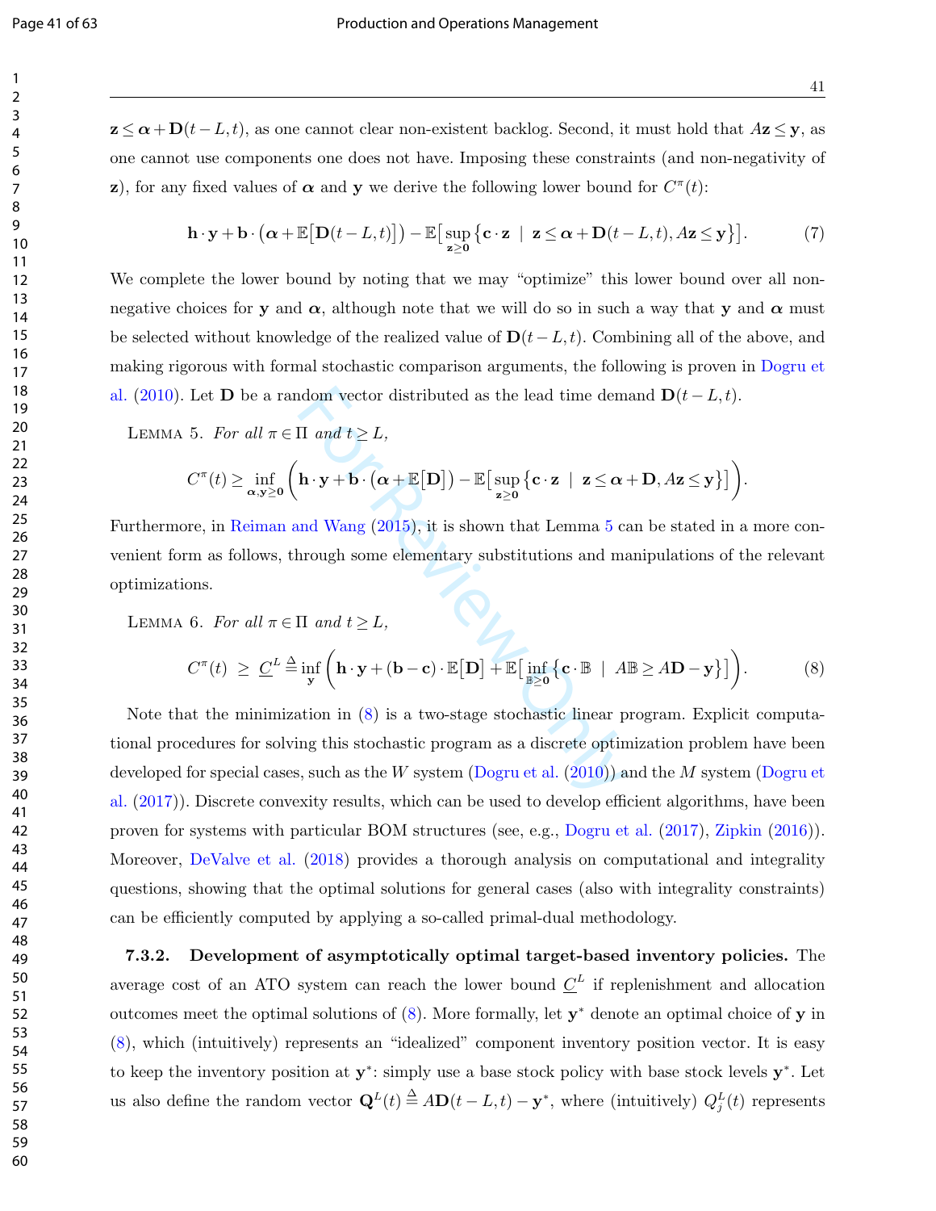$\mathbf{z} \leq \boldsymbol{\alpha} + \mathbf{D}(t-L,t)$, as one cannot clear non-existent backlog. Second, it must hold that $A\mathbf{z} \leq \mathbf{y}$, as one cannot use components one does not have. Imposing these constraints (and non-negativity of $\mathbf{z}$), for any fixed values of $\boldsymbol{\alpha}$ and $\mathbf{y}$ we derive the following lower bound for $C^{\pi}(t)$:

$$\mathbf{h} \cdot \mathbf{y} + \mathbf{b} \cdot \left(\boldsymbol{\alpha} + \mathbb{E}\big[\mathbf{D}(t-L,t)\big]\right) - \mathbb{E}\big[\sup_{\mathbf{z} \geq \mathbf{0}} \{\mathbf{c} \cdot \mathbf{z} \ \mid \ \mathbf{z} \leq \boldsymbol{\alpha} + \mathbf{D}(t-L,t), A\mathbf{z} \leq \mathbf{y}\}\big]. \tag{7}$$

We complete the lower bound by noting that we may "optimize" this lower bound over all non-negative choices for $\mathbf{y}$ and $\boldsymbol{\alpha}$, although note that we will do so in such a way that $\mathbf{y}$ and $\boldsymbol{\alpha}$ must be selected without knowledge of the realized value of $\mathbf{D}(t-L,t)$. Combining all of the above, and making rigorous with formal stochastic comparison arguments, the following is proven in Dogru et al. (2010). Let $\mathbf{D}$ be a random vector distributed as the lead time demand $\mathbf{D}(t-L,t)$.

LEMMA 5. *For all* $\pi \in \Pi$ *and* $t \geq L$,

$$C^{\pi}(t) \geq \inf_{\boldsymbol{\alpha}, \mathbf{y} \geq \mathbf{0}} \left( \mathbf{h} \cdot \mathbf{y} + \mathbf{b} \cdot \left(\boldsymbol{\alpha} + \mathbb{E}\big[\mathbf{D}\big]\right) - \mathbb{E}\big[\sup_{\mathbf{z} \geq \mathbf{0}} \{\mathbf{c} \cdot \mathbf{z} \ \mid \ \mathbf{z} \leq \boldsymbol{\alpha} + \mathbf{D}, A\mathbf{z} \leq \mathbf{y}\}\big] \right).$$

Furthermore, in Reiman and Wang (2015), it is shown that Lemma 5 can be stated in a more convenient form as follows, through some elementary substitutions and manipulations of the relevant optimizations.

LEMMA 6. *For all* $\pi \in \Pi$ *and* $t \geq L$,

$$C^{\pi}(t) \ \geq \ \underline{C}^{L} \triangleq \inf_{\mathbf{y}} \left( \mathbf{h} \cdot \mathbf{y} + (\mathbf{b} - \mathbf{c}) \cdot \mathbb{E}\big[\mathbf{D}\big] + \mathbb{E}\big[\inf_{\mathbb{B} \geq \mathbf{0}} \{\mathbf{c} \cdot \mathbb{B} \ \mid \ A\mathbb{B} \geq A\mathbf{D} - \mathbf{y}\}\big] \right). \tag{8}$$

Note that the minimization in (8) is a two-stage stochastic linear program. Explicit computational procedures for solving this stochastic program as a discrete optimization problem have been developed for special cases, such as the $W$ system (Dogru et al. (2010)) and the $M$ system (Dogru et al. (2017)). Discrete convexity results, which can be used to develop efficient algorithms, have been proven for systems with particular BOM structures (see, e.g., Dogru et al. (2017), Zipkin (2016)). Moreover, DeValve et al. (2018) provides a thorough analysis on computational and integrality questions, showing that the optimal solutions for general cases (also with integrality constraints) can be efficiently computed by applying a so-called primal-dual methodology.

**7.3.2. Development of asymptotically optimal target-based inventory policies.** The average cost of an ATO system can reach the lower bound $\underline{C}^{L}$ if replenishment and allocation outcomes meet the optimal solutions of (8). More formally, let $\mathbf{y}^{*}$ denote an optimal choice of $\mathbf{y}$ in (8), which (intuitively) represents an "idealized" component inventory position vector. It is easy to keep the inventory position at $\mathbf{y}^{*}$: simply use a base stock policy with base stock levels $\mathbf{y}^{*}$. Let us also define the random vector $\mathbf{Q}^{L}(t) \triangleq A\mathbf{D}(t-L,t) - \mathbf{y}^{*}$, where (intuitively) $Q_{j}^{L}(t)$ represents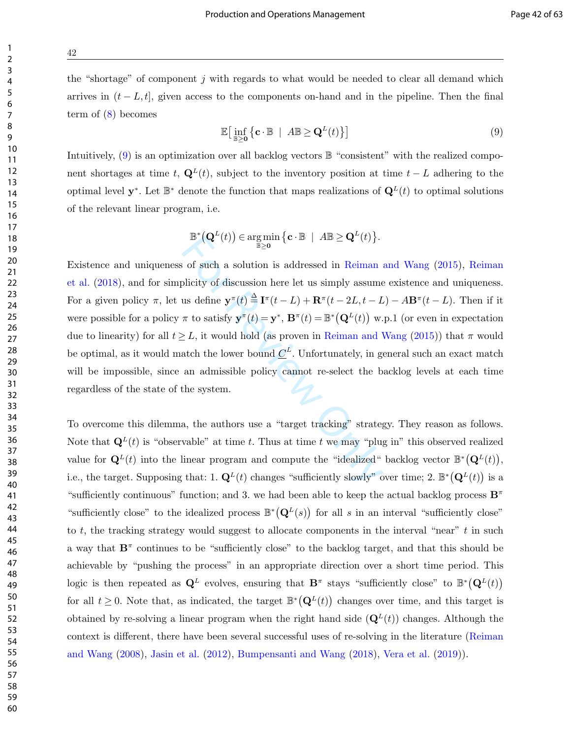the "shortage" of component $j$ with regards to what would be needed to clear all demand which arrives in $(t-L,t]$, given access to the components on-hand and in the pipeline. Then the final term of (8) becomes

$$\mathbb{E}\big[\inf_{\mathbb{B}\geq\mathbf{0}}\big\{\mathbf{c}\cdot\mathbb{B} \;\mid\; A\mathbb{B}\geq\mathbf{Q}^L(t)\big\}\big] \tag{9}$$

Intuitively, (9) is an optimization over all backlog vectors $\mathbb{B}$ "consistent" with the realized component shortages at time $t$, $\mathbf{Q}^L(t)$, subject to the inventory position at time $t-L$ adhering to the optimal level $\mathbf{y}^*$. Let $\mathbb{B}^*$ denote the function that maps realizations of $\mathbf{Q}^L(t)$ to optimal solutions of the relevant linear program, i.e.

$$\mathbb{B}^*\big(\mathbf{Q}^L(t)\big)\in\arg\min_{\mathbb{B}\geq\mathbf{0}}\big\{\mathbf{c}\cdot\mathbb{B}\;\mid\;A\mathbb{B}\geq\mathbf{Q}^L(t)\big\}.$$

Existence and uniqueness of such a solution is addressed in Reiman and Wang (2015), Reiman et al. (2018), and for simplicity of discussion here let us simply assume existence and uniqueness. For a given policy $\pi$, let us define $\mathbf{y}^\pi(t)\triangleq\mathbf{I}^\pi(t-L)+\mathbf{R}^\pi(t-2L,t-L)-A\mathbf{B}^\pi(t-L)$. Then if it were possible for a policy $\pi$ to satisfy $\mathbf{y}^\pi(t)=\mathbf{y}^*$, $\mathbf{B}^\pi(t)=\mathbb{B}^*\big(\mathbf{Q}^L(t)\big)$ w.p.1 (or even in expectation due to linearity) for all $t\geq L$, it would hold (as proven in Reiman and Wang (2015)) that $\pi$ would be optimal, as it would match the lower bound $\underline{C}^L$. Unfortunately, in general such an exact match will be impossible, since an admissible policy cannot re-select the backlog levels at each time regardless of the state of the system.

To overcome this dilemma, the authors use a "target tracking" strategy. They reason as follows. Note that $\mathbf{Q}^L(t)$ is "observable" at time $t$. Thus at time $t$ we may "plug in" this observed realized value for $\mathbf{Q}^L(t)$ into the linear program and compute the "idealized" backlog vector $\mathbb{B}^*\big(\mathbf{Q}^L(t)\big)$, i.e., the target. Supposing that: 1. $\mathbf{Q}^L(t)$ changes "sufficiently slowly" over time; 2. $\mathbb{B}^*\big(\mathbf{Q}^L(t)\big)$ is a "sufficiently continuous" function; and 3. we had been able to keep the actual backlog process $\mathbf{B}^\pi$ "sufficiently close" to the idealized process $\mathbb{B}^*\big(\mathbf{Q}^L(s)\big)$ for all $s$ in an interval "sufficiently close" to $t$, the tracking strategy would suggest to allocate components in the interval "near" $t$ in such a way that $\mathbf{B}^\pi$ continues to be "sufficiently close" to the backlog target, and that this should be achievable by "pushing the process" in an appropriate direction over a short time period. This logic is then repeated as $\mathbf{Q}^L$ evolves, ensuring that $\mathbf{B}^\pi$ stays "sufficiently close" to $\mathbb{B}^*\big(\mathbf{Q}^L(t)\big)$ for all $t\geq 0$. Note that, as indicated, the target $\mathbb{B}^*\big(\mathbf{Q}^L(t)\big)$ changes over time, and this target is obtained by re-solving a linear program when the right hand side $(\mathbf{Q}^L(t))$ changes. Although the context is different, there have been several successful uses of re-solving in the literature (Reiman and Wang (2008), Jasin et al. (2012), Bumpensanti and Wang (2018), Vera et al. (2019)).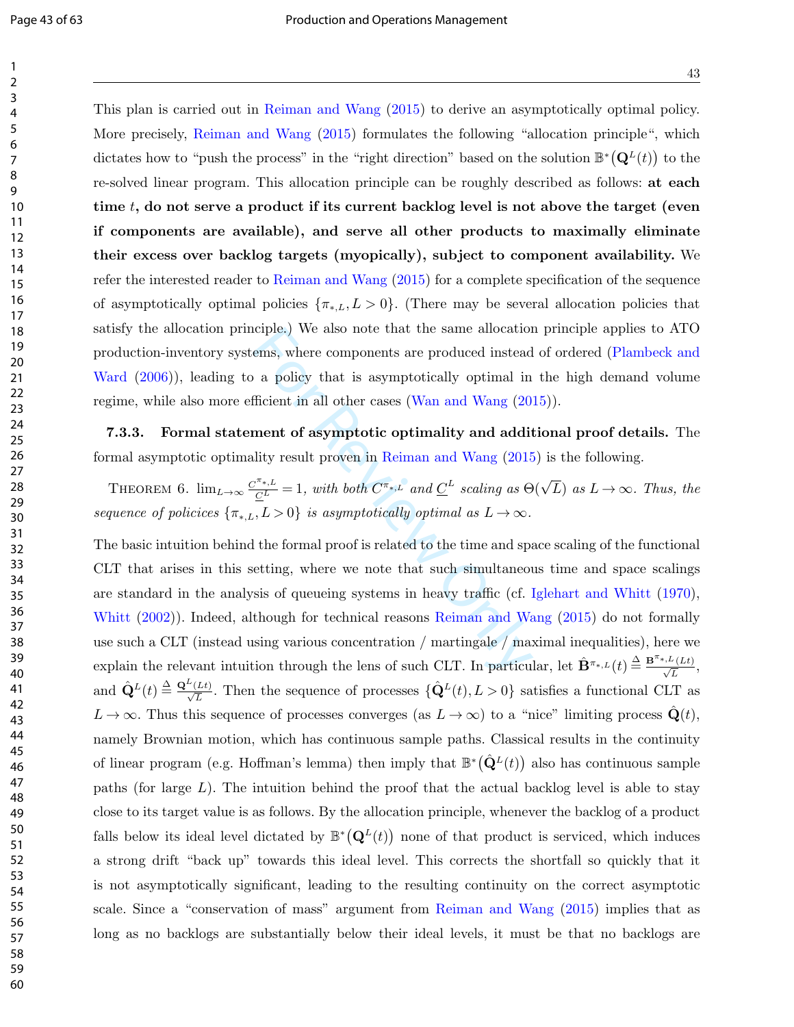This plan is carried out in Reiman and Wang (2015) to derive an asymptotically optimal policy. More precisely, Reiman and Wang (2015) formulates the following "allocation principle", which dictates how to "push the process" in the "right direction" based on the solution $\mathbb{B}^*\big(\mathbf{Q}^L(t)\big)$ to the re-solved linear program. This allocation principle can be roughly described as follows: **at each time $t$, do not serve a product if its current backlog level is not above the target (even if components are available), and serve all other products to maximally eliminate their excess over backlog targets (myopically), subject to component availability.** We refer the interested reader to Reiman and Wang (2015) for a complete specification of the sequence of asymptotically optimal policies $\{\pi_{*,L}, L > 0\}$. (There may be several allocation policies that satisfy the allocation principle.) We also note that the same allocation principle applies to ATO production-inventory systems, where components are produced instead of ordered (Plambeck and Ward (2006)), leading to a policy that is asymptotically optimal in the high demand volume regime, while also more efficient in all other cases (Wan and Wang (2015)).

**7.3.3. Formal statement of asymptotic optimality and additional proof details.** The formal asymptotic optimality result proven in Reiman and Wang (2015) is the following.

Theorem 6. *$\lim_{L\to\infty} \frac{C^{\pi_*,L}}{\underline{C}^L} = 1$, with both $C^{\pi_*,L}$ and $\underline{C}^L$ scaling as $\Theta(\sqrt{L})$ as $L \to \infty$. Thus, the sequence of policices $\{\pi_{*,L}, L > 0\}$ is asymptotically optimal as $L \to \infty$.*

The basic intuition behind the formal proof is related to the time and space scaling of the functional CLT that arises in this setting, where we note that such simultaneous time and space scalings are standard in the analysis of queueing systems in heavy traffic (cf. Iglehart and Whitt (1970), Whitt (2002)). Indeed, although for technical reasons Reiman and Wang (2015) do not formally use such a CLT (instead using various concentration / martingale / maximal inequalities), here we explain the relevant intuition through the lens of such CLT. In particular, let $\hat{\mathbf{B}}^{\pi_*,L}(t) \triangleq \frac{\mathbf{B}^{\pi_*,L}(Lt)}{\sqrt{L}}$, and $\hat{\mathbf{Q}}^L(t) \triangleq \frac{\mathbf{Q}^L(Lt)}{\sqrt{L}}$. Then the sequence of processes $\{\hat{\mathbf{Q}}^L(t), L > 0\}$ satisfies a functional CLT as $L \to \infty$. Thus this sequence of processes converges (as $L \to \infty$) to a "nice" limiting process $\hat{\mathbf{Q}}(t)$, namely Brownian motion, which has continuous sample paths. Classical results in the continuity of linear program (e.g. Hoffman's lemma) then imply that $\mathbb{B}^*\big(\hat{\mathbf{Q}}^L(t)\big)$ also has continuous sample paths (for large $L$). The intuition behind the proof that the actual backlog level is able to stay close to its target value is as follows. By the allocation principle, whenever the backlog of a product falls below its ideal level dictated by $\mathbb{B}^*\big(\mathbf{Q}^L(t)\big)$ none of that product is serviced, which induces a strong drift "back up" towards this ideal level. This corrects the shortfall so quickly that it is not asymptotically significant, leading to the resulting continuity on the correct asymptotic scale. Since a "conservation of mass" argument from Reiman and Wang (2015) implies that as long as no backlogs are substantially below their ideal levels, it must be that no backlogs are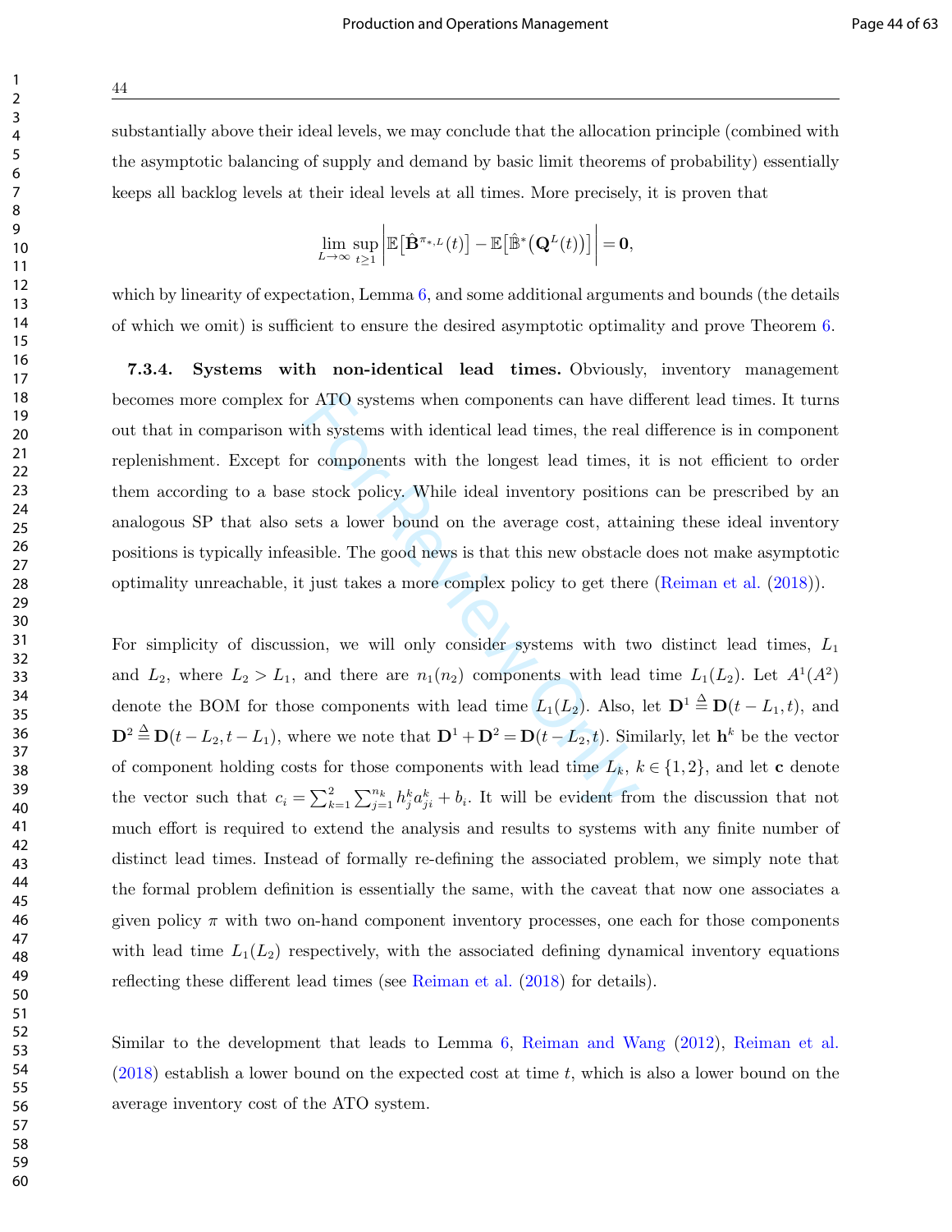substantially above their ideal levels, we may conclude that the allocation principle (combined with the asymptotic balancing of supply and demand by basic limit theorems of probability) essentially keeps all backlog levels at their ideal levels at all times. More precisely, it is proven that

$$\lim_{L\to\infty} \sup_{t\geq 1} \left| \mathbb{E}\big[\hat{\mathbf{B}}^{\pi_*,L}(t)\big] - \mathbb{E}\big[\hat{\mathbb{B}}^*\big(\mathbf{Q}^L(t)\big)\big] \right| = \mathbf{0},$$

which by linearity of expectation, Lemma 6, and some additional arguments and bounds (the details of which we omit) is sufficient to ensure the desired asymptotic optimality and prove Theorem 6.

**7.3.4. Systems with non-identical lead times.** Obviously, inventory management becomes more complex for ATO systems when components can have different lead times. It turns out that in comparison with systems with identical lead times, the real difference is in component replenishment. Except for components with the longest lead times, it is not efficient to order them according to a base stock policy. While ideal inventory positions can be prescribed by an analogous SP that also sets a lower bound on the average cost, attaining these ideal inventory positions is typically infeasible. The good news is that this new obstacle does not make asymptotic optimality unreachable, it just takes a more complex policy to get there (Reiman et al. (2018)).

For simplicity of discussion, we will only consider systems with two distinct lead times, $L_1$ and $L_2$, where $L_2 > L_1$, and there are $n_1(n_2)$ components with lead time $L_1(L_2)$. Let $A^1(A^2)$ denote the BOM for those components with lead time $L_1(L_2)$. Also, let $\mathbf{D}^1 \triangleq \mathbf{D}(t-L_1,t)$, and $\mathbf{D}^2 \triangleq \mathbf{D}(t-L_2,t-L_1)$, where we note that $\mathbf{D}^1 + \mathbf{D}^2 = \mathbf{D}(t-L_2,t)$. Similarly, let $\mathbf{h}^k$ be the vector of component holding costs for those components with lead time $L_k$, $k\in\{1,2\}$, and let $\mathbf{c}$ denote the vector such that $c_i = \sum_{k=1}^{2}\sum_{j=1}^{n_k} h_j^k a_{ji}^k + b_i$. It will be evident from the discussion that not much effort is required to extend the analysis and results to systems with any finite number of distinct lead times. Instead of formally re-defining the associated problem, we simply note that the formal problem definition is essentially the same, with the caveat that now one associates a given policy $\pi$ with two on-hand component inventory processes, one each for those components with lead time $L_1(L_2)$ respectively, with the associated defining dynamical inventory equations reflecting these different lead times (see Reiman et al. (2018) for details).

Similar to the development that leads to Lemma 6, Reiman and Wang (2012), Reiman et al. (2018) establish a lower bound on the expected cost at time $t$, which is also a lower bound on the average inventory cost of the ATO system.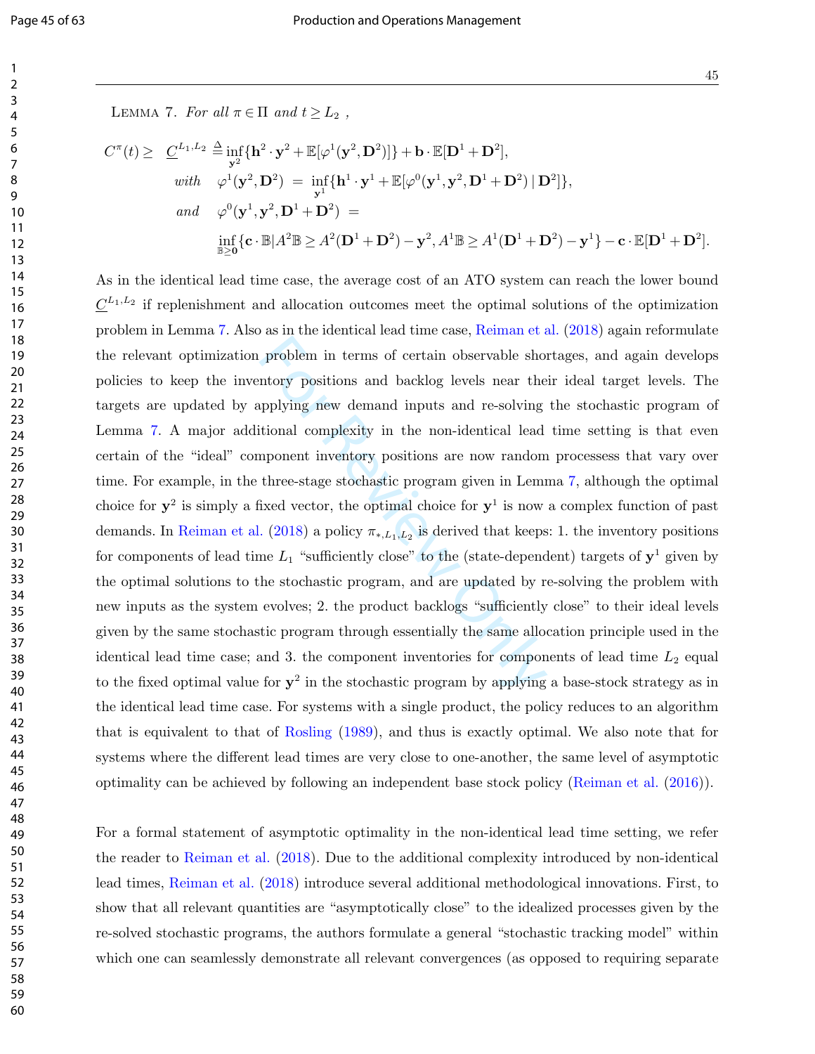Lemma 7. *For all* $\pi \in \Pi$ *and* $t \geq L_2$ ,

$$
\begin{aligned}
C^{\pi}(t) \geq \quad & \underline{C}^{L_1,L_2} \triangleq \inf_{\mathbf{y}^2} \{\mathbf{h}^2 \cdot \mathbf{y}^2 + \mathbb{E}[\varphi^1(\mathbf{y}^2, \mathbf{D}^2)]\} + \mathbf{b} \cdot \mathbb{E}[\mathbf{D}^1 + \mathbf{D}^2], \\
& \textit{with} \quad \varphi^1(\mathbf{y}^2, \mathbf{D}^2) \ = \ \inf_{\mathbf{y}^1} \{\mathbf{h}^1 \cdot \mathbf{y}^1 + \mathbb{E}[\varphi^0(\mathbf{y}^1, \mathbf{y}^2, \mathbf{D}^1 + \mathbf{D}^2) \mid \mathbf{D}^2]\}, \\
& \textit{and} \quad \varphi^0(\mathbf{y}^1, \mathbf{y}^2, \mathbf{D}^1 + \mathbf{D}^2) \ = \\
& \qquad \inf_{\mathbb{B} \geq \mathbf{0}} \{\mathbf{c} \cdot \mathbb{B} | A^2 \mathbb{B} \geq A^2(\mathbf{D}^1 + \mathbf{D}^2) - \mathbf{y}^2, A^1 \mathbb{B} \geq A^1(\mathbf{D}^1 + \mathbf{D}^2) - \mathbf{y}^1\} - \mathbf{c} \cdot \mathbb{E}[\mathbf{D}^1 + \mathbf{D}^2].
\end{aligned}
$$

As in the identical lead time case, the average cost of an ATO system can reach the lower bound $\underline{C}^{L_1,L_2}$ if replenishment and allocation outcomes meet the optimal solutions of the optimization problem in Lemma 7. Also as in the identical lead time case, Reiman et al. (2018) again reformulate the relevant optimization problem in terms of certain observable shortages, and again develops policies to keep the inventory positions and backlog levels near their ideal target levels. The targets are updated by applying new demand inputs and re-solving the stochastic program of Lemma 7. A major additional complexity in the non-identical lead time setting is that even certain of the "ideal" component inventory positions are now random processess that vary over time. For example, in the three-stage stochastic program given in Lemma 7, although the optimal choice for $\mathbf{y}^2$ is simply a fixed vector, the optimal choice for $\mathbf{y}^1$ is now a complex function of past demands. In Reiman et al. (2018) a policy $\pi_{*,L_1,L_2}$ is derived that keeps: 1. the inventory positions for components of lead time $L_1$ "sufficiently close" to the (state-dependent) targets of $\mathbf{y}^1$ given by the optimal solutions to the stochastic program, and are updated by re-solving the problem with new inputs as the system evolves; 2. the product backlogs "sufficiently close" to their ideal levels given by the same stochastic program through essentially the same allocation principle used in the identical lead time case; and 3. the component inventories for components of lead time $L_2$ equal to the fixed optimal value for $\mathbf{y}^2$ in the stochastic program by applying a base-stock strategy as in the identical lead time case. For systems with a single product, the policy reduces to an algorithm that is equivalent to that of Rosling (1989), and thus is exactly optimal. We also note that for systems where the different lead times are very close to one-another, the same level of asymptotic optimality can be achieved by following an independent base stock policy (Reiman et al. (2016)).

For a formal statement of asymptotic optimality in the non-identical lead time setting, we refer the reader to Reiman et al. (2018). Due to the additional complexity introduced by non-identical lead times, Reiman et al. (2018) introduce several additional methodological innovations. First, to show that all relevant quantities are "asymptotically close" to the idealized processes given by the re-solved stochastic programs, the authors formulate a general "stochastic tracking model" within which one can seamlessly demonstrate all relevant convergences (as opposed to requiring separate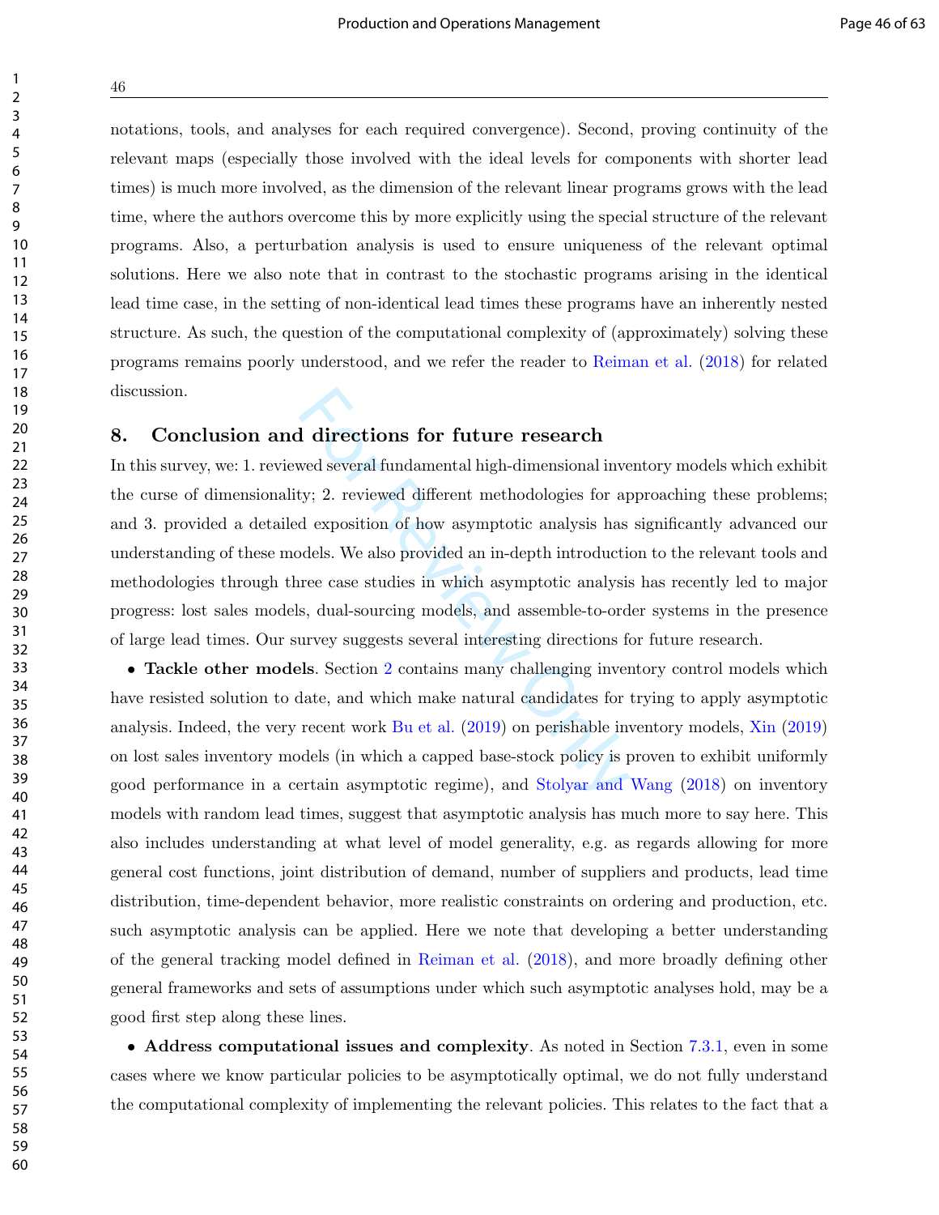notations, tools, and analyses for each required convergence). Second, proving continuity of the relevant maps (especially those involved with the ideal levels for components with shorter lead times) is much more involved, as the dimension of the relevant linear programs grows with the lead time, where the authors overcome this by more explicitly using the special structure of the relevant programs. Also, a perturbation analysis is used to ensure uniqueness of the relevant optimal solutions. Here we also note that in contrast to the stochastic programs arising in the identical lead time case, in the setting of non-identical lead times these programs have an inherently nested structure. As such, the question of the computational complexity of (approximately) solving these programs remains poorly understood, and we refer the reader to Reiman et al. (2018) for related discussion.

## 8. Conclusion and directions for future research

In this survey, we: 1. reviewed several fundamental high-dimensional inventory models which exhibit the curse of dimensionality; 2. reviewed different methodologies for approaching these problems; and 3. provided a detailed exposition of how asymptotic analysis has significantly advanced our understanding of these models. We also provided an in-depth introduction to the relevant tools and methodologies through three case studies in which asymptotic analysis has recently led to major progress: lost sales models, dual-sourcing models, and assemble-to-order systems in the presence of large lead times. Our survey suggests several interesting directions for future research.

- **Tackle other models**. Section 2 contains many challenging inventory control models which have resisted solution to date, and which make natural candidates for trying to apply asymptotic analysis. Indeed, the very recent work Bu et al. (2019) on perishable inventory models, Xin (2019) on lost sales inventory models (in which a capped base-stock policy is proven to exhibit uniformly good performance in a certain asymptotic regime), and Stolyar and Wang (2018) on inventory models with random lead times, suggest that asymptotic analysis has much more to say here. This also includes understanding at what level of model generality, e.g. as regards allowing for more general cost functions, joint distribution of demand, number of suppliers and products, lead time distribution, time-dependent behavior, more realistic constraints on ordering and production, etc. such asymptotic analysis can be applied. Here we note that developing a better understanding of the general tracking model defined in Reiman et al. (2018), and more broadly defining other general frameworks and sets of assumptions under which such asymptotic analyses hold, may be a good first step along these lines.

- **Address computational issues and complexity**. As noted in Section 7.3.1, even in some cases where we know particular policies to be asymptotically optimal, we do not fully understand the computational complexity of implementing the relevant policies. This relates to the fact that a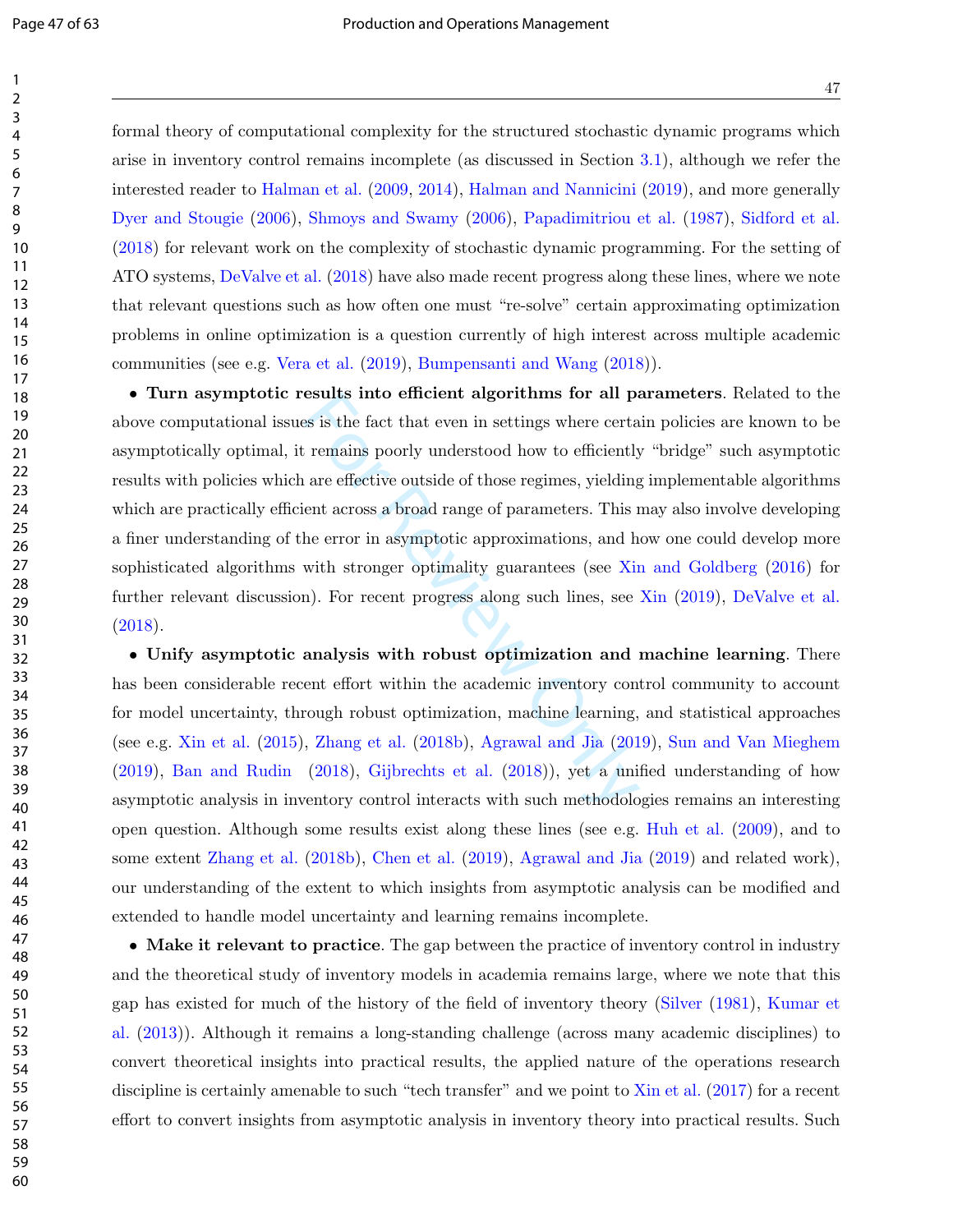formal theory of computational complexity for the structured stochastic dynamic programs which arise in inventory control remains incomplete (as discussed in Section 3.1), although we refer the interested reader to Halman et al. (2009, 2014), Halman and Nannicini (2019), and more generally Dyer and Stougie (2006), Shmoys and Swamy (2006), Papadimitriou et al. (1987), Sidford et al. (2018) for relevant work on the complexity of stochastic dynamic programming. For the setting of ATO systems, DeValve et al. (2018) have also made recent progress along these lines, where we note that relevant questions such as how often one must "re-solve" certain approximating optimization problems in online optimization is a question currently of high interest across multiple academic communities (see e.g. Vera et al. (2019), Bumpensanti and Wang (2018)).

- **Turn asymptotic results into efficient algorithms for all parameters**. Related to the above computational issues is the fact that even in settings where certain policies are known to be asymptotically optimal, it remains poorly understood how to efficiently "bridge" such asymptotic results with policies which are effective outside of those regimes, yielding implementable algorithms which are practically efficient across a broad range of parameters. This may also involve developing a finer understanding of the error in asymptotic approximations, and how one could develop more sophisticated algorithms with stronger optimality guarantees (see Xin and Goldberg (2016) for further relevant discussion). For recent progress along such lines, see Xin (2019), DeValve et al. (2018).

- **Unify asymptotic analysis with robust optimization and machine learning**. There has been considerable recent effort within the academic inventory control community to account for model uncertainty, through robust optimization, machine learning, and statistical approaches (see e.g. Xin et al. (2015), Zhang et al. (2018b), Agrawal and Jia (2019), Sun and Van Mieghem (2019), Ban and Rudin (2018), Gijbrechts et al. (2018)), yet a unified understanding of how asymptotic analysis in inventory control interacts with such methodologies remains an interesting open question. Although some results exist along these lines (see e.g. Huh et al. (2009), and to some extent Zhang et al. (2018b), Chen et al. (2019), Agrawal and Jia (2019) and related work), our understanding of the extent to which insights from asymptotic analysis can be modified and extended to handle model uncertainty and learning remains incomplete.

- **Make it relevant to practice**. The gap between the practice of inventory control in industry and the theoretical study of inventory models in academia remains large, where we note that this gap has existed for much of the history of the field of inventory theory (Silver (1981), Kumar et al. (2013)). Although it remains a long-standing challenge (across many academic disciplines) to convert theoretical insights into practical results, the applied nature of the operations research discipline is certainly amenable to such "tech transfer" and we point to Xin et al. (2017) for a recent effort to convert insights from asymptotic analysis in inventory theory into practical results. Such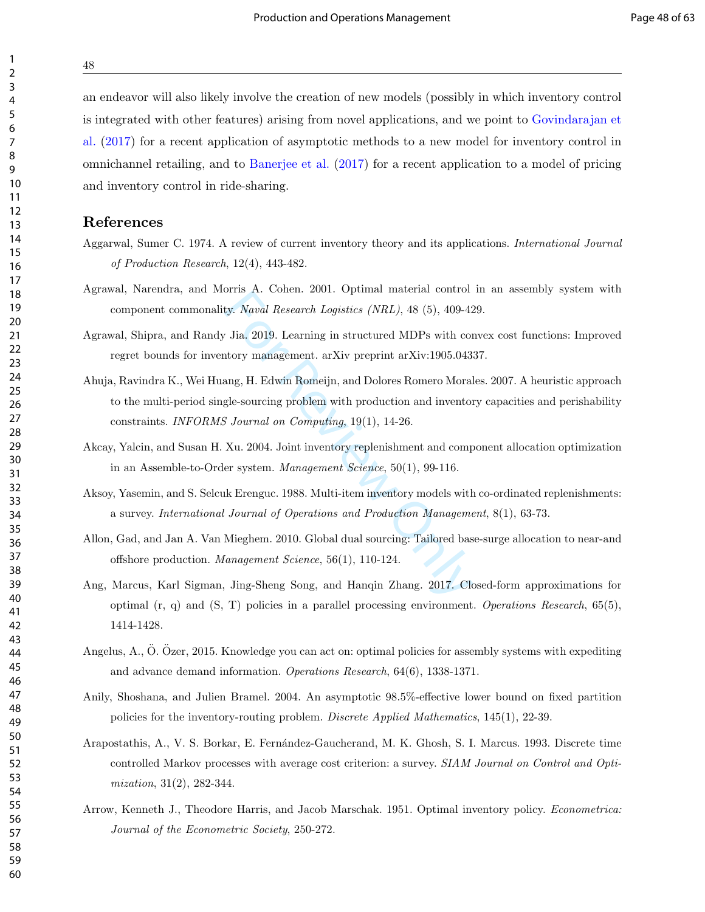an endeavor will also likely involve the creation of new models (possibly in which inventory control is integrated with other features) arising from novel applications, and we point to Govindarajan et al. (2017) for a recent application of asymptotic methods to a new model for inventory control in omnichannel retailing, and to Banerjee et al. (2017) for a recent application to a model of pricing and inventory control in ride-sharing.

## References

Aggarwal, Sumer C. 1974. A review of current inventory theory and its applications. *International Journal of Production Research*, 12(4), 443-482.

Agrawal, Narendra, and Morris A. Cohen. 2001. Optimal material control in an assembly system with component commonality. *Naval Research Logistics (NRL)*, 48 (5), 409-429.

Agrawal, Shipra, and Randy Jia. 2019. Learning in structured MDPs with convex cost functions: Improved regret bounds for inventory management. arXiv preprint arXiv:1905.04337.

Ahuja, Ravindra K., Wei Huang, H. Edwin Romeijn, and Dolores Romero Morales. 2007. A heuristic approach to the multi-period single-sourcing problem with production and inventory capacities and perishability constraints. *INFORMS Journal on Computing*, 19(1), 14-26.

Akcay, Yalcin, and Susan H. Xu. 2004. Joint inventory replenishment and component allocation optimization in an Assemble-to-Order system. *Management Science*, 50(1), 99-116.

Aksoy, Yasemin, and S. Selcuk Erenguc. 1988. Multi-item inventory models with co-ordinated replenishments: a survey. *International Journal of Operations and Production Management*, 8(1), 63-73.

Allon, Gad, and Jan A. Van Mieghem. 2010. Global dual sourcing: Tailored base-surge allocation to near-and offshore production. *Management Science*, 56(1), 110-124.

Ang, Marcus, Karl Sigman, Jing-Sheng Song, and Hanqin Zhang. 2017. Closed-form approximations for optimal (r, q) and (S, T) policies in a parallel processing environment. *Operations Research*, 65(5), 1414-1428.

Angelus, A., Ö. Özer, 2015. Knowledge you can act on: optimal policies for assembly systems with expediting and advance demand information. *Operations Research*, 64(6), 1338-1371.

Anily, Shoshana, and Julien Bramel. 2004. An asymptotic 98.5%-effective lower bound on fixed partition policies for the inventory-routing problem. *Discrete Applied Mathematics*, 145(1), 22-39.

Arapostathis, A., V. S. Borkar, E. Fernández-Gaucherand, M. K. Ghosh, S. I. Marcus. 1993. Discrete time controlled Markov processes with average cost criterion: a survey. *SIAM Journal on Control and Optimization*, 31(2), 282-344.

Arrow, Kenneth J., Theodore Harris, and Jacob Marschak. 1951. Optimal inventory policy. *Econometrica: Journal of the Econometric Society*, 250-272.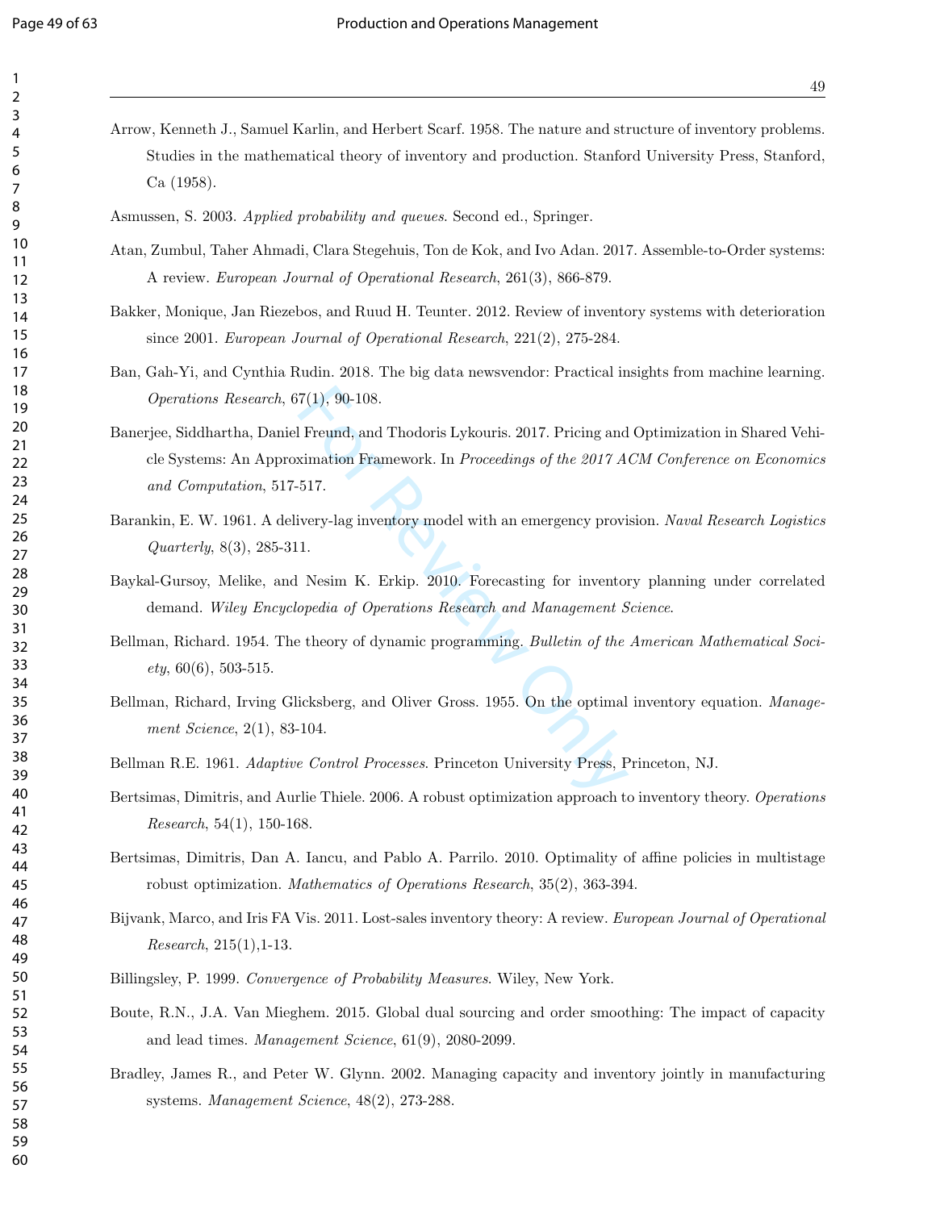Arrow, Kenneth J., Samuel Karlin, and Herbert Scarf. 1958. The nature and structure of inventory problems. Studies in the mathematical theory of inventory and production. Stanford University Press, Stanford, Ca (1958).

Asmussen, S. 2003. *Applied probability and queues*. Second ed., Springer.

Atan, Zumbul, Taher Ahmadi, Clara Stegehuis, Ton de Kok, and Ivo Adan. 2017. Assemble-to-Order systems: A review. *European Journal of Operational Research*, 261(3), 866-879.

Bakker, Monique, Jan Riezebos, and Ruud H. Teunter. 2012. Review of inventory systems with deterioration since 2001. *European Journal of Operational Research*, 221(2), 275-284.

Ban, Gah-Yi, and Cynthia Rudin. 2018. The big data newsvendor: Practical insights from machine learning. *Operations Research*, 67(1), 90-108.

Banerjee, Siddhartha, Daniel Freund, and Thodoris Lykouris. 2017. Pricing and Optimization in Shared Vehicle Systems: An Approximation Framework. In *Proceedings of the 2017 ACM Conference on Economics and Computation*, 517-517.

Barankin, E. W. 1961. A delivery-lag inventory model with an emergency provision. *Naval Research Logistics Quarterly*, 8(3), 285-311.

Baykal-Gursoy, Melike, and Nesim K. Erkip. 2010. Forecasting for inventory planning under correlated demand. *Wiley Encyclopedia of Operations Research and Management Science*.

Bellman, Richard. 1954. The theory of dynamic programming. *Bulletin of the American Mathematical Society*, 60(6), 503-515.

Bellman, Richard, Irving Glicksberg, and Oliver Gross. 1955. On the optimal inventory equation. *Management Science*, 2(1), 83-104.

Bellman R.E. 1961. *Adaptive Control Processes*. Princeton University Press, Princeton, NJ.

Bertsimas, Dimitris, and Aurlie Thiele. 2006. A robust optimization approach to inventory theory. *Operations Research*, 54(1), 150-168.

Bertsimas, Dimitris, Dan A. Iancu, and Pablo A. Parrilo. 2010. Optimality of affine policies in multistage robust optimization. *Mathematics of Operations Research*, 35(2), 363-394.

Bijvank, Marco, and Iris FA Vis. 2011. Lost-sales inventory theory: A review. *European Journal of Operational Research*, 215(1),1-13.

Billingsley, P. 1999. *Convergence of Probability Measures*. Wiley, New York.

Boute, R.N., J.A. Van Mieghem. 2015. Global dual sourcing and order smoothing: The impact of capacity and lead times. *Management Science*, 61(9), 2080-2099.

Bradley, James R., and Peter W. Glynn. 2002. Managing capacity and inventory jointly in manufacturing systems. *Management Science*, 48(2), 273-288.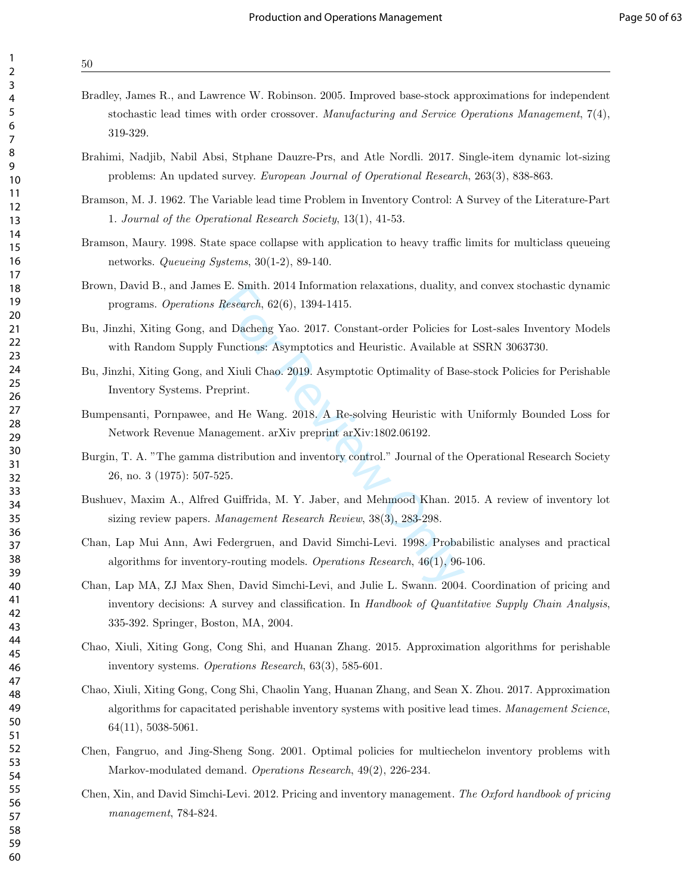Bradley, James R., and Lawrence W. Robinson. 2005. Improved base-stock approximations for independent stochastic lead times with order crossover. *Manufacturing and Service Operations Management*, 7(4), 319-329.

Brahimi, Nadjib, Nabil Absi, Stphane Dauzre-Prs, and Atle Nordli. 2017. Single-item dynamic lot-sizing problems: An updated survey. *European Journal of Operational Research*, 263(3), 838-863.

Bramson, M. J. 1962. The Variable lead time Problem in Inventory Control: A Survey of the Literature-Part 1. *Journal of the Operational Research Society*, 13(1), 41-53.

Bramson, Maury. 1998. State space collapse with application to heavy traffic limits for multiclass queueing networks. *Queueing Systems*, 30(1-2), 89-140.

Brown, David B., and James E. Smith. 2014 Information relaxations, duality, and convex stochastic dynamic programs. *Operations Research*, 62(6), 1394-1415.

Bu, Jinzhi, Xiting Gong, and Dacheng Yao. 2017. Constant-order Policies for Lost-sales Inventory Models with Random Supply Functions: Asymptotics and Heuristic. Available at SSRN 3063730.

Bu, Jinzhi, Xiting Gong, and Xiuli Chao. 2019. Asymptotic Optimality of Base-stock Policies for Perishable Inventory Systems. Preprint.

Bumpensanti, Pornpawee, and He Wang. 2018. A Re-solving Heuristic with Uniformly Bounded Loss for Network Revenue Management. arXiv preprint arXiv:1802.06192.

Burgin, T. A. "The gamma distribution and inventory control." Journal of the Operational Research Society 26, no. 3 (1975): 507-525.

Bushuev, Maxim A., Alfred Guiffrida, M. Y. Jaber, and Mehmood Khan. 2015. A review of inventory lot sizing review papers. *Management Research Review*, 38(3), 283-298.

Chan, Lap Mui Ann, Awi Federgruen, and David Simchi-Levi. 1998. Probabilistic analyses and practical algorithms for inventory-routing models. *Operations Research*, 46(1), 96-106.

Chan, Lap MA, ZJ Max Shen, David Simchi-Levi, and Julie L. Swann. 2004. Coordination of pricing and inventory decisions: A survey and classification. In *Handbook of Quantitative Supply Chain Analysis*, 335-392. Springer, Boston, MA, 2004.

Chao, Xiuli, Xiting Gong, Cong Shi, and Huanan Zhang. 2015. Approximation algorithms for perishable inventory systems. *Operations Research*, 63(3), 585-601.

Chao, Xiuli, Xiting Gong, Cong Shi, Chaolin Yang, Huanan Zhang, and Sean X. Zhou. 2017. Approximation algorithms for capacitated perishable inventory systems with positive lead times. *Management Science*, 64(11), 5038-5061.

Chen, Fangruo, and Jing-Sheng Song. 2001. Optimal policies for multiechelon inventory problems with Markov-modulated demand. *Operations Research*, 49(2), 226-234.

Chen, Xin, and David Simchi-Levi. 2012. Pricing and inventory management. *The Oxford handbook of pricing management*, 784-824.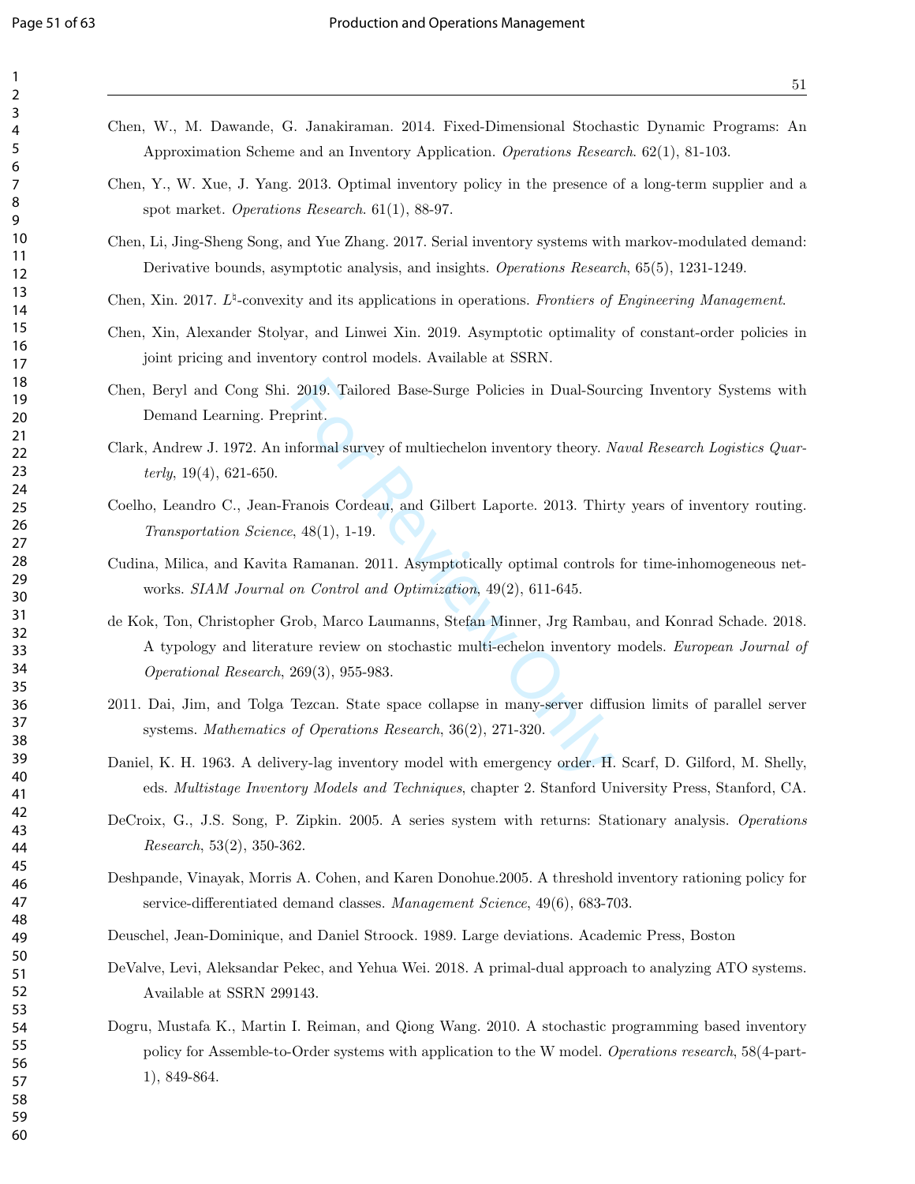Chen, W., M. Dawande, G. Janakiraman. 2014. Fixed-Dimensional Stochastic Dynamic Programs: An Approximation Scheme and an Inventory Application. *Operations Research*. 62(1), 81-103.

Chen, Y., W. Xue, J. Yang. 2013. Optimal inventory policy in the presence of a long-term supplier and a spot market. *Operations Research*. 61(1), 88-97.

Chen, Li, Jing-Sheng Song, and Yue Zhang. 2017. Serial inventory systems with markov-modulated demand: Derivative bounds, asymptotic analysis, and insights. *Operations Research*, 65(5), 1231-1249.

Chen, Xin. 2017. $L^\natural$-convexity and its applications in operations. *Frontiers of Engineering Management*.

Chen, Xin, Alexander Stolyar, and Linwei Xin. 2019. Asymptotic optimality of constant-order policies in joint pricing and inventory control models. Available at SSRN.

Chen, Beryl and Cong Shi. 2019. Tailored Base-Surge Policies in Dual-Sourcing Inventory Systems with Demand Learning. Preprint.

Clark, Andrew J. 1972. An informal survey of multiechelon inventory theory. *Naval Research Logistics Quarterly*, 19(4), 621-650.

Coelho, Leandro C., Jean-Franois Cordeau, and Gilbert Laporte. 2013. Thirty years of inventory routing. *Transportation Science*, 48(1), 1-19.

Cudina, Milica, and Kavita Ramanan. 2011. Asymptotically optimal controls for time-inhomogeneous networks. *SIAM Journal on Control and Optimization*, 49(2), 611-645.

de Kok, Ton, Christopher Grob, Marco Laumanns, Stefan Minner, Jrg Rambau, and Konrad Schade. 2018. A typology and literature review on stochastic multi-echelon inventory models. *European Journal of Operational Research*, 269(3), 955-983.

2011. Dai, Jim, and Tolga Tezcan. State space collapse in many-server diffusion limits of parallel server systems. *Mathematics of Operations Research*, 36(2), 271-320.

Daniel, K. H. 1963. A delivery-lag inventory model with emergency order. H. Scarf, D. Gilford, M. Shelly, eds. *Multistage Inventory Models and Techniques*, chapter 2. Stanford University Press, Stanford, CA.

DeCroix, G., J.S. Song, P. Zipkin. 2005. A series system with returns: Stationary analysis. *Operations Research*, 53(2), 350-362.

Deshpande, Vinayak, Morris A. Cohen, and Karen Donohue.2005. A threshold inventory rationing policy for service-differentiated demand classes. *Management Science*, 49(6), 683-703.

Deuschel, Jean-Dominique, and Daniel Stroock. 1989. Large deviations. Academic Press, Boston

DeValve, Levi, Aleksandar Pekec, and Yehua Wei. 2018. A primal-dual approach to analyzing ATO systems. Available at SSRN 299143.

Dogru, Mustafa K., Martin I. Reiman, and Qiong Wang. 2010. A stochastic programming based inventory policy for Assemble-to-Order systems with application to the W model. *Operations research*, 58(4-part-1), 849-864.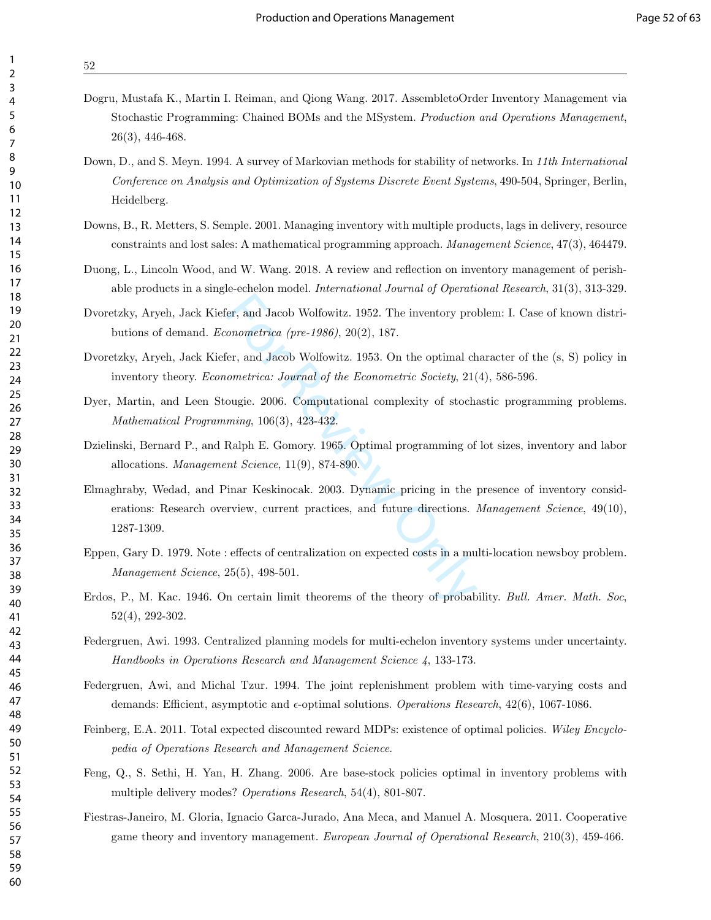Dogru, Mustafa K., Martin I. Reiman, and Qiong Wang. 2017. AssembletoOrder Inventory Management via Stochastic Programming: Chained BOMs and the MSystem. *Production and Operations Management*, 26(3), 446-468.

Down, D., and S. Meyn. 1994. A survey of Markovian methods for stability of networks. In *11th International Conference on Analysis and Optimization of Systems Discrete Event Systems*, 490-504, Springer, Berlin, Heidelberg.

Downs, B., R. Metters, S. Semple. 2001. Managing inventory with multiple products, lags in delivery, resource constraints and lost sales: A mathematical programming approach. *Management Science*, 47(3), 464479.

Duong, L., Lincoln Wood, and W. Wang. 2018. A review and reflection on inventory management of perishable products in a single-echelon model. *International Journal of Operational Research*, 31(3), 313-329.

Dvoretzky, Aryeh, Jack Kiefer, and Jacob Wolfowitz. 1952. The inventory problem: I. Case of known distributions of demand. *Econometrica (pre-1986)*, 20(2), 187.

Dvoretzky, Aryeh, Jack Kiefer, and Jacob Wolfowitz. 1953. On the optimal character of the (s, S) policy in inventory theory. *Econometrica: Journal of the Econometric Society*, 21(4), 586-596.

Dyer, Martin, and Leen Stougie. 2006. Computational complexity of stochastic programming problems. *Mathematical Programming*, 106(3), 423-432.

Dzielinski, Bernard P., and Ralph E. Gomory. 1965. Optimal programming of lot sizes, inventory and labor allocations. *Management Science*, 11(9), 874-890.

Elmaghraby, Wedad, and Pinar Keskinocak. 2003. Dynamic pricing in the presence of inventory considerations: Research overview, current practices, and future directions. *Management Science*, 49(10), 1287-1309.

Eppen, Gary D. 1979. Note : effects of centralization on expected costs in a multi-location newsboy problem. *Management Science*, 25(5), 498-501.

Erdos, P., M. Kac. 1946. On certain limit theorems of the theory of probability. *Bull. Amer. Math. Soc*, 52(4), 292-302.

Federgruen, Awi. 1993. Centralized planning models for multi-echelon inventory systems under uncertainty. *Handbooks in Operations Research and Management Science 4*, 133-173.

Federgruen, Awi, and Michal Tzur. 1994. The joint replenishment problem with time-varying costs and demands: Efficient, asymptotic and $\epsilon$-optimal solutions. *Operations Research*, 42(6), 1067-1086.

Feinberg, E.A. 2011. Total expected discounted reward MDPs: existence of optimal policies. *Wiley Encyclopedia of Operations Research and Management Science*.

Feng, Q., S. Sethi, H. Yan, H. Zhang. 2006. Are base-stock policies optimal in inventory problems with multiple delivery modes? *Operations Research*, 54(4), 801-807.

Fiestras-Janeiro, M. Gloria, Ignacio Garca-Jurado, Ana Meca, and Manuel A. Mosquera. 2011. Cooperative game theory and inventory management. *European Journal of Operational Research*, 210(3), 459-466.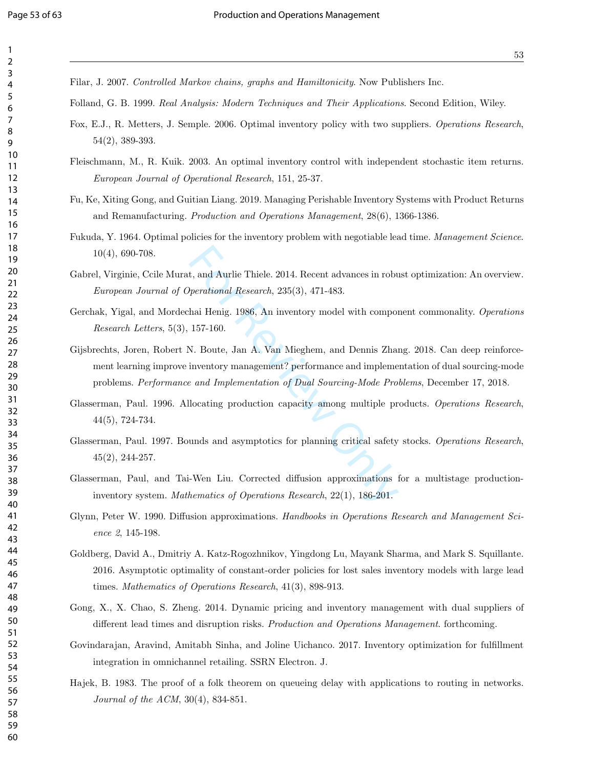Filar, J. 2007. *Controlled Markov chains, graphs and Hamiltonicity*. Now Publishers Inc.

Folland, G. B. 1999. *Real Analysis: Modern Techniques and Their Applications*. Second Edition, Wiley.

Fox, E.J., R. Metters, J. Semple. 2006. Optimal inventory policy with two suppliers. *Operations Research*, 54(2), 389-393.

Fleischmann, M., R. Kuik. 2003. An optimal inventory control with independent stochastic item returns. *European Journal of Operational Research*, 151, 25-37.

Fu, Ke, Xiting Gong, and Guitian Liang. 2019. Managing Perishable Inventory Systems with Product Returns and Remanufacturing. *Production and Operations Management*, 28(6), 1366-1386.

Fukuda, Y. 1964. Optimal policies for the inventory problem with negotiable lead time. *Management Science*. 10(4), 690-708.

Gabrel, Virginie, Ccile Murat, and Aurlie Thiele. 2014. Recent advances in robust optimization: An overview. *European Journal of Operational Research*, 235(3), 471-483.

Gerchak, Yigal, and Mordechai Henig. 1986, An inventory model with component commonality. *Operations Research Letters*, 5(3), 157-160.

Gijsbrechts, Joren, Robert N. Boute, Jan A. Van Mieghem, and Dennis Zhang. 2018. Can deep reinforcement learning improve inventory management? performance and implementation of dual sourcing-mode problems. *Performance and Implementation of Dual Sourcing-Mode Problems*, December 17, 2018.

Glasserman, Paul. 1996. Allocating production capacity among multiple products. *Operations Research*, 44(5), 724-734.

Glasserman, Paul. 1997. Bounds and asymptotics for planning critical safety stocks. *Operations Research*, 45(2), 244-257.

Glasserman, Paul, and Tai-Wen Liu. Corrected diffusion approximations for a multistage production-inventory system. *Mathematics of Operations Research*, 22(1), 186-201.

Glynn, Peter W. 1990. Diffusion approximations. *Handbooks in Operations Research and Management Science 2*, 145-198.

Goldberg, David A., Dmitriy A. Katz-Rogozhnikov, Yingdong Lu, Mayank Sharma, and Mark S. Squillante. 2016. Asymptotic optimality of constant-order policies for lost sales inventory models with large lead times. *Mathematics of Operations Research*, 41(3), 898-913.

Gong, X., X. Chao, S. Zheng. 2014. Dynamic pricing and inventory management with dual suppliers of different lead times and disruption risks. *Production and Operations Management*. forthcoming.

Govindarajan, Aravind, Amitabh Sinha, and Joline Uichanco. 2017. Inventory optimization for fulfillment integration in omnichannel retailing. SSRN Electron. J.

Hajek, B. 1983. The proof of a folk theorem on queueing delay with applications to routing in networks. *Journal of the ACM*, 30(4), 834-851.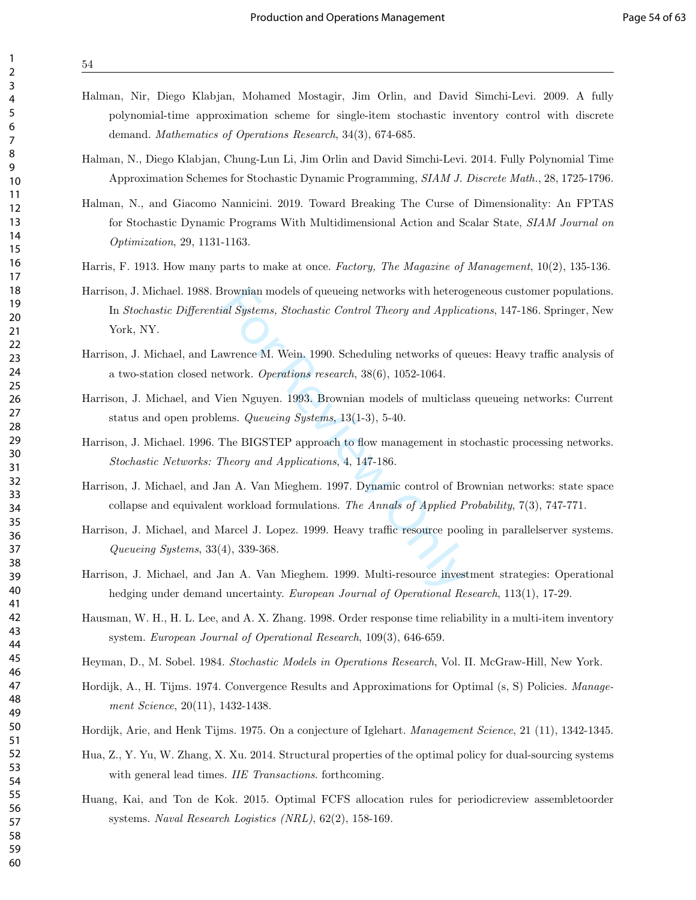Halman, Nir, Diego Klabjan, Mohamed Mostagir, Jim Orlin, and David Simchi-Levi. 2009. A fully polynomial-time approximation scheme for single-item stochastic inventory control with discrete demand. *Mathematics of Operations Research*, 34(3), 674-685.

Halman, N., Diego Klabjan, Chung-Lun Li, Jim Orlin and David Simchi-Levi. 2014. Fully Polynomial Time Approximation Schemes for Stochastic Dynamic Programming, *SIAM J. Discrete Math.*, 28, 1725-1796.

Halman, N., and Giacomo Nannicini. 2019. Toward Breaking The Curse of Dimensionality: An FPTAS for Stochastic Dynamic Programs With Multidimensional Action and Scalar State, *SIAM Journal on Optimization*, 29, 1131-1163.

Harris, F. 1913. How many parts to make at once. *Factory, The Magazine of Management*, 10(2), 135-136.

Harrison, J. Michael. 1988. Brownian models of queueing networks with heterogeneous customer populations. In *Stochastic Differential Systems, Stochastic Control Theory and Applications*, 147-186. Springer, New York, NY.

Harrison, J. Michael, and Lawrence M. Wein. 1990. Scheduling networks of queues: Heavy traffic analysis of a two-station closed network. *Operations research*, 38(6), 1052-1064.

Harrison, J. Michael, and Vien Nguyen. 1993. Brownian models of multiclass queueing networks: Current status and open problems. *Queueing Systems*, 13(1-3), 5-40.

Harrison, J. Michael. 1996. The BIGSTEP approach to flow management in stochastic processing networks. *Stochastic Networks: Theory and Applications*, 4, 147-186.

Harrison, J. Michael, and Jan A. Van Mieghem. 1997. Dynamic control of Brownian networks: state space collapse and equivalent workload formulations. *The Annals of Applied Probability*, 7(3), 747-771.

Harrison, J. Michael, and Marcel J. Lopez. 1999. Heavy traffic resource pooling in parallelserver systems. *Queueing Systems*, 33(4), 339-368.

Harrison, J. Michael, and Jan A. Van Mieghem. 1999. Multi-resource investment strategies: Operational hedging under demand uncertainty. *European Journal of Operational Research*, 113(1), 17-29.

Hausman, W. H., H. L. Lee, and A. X. Zhang. 1998. Order response time reliability in a multi-item inventory system. *European Journal of Operational Research*, 109(3), 646-659.

Heyman, D., M. Sobel. 1984. *Stochastic Models in Operations Research*, Vol. II. McGraw-Hill, New York.

Hordijk, A., H. Tijms. 1974. Convergence Results and Approximations for Optimal (s, S) Policies. *Management Science*, 20(11), 1432-1438.

Hordijk, Arie, and Henk Tijms. 1975. On a conjecture of Iglehart. *Management Science*, 21 (11), 1342-1345.

Hua, Z., Y. Yu, W. Zhang, X. Xu. 2014. Structural properties of the optimal policy for dual-sourcing systems with general lead times. *IIE Transactions*. forthcoming.

Huang, Kai, and Ton de Kok. 2015. Optimal FCFS allocation rules for periodicreview assembletoorder systems. *Naval Research Logistics (NRL)*, 62(2), 158-169.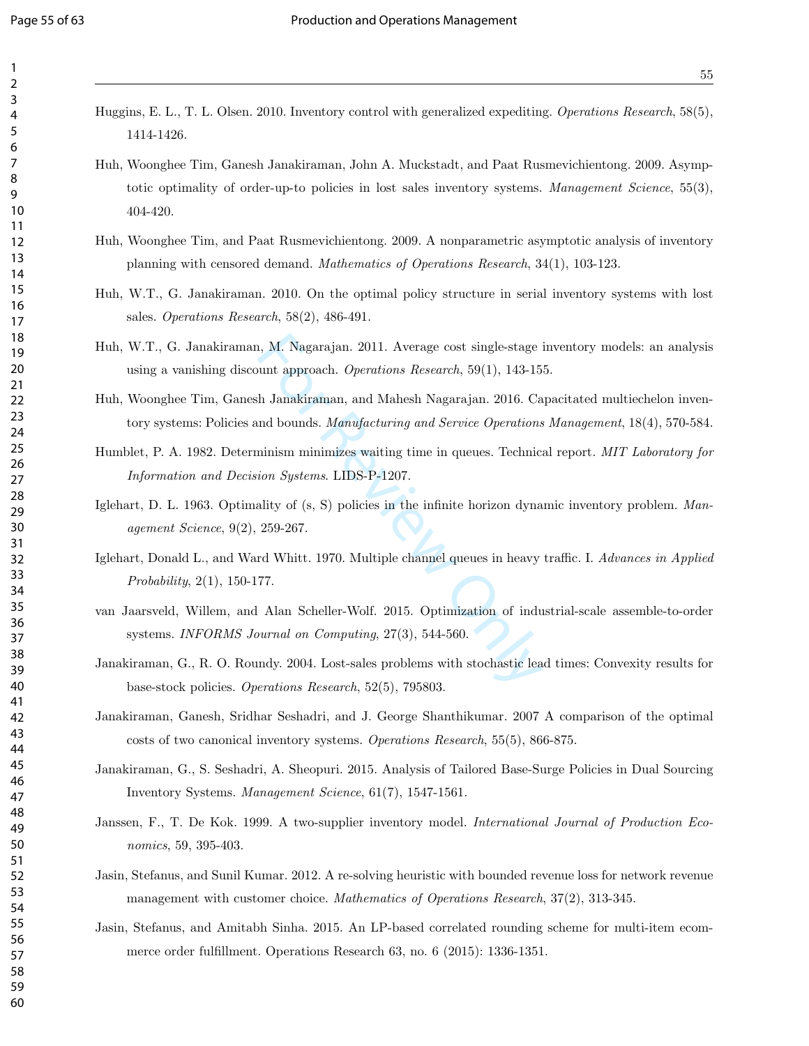Huggins, E. L., T. L. Olsen. 2010. Inventory control with generalized expediting. *Operations Research*, 58(5), 1414-1426.

Huh, Woonghee Tim, Ganesh Janakiraman, John A. Muckstadt, and Paat Rusmevichientong. 2009. Asymptotic optimality of order-up-to policies in lost sales inventory systems. *Management Science*, 55(3), 404-420.

Huh, Woonghee Tim, and Paat Rusmevichientong. 2009. A nonparametric asymptotic analysis of inventory planning with censored demand. *Mathematics of Operations Research*, 34(1), 103-123.

Huh, W.T., G. Janakiraman. 2010. On the optimal policy structure in serial inventory systems with lost sales. *Operations Research*, 58(2), 486-491.

Huh, W.T., G. Janakiraman, M. Nagarajan. 2011. Average cost single-stage inventory models: an analysis using a vanishing discount approach. *Operations Research*, 59(1), 143-155.

Huh, Woonghee Tim, Ganesh Janakiraman, and Mahesh Nagarajan. 2016. Capacitated multiechelon inventory systems: Policies and bounds. *Manufacturing and Service Operations Management*, 18(4), 570-584.

Humblet, P. A. 1982. Determinism minimizes waiting time in queues. Technical report. *MIT Laboratory for Information and Decision Systems*. LIDS-P-1207.

Iglehart, D. L. 1963. Optimality of (s, S) policies in the infinite horizon dynamic inventory problem. *Management Science*, 9(2), 259-267.

Iglehart, Donald L., and Ward Whitt. 1970. Multiple channel queues in heavy traffic. I. *Advances in Applied Probability*, 2(1), 150-177.

van Jaarsveld, Willem, and Alan Scheller-Wolf. 2015. Optimization of industrial-scale assemble-to-order systems. *INFORMS Journal on Computing*, 27(3), 544-560.

Janakiraman, G., R. O. Roundy. 2004. Lost-sales problems with stochastic lead times: Convexity results for base-stock policies. *Operations Research*, 52(5), 795803.

Janakiraman, Ganesh, Sridhar Seshadri, and J. George Shanthikumar. 2007 A comparison of the optimal costs of two canonical inventory systems. *Operations Research*, 55(5), 866-875.

Janakiraman, G., S. Seshadri, A. Sheopuri. 2015. Analysis of Tailored Base-Surge Policies in Dual Sourcing Inventory Systems. *Management Science*, 61(7), 1547-1561.

Janssen, F., T. De Kok. 1999. A two-supplier inventory model. *International Journal of Production Economics*, 59, 395-403.

Jasin, Stefanus, and Sunil Kumar. 2012. A re-solving heuristic with bounded revenue loss for network revenue management with customer choice. *Mathematics of Operations Research*, 37(2), 313-345.

Jasin, Stefanus, and Amitabh Sinha. 2015. An LP-based correlated rounding scheme for multi-item ecommerce order fulfillment. Operations Research 63, no. 6 (2015): 1336-1351.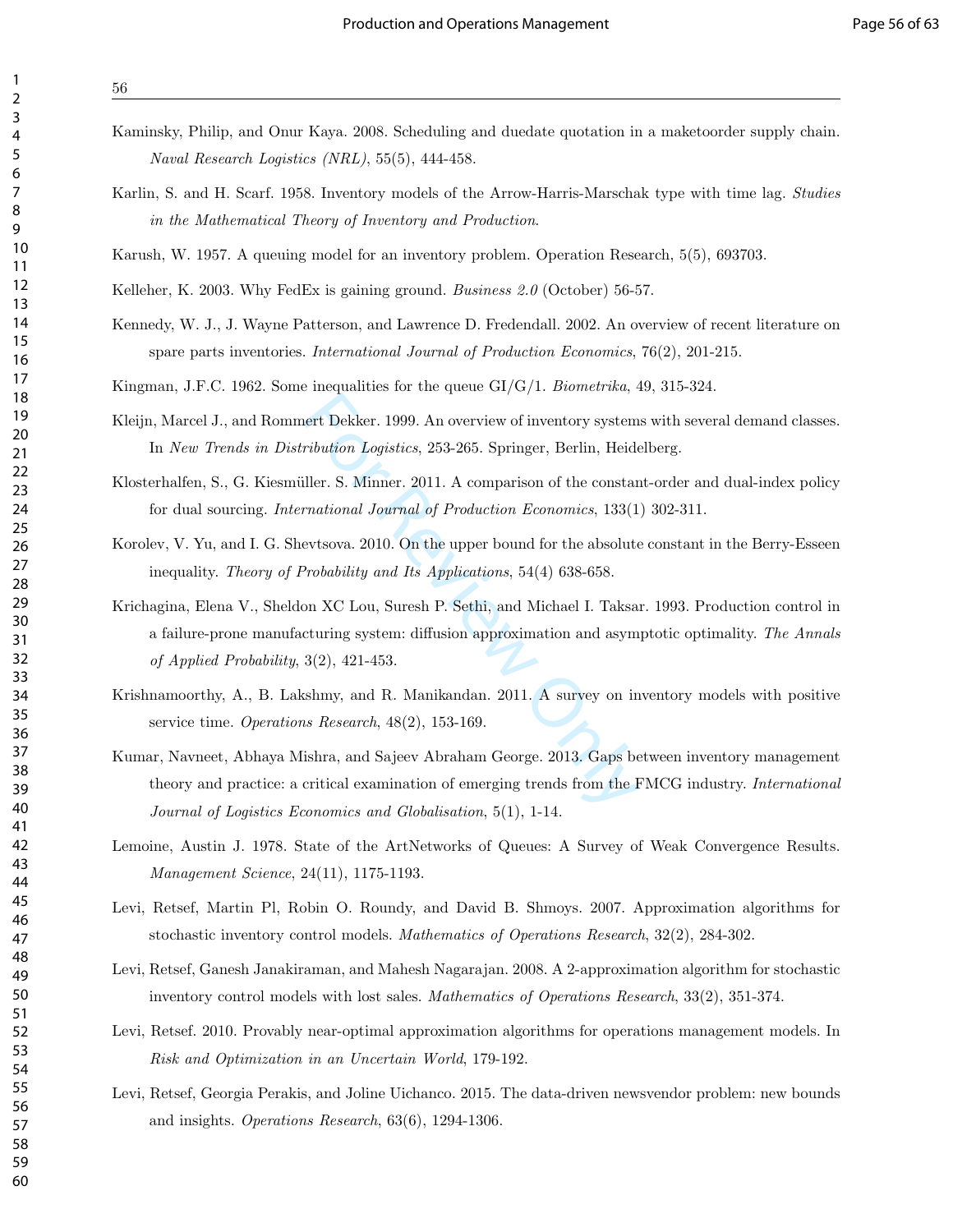Kaminsky, Philip, and Onur Kaya. 2008. Scheduling and duedate quotation in a maketoorder supply chain. *Naval Research Logistics (NRL)*, 55(5), 444-458.

Karlin, S. and H. Scarf. 1958. Inventory models of the Arrow-Harris-Marschak type with time lag. *Studies in the Mathematical Theory of Inventory and Production*.

Karush, W. 1957. A queuing model for an inventory problem. Operation Research, 5(5), 693703.

Kelleher, K. 2003. Why FedEx is gaining ground. *Business 2.0* (October) 56-57.

Kennedy, W. J., J. Wayne Patterson, and Lawrence D. Fredendall. 2002. An overview of recent literature on spare parts inventories. *International Journal of Production Economics*, 76(2), 201-215.

Kingman, J.F.C. 1962. Some inequalities for the queue GI/G/1. *Biometrika*, 49, 315-324.

Kleijn, Marcel J., and Rommert Dekker. 1999. An overview of inventory systems with several demand classes. In *New Trends in Distribution Logistics*, 253-265. Springer, Berlin, Heidelberg.

Klosterhalfen, S., G. Kiesmüller. S. Minner. 2011. A comparison of the constant-order and dual-index policy for dual sourcing. *International Journal of Production Economics*, 133(1) 302-311.

Korolev, V. Yu, and I. G. Shevtsova. 2010. On the upper bound for the absolute constant in the Berry-Esseen inequality. *Theory of Probability and Its Applications*, 54(4) 638-658.

Krichagina, Elena V., Sheldon XC Lou, Suresh P. Sethi, and Michael I. Taksar. 1993. Production control in a failure-prone manufacturing system: diffusion approximation and asymptotic optimality. *The Annals of Applied Probability*, 3(2), 421-453.

Krishnamoorthy, A., B. Lakshmy, and R. Manikandan. 2011. A survey on inventory models with positive service time. *Operations Research*, 48(2), 153-169.

Kumar, Navneet, Abhaya Mishra, and Sajeev Abraham George. 2013. Gaps between inventory management theory and practice: a critical examination of emerging trends from the FMCG industry. *International Journal of Logistics Economics and Globalisation*, 5(1), 1-14.

Lemoine, Austin J. 1978. State of the ArtNetworks of Queues: A Survey of Weak Convergence Results. *Management Science*, 24(11), 1175-1193.

Levi, Retsef, Martin Pl, Robin O. Roundy, and David B. Shmoys. 2007. Approximation algorithms for stochastic inventory control models. *Mathematics of Operations Research*, 32(2), 284-302.

Levi, Retsef, Ganesh Janakiraman, and Mahesh Nagarajan. 2008. A 2-approximation algorithm for stochastic inventory control models with lost sales. *Mathematics of Operations Research*, 33(2), 351-374.

Levi, Retsef. 2010. Provably near-optimal approximation algorithms for operations management models. In *Risk and Optimization in an Uncertain World*, 179-192.

Levi, Retsef, Georgia Perakis, and Joline Uichanco. 2015. The data-driven newsvendor problem: new bounds and insights. *Operations Research*, 63(6), 1294-1306.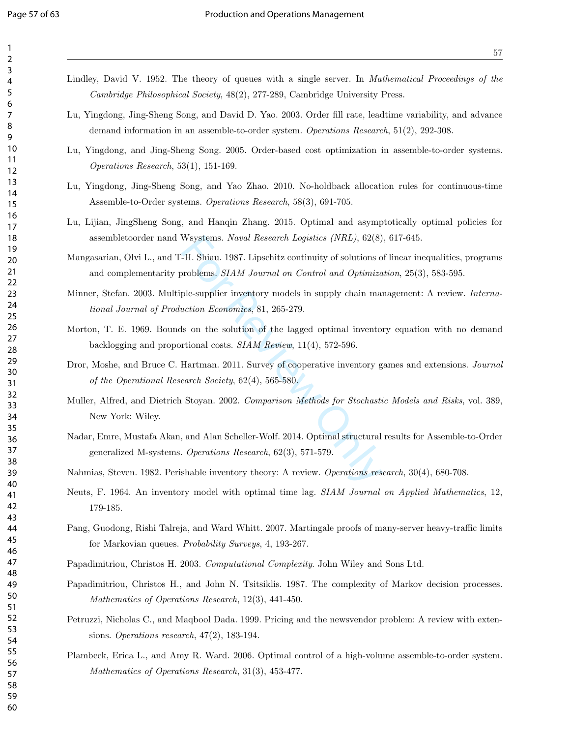Lindley, David V. 1952. The theory of queues with a single server. In *Mathematical Proceedings of the Cambridge Philosophical Society*, 48(2), 277-289, Cambridge University Press.

Lu, Yingdong, Jing-Sheng Song, and David D. Yao. 2003. Order fill rate, leadtime variability, and advance demand information in an assemble-to-order system. *Operations Research*, 51(2), 292-308.

Lu, Yingdong, and Jing-Sheng Song. 2005. Order-based cost optimization in assemble-to-order systems. *Operations Research*, 53(1), 151-169.

Lu, Yingdong, Jing-Sheng Song, and Yao Zhao. 2010. No-holdback allocation rules for continuous-time Assemble-to-Order systems. *Operations Research*, 58(3), 691-705.

Lu, Lijian, JingSheng Song, and Hanqin Zhang. 2015. Optimal and asymptotically optimal policies for assembletoorder nand Wsystems. *Naval Research Logistics (NRL)*, 62(8), 617-645.

Mangasarian, Olvi L., and T-H. Shiau. 1987. Lipschitz continuity of solutions of linear inequalities, programs and complementarity problems. *SIAM Journal on Control and Optimization*, 25(3), 583-595.

Minner, Stefan. 2003. Multiple-supplier inventory models in supply chain management: A review. *International Journal of Production Economics*, 81, 265-279.

Morton, T. E. 1969. Bounds on the solution of the lagged optimal inventory equation with no demand backlogging and proportional costs. *SIAM Review*, 11(4), 572-596.

Dror, Moshe, and Bruce C. Hartman. 2011. Survey of cooperative inventory games and extensions. *Journal of the Operational Research Society*, 62(4), 565-580.

Muller, Alfred, and Dietrich Stoyan. 2002. *Comparison Methods for Stochastic Models and Risks*, vol. 389, New York: Wiley.

Nadar, Emre, Mustafa Akan, and Alan Scheller-Wolf. 2014. Optimal structural results for Assemble-to-Order generalized M-systems. *Operations Research*, 62(3), 571-579.

Nahmias, Steven. 1982. Perishable inventory theory: A review. *Operations research*, 30(4), 680-708.

Neuts, F. 1964. An inventory model with optimal time lag. *SIAM Journal on Applied Mathematics*, 12, 179-185.

Pang, Guodong, Rishi Talreja, and Ward Whitt. 2007. Martingale proofs of many-server heavy-traffic limits for Markovian queues. *Probability Surveys*, 4, 193-267.

Papadimitriou, Christos H. 2003. *Computational Complexity*. John Wiley and Sons Ltd.

Papadimitriou, Christos H., and John N. Tsitsiklis. 1987. The complexity of Markov decision processes. *Mathematics of Operations Research*, 12(3), 441-450.

Petruzzi, Nicholas C., and Maqbool Dada. 1999. Pricing and the newsvendor problem: A review with extensions. *Operations research*, 47(2), 183-194.

Plambeck, Erica L., and Amy R. Ward. 2006. Optimal control of a high-volume assemble-to-order system. *Mathematics of Operations Research*, 31(3), 453-477.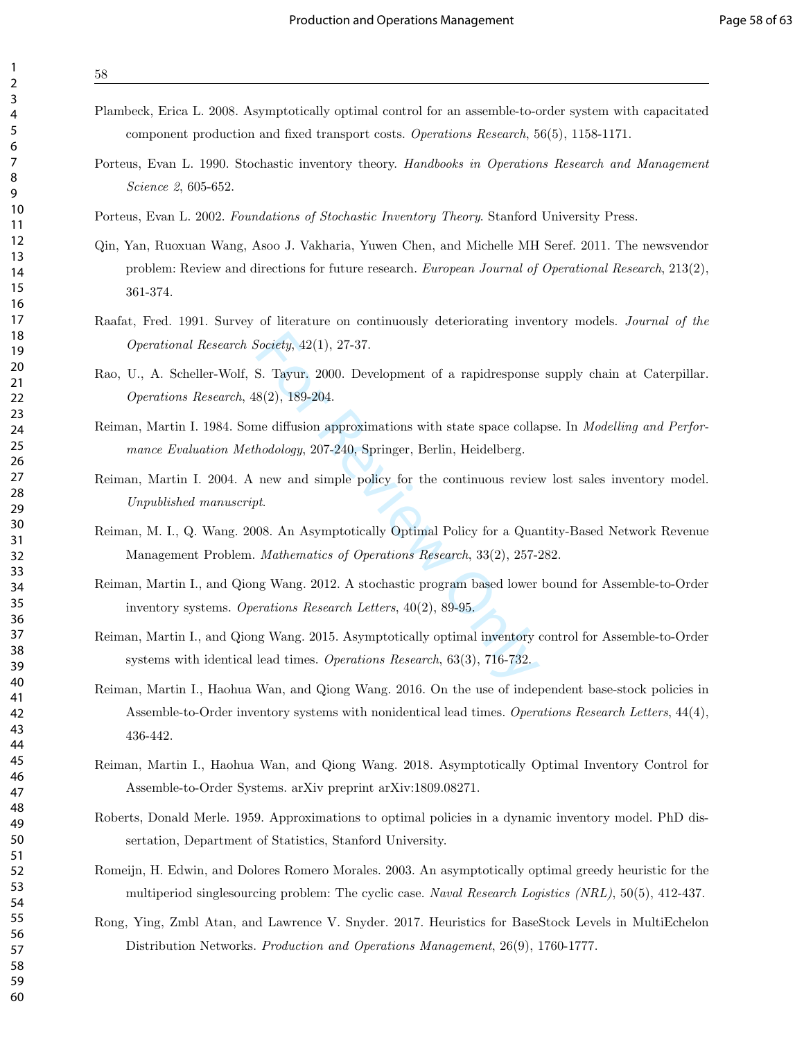Plambeck, Erica L. 2008. Asymptotically optimal control for an assemble-to-order system with capacitated component production and fixed transport costs. *Operations Research*, 56(5), 1158-1171.

Porteus, Evan L. 1990. Stochastic inventory theory. *Handbooks in Operations Research and Management Science 2*, 605-652.

Porteus, Evan L. 2002. *Foundations of Stochastic Inventory Theory*. Stanford University Press.

Qin, Yan, Ruoxuan Wang, Asoo J. Vakharia, Yuwen Chen, and Michelle MH Seref. 2011. The newsvendor problem: Review and directions for future research. *European Journal of Operational Research*, 213(2), 361-374.

Raafat, Fred. 1991. Survey of literature on continuously deteriorating inventory models. *Journal of the Operational Research Society*, 42(1), 27-37.

Rao, U., A. Scheller-Wolf, S. Tayur. 2000. Development of a rapidresponse supply chain at Caterpillar. *Operations Research*, 48(2), 189-204.

Reiman, Martin I. 1984. Some diffusion approximations with state space collapse. In *Modelling and Performance Evaluation Methodology*, 207-240, Springer, Berlin, Heidelberg.

Reiman, Martin I. 2004. A new and simple policy for the continuous review lost sales inventory model. *Unpublished manuscript*.

Reiman, M. I., Q. Wang. 2008. An Asymptotically Optimal Policy for a Quantity-Based Network Revenue Management Problem. *Mathematics of Operations Research*, 33(2), 257-282.

Reiman, Martin I., and Qiong Wang. 2012. A stochastic program based lower bound for Assemble-to-Order inventory systems. *Operations Research Letters*, 40(2), 89-95.

Reiman, Martin I., and Qiong Wang. 2015. Asymptotically optimal inventory control for Assemble-to-Order systems with identical lead times. *Operations Research*, 63(3), 716-732.

Reiman, Martin I., Haohua Wan, and Qiong Wang. 2016. On the use of independent base-stock policies in Assemble-to-Order inventory systems with nonidentical lead times. *Operations Research Letters*, 44(4), 436-442.

Reiman, Martin I., Haohua Wan, and Qiong Wang. 2018. Asymptotically Optimal Inventory Control for Assemble-to-Order Systems. arXiv preprint arXiv:1809.08271.

Roberts, Donald Merle. 1959. Approximations to optimal policies in a dynamic inventory model. PhD dissertation, Department of Statistics, Stanford University.

Romeijn, H. Edwin, and Dolores Romero Morales. 2003. An asymptotically optimal greedy heuristic for the multiperiod singlesourcing problem: The cyclic case. *Naval Research Logistics (NRL)*, 50(5), 412-437.

Rong, Ying, Zmbl Atan, and Lawrence V. Snyder. 2017. Heuristics for BaseStock Levels in MultiEchelon Distribution Networks. *Production and Operations Management*, 26(9), 1760-1777.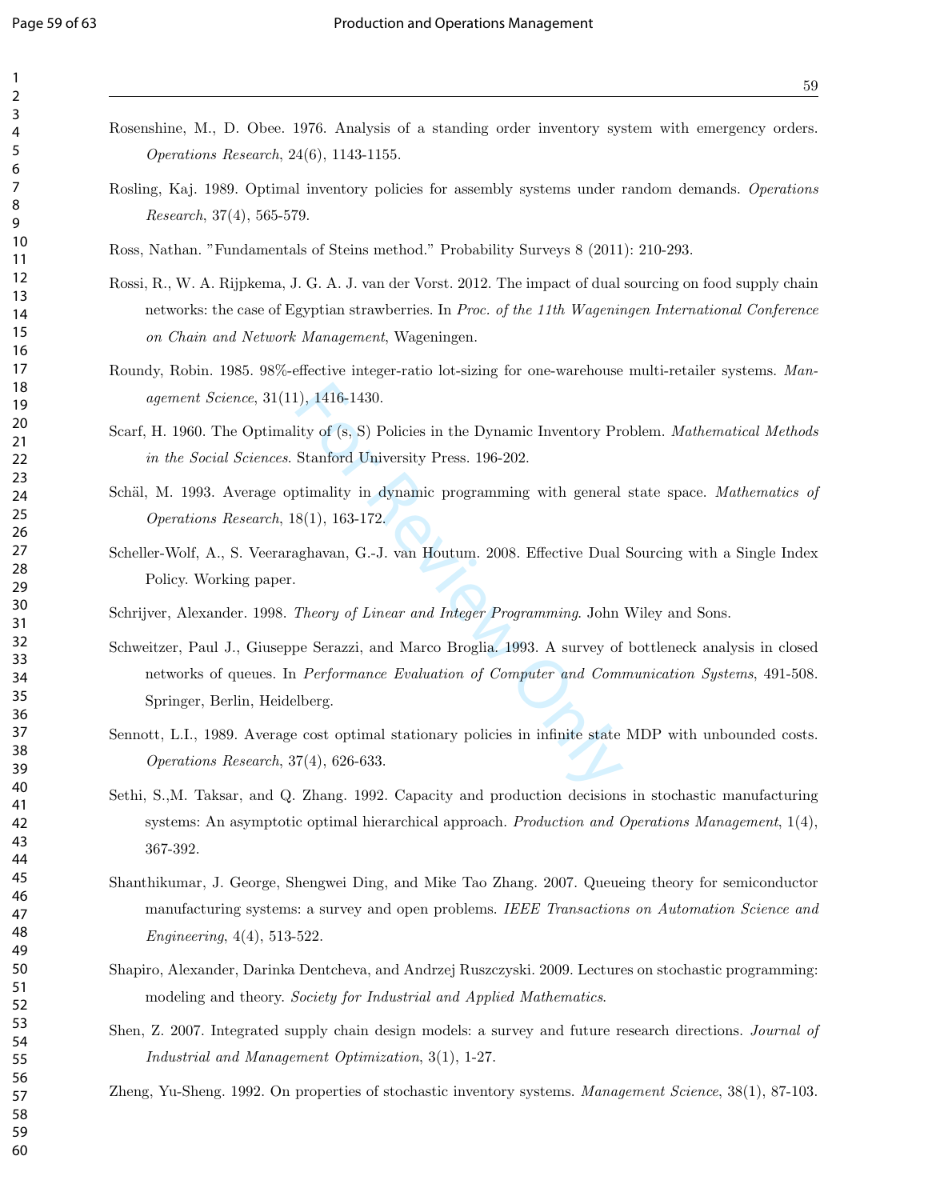Rosenshine, M., D. Obee. 1976. Analysis of a standing order inventory system with emergency orders. *Operations Research*, 24(6), 1143-1155.

Rosling, Kaj. 1989. Optimal inventory policies for assembly systems under random demands. *Operations Research*, 37(4), 565-579.

Ross, Nathan. "Fundamentals of Steins method." Probability Surveys 8 (2011): 210-293.

Rossi, R., W. A. Rijpkema, J. G. A. J. van der Vorst. 2012. The impact of dual sourcing on food supply chain networks: the case of Egyptian strawberries. In *Proc. of the 11th Wageningen International Conference on Chain and Network Management*, Wageningen.

Roundy, Robin. 1985. 98%-effective integer-ratio lot-sizing for one-warehouse multi-retailer systems. *Management Science*, 31(11), 1416-1430.

Scarf, H. 1960. The Optimality of (s, S) Policies in the Dynamic Inventory Problem. *Mathematical Methods in the Social Sciences*. Stanford University Press. 196-202.

Schäl, M. 1993. Average optimality in dynamic programming with general state space. *Mathematics of Operations Research*, 18(1), 163-172.

Scheller-Wolf, A., S. Veeraraghavan, G.-J. van Houtum. 2008. Effective Dual Sourcing with a Single Index Policy. Working paper.

Schrijver, Alexander. 1998. *Theory of Linear and Integer Programming*. John Wiley and Sons.

Schweitzer, Paul J., Giuseppe Serazzi, and Marco Broglia. 1993. A survey of bottleneck analysis in closed networks of queues. In *Performance Evaluation of Computer and Communication Systems*, 491-508. Springer, Berlin, Heidelberg.

Sennott, L.I., 1989. Average cost optimal stationary policies in infinite state MDP with unbounded costs. *Operations Research*, 37(4), 626-633.

Sethi, S.,M. Taksar, and Q. Zhang. 1992. Capacity and production decisions in stochastic manufacturing systems: An asymptotic optimal hierarchical approach. *Production and Operations Management*, 1(4), 367-392.

Shanthikumar, J. George, Shengwei Ding, and Mike Tao Zhang. 2007. Queueing theory for semiconductor manufacturing systems: a survey and open problems. *IEEE Transactions on Automation Science and Engineering*, 4(4), 513-522.

Shapiro, Alexander, Darinka Dentcheva, and Andrzej Ruszczyski. 2009. Lectures on stochastic programming: modeling and theory. *Society for Industrial and Applied Mathematics*.

Shen, Z. 2007. Integrated supply chain design models: a survey and future research directions. *Journal of Industrial and Management Optimization*, 3(1), 1-27.

Zheng, Yu-Sheng. 1992. On properties of stochastic inventory systems. *Management Science*, 38(1), 87-103.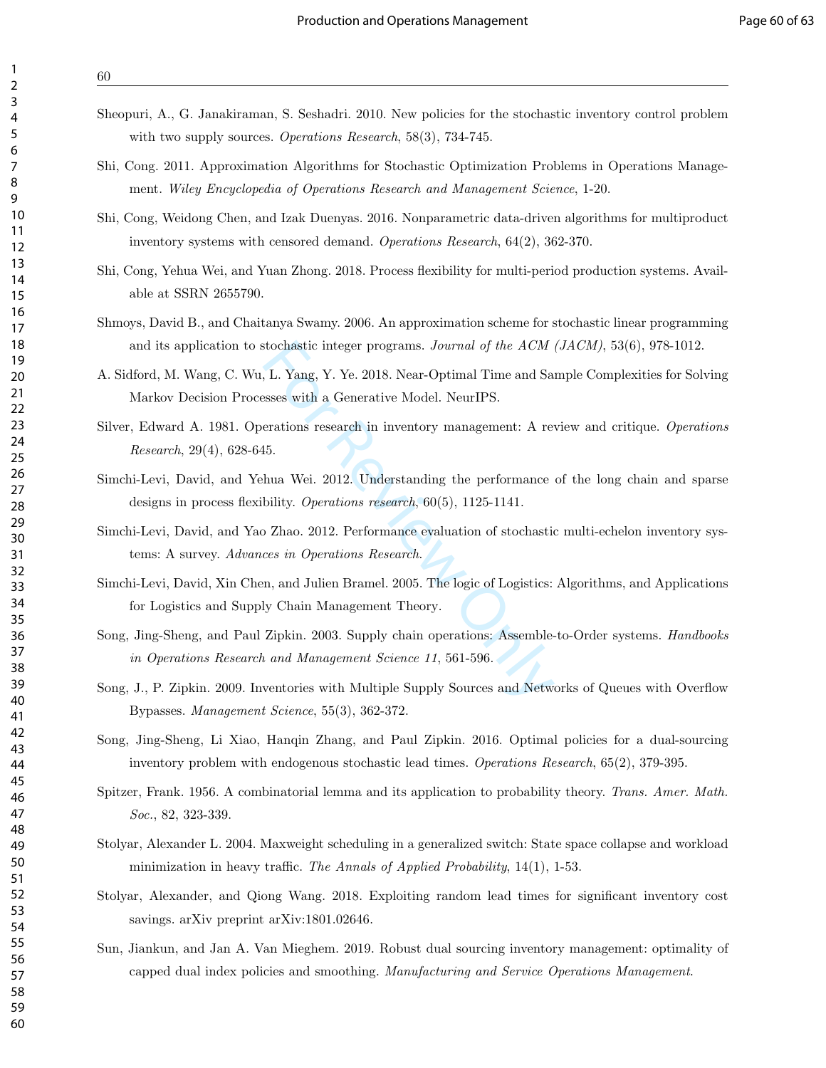Sheopuri, A., G. Janakiraman, S. Seshadri. 2010. New policies for the stochastic inventory control problem with two supply sources. *Operations Research*, 58(3), 734-745.

Shi, Cong. 2011. Approximation Algorithms for Stochastic Optimization Problems in Operations Management. *Wiley Encyclopedia of Operations Research and Management Science*, 1-20.

Shi, Cong, Weidong Chen, and Izak Duenyas. 2016. Nonparametric data-driven algorithms for multiproduct inventory systems with censored demand. *Operations Research*, 64(2), 362-370.

Shi, Cong, Yehua Wei, and Yuan Zhong. 2018. Process flexibility for multi-period production systems. Available at SSRN 2655790.

Shmoys, David B., and Chaitanya Swamy. 2006. An approximation scheme for stochastic linear programming and its application to stochastic integer programs. *Journal of the ACM (JACM)*, 53(6), 978-1012.

A. Sidford, M. Wang, C. Wu, L. Yang, Y. Ye. 2018. Near-Optimal Time and Sample Complexities for Solving Markov Decision Processes with a Generative Model. NeurIPS.

Silver, Edward A. 1981. Operations research in inventory management: A review and critique. *Operations Research*, 29(4), 628-645.

Simchi-Levi, David, and Yehua Wei. 2012. Understanding the performance of the long chain and sparse designs in process flexibility. *Operations research*, 60(5), 1125-1141.

Simchi-Levi, David, and Yao Zhao. 2012. Performance evaluation of stochastic multi-echelon inventory systems: A survey. *Advances in Operations Research*.

Simchi-Levi, David, Xin Chen, and Julien Bramel. 2005. The logic of Logistics: Algorithms, and Applications for Logistics and Supply Chain Management Theory.

Song, Jing-Sheng, and Paul Zipkin. 2003. Supply chain operations: Assemble-to-Order systems. *Handbooks in Operations Research and Management Science 11*, 561-596.

Song, J., P. Zipkin. 2009. Inventories with Multiple Supply Sources and Networks of Queues with Overflow Bypasses. *Management Science*, 55(3), 362-372.

Song, Jing-Sheng, Li Xiao, Hanqin Zhang, and Paul Zipkin. 2016. Optimal policies for a dual-sourcing inventory problem with endogenous stochastic lead times. *Operations Research*, 65(2), 379-395.

Spitzer, Frank. 1956. A combinatorial lemma and its application to probability theory. *Trans. Amer. Math. Soc.*, 82, 323-339.

Stolyar, Alexander L. 2004. Maxweight scheduling in a generalized switch: State space collapse and workload minimization in heavy traffic. *The Annals of Applied Probability*, 14(1), 1-53.

Stolyar, Alexander, and Qiong Wang. 2018. Exploiting random lead times for significant inventory cost savings. arXiv preprint arXiv:1801.02646.

Sun, Jiankun, and Jan A. Van Mieghem. 2019. Robust dual sourcing inventory management: optimality of capped dual index policies and smoothing. *Manufacturing and Service Operations Management*.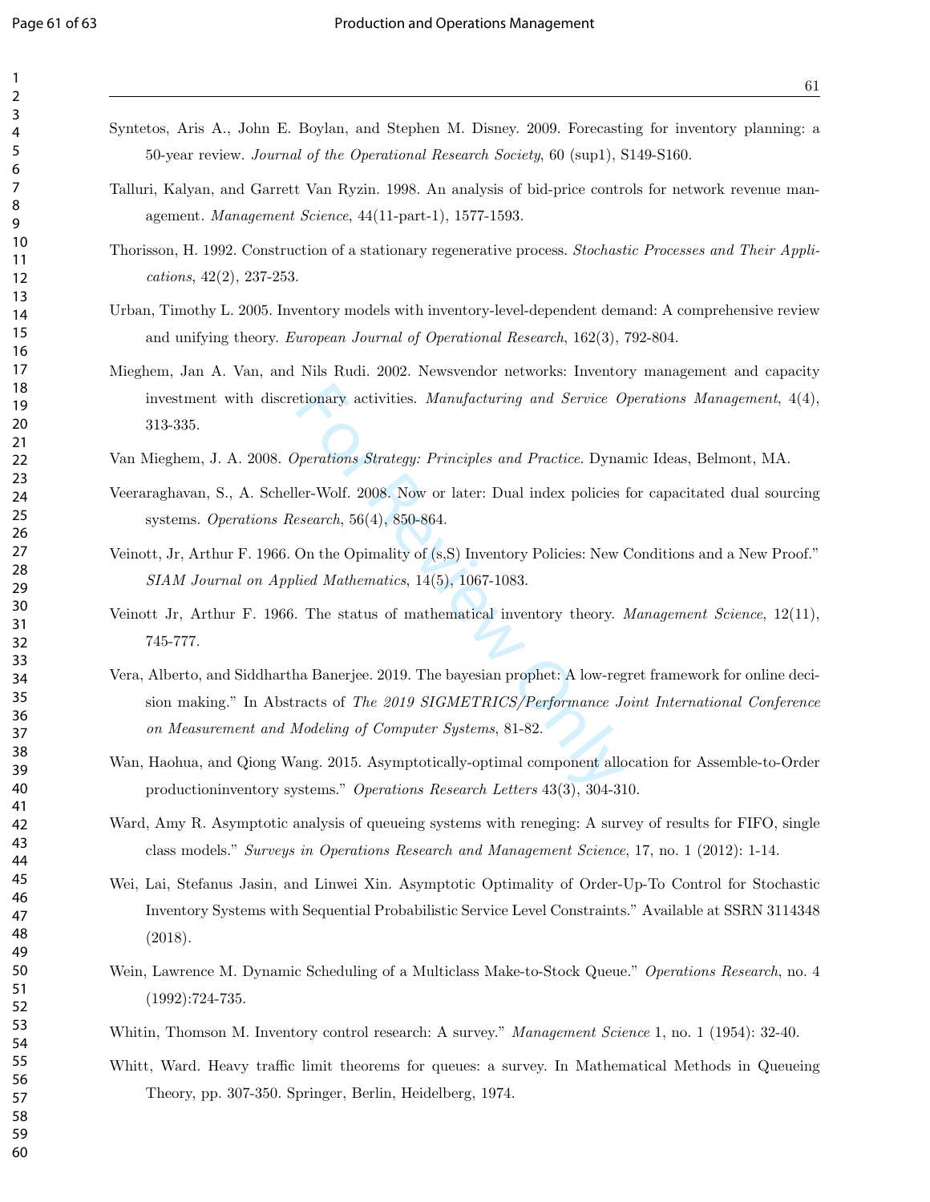Syntetos, Aris A., John E. Boylan, and Stephen M. Disney. 2009. Forecasting for inventory planning: a 50-year review. *Journal of the Operational Research Society*, 60 (sup1), S149-S160.

Talluri, Kalyan, and Garrett Van Ryzin. 1998. An analysis of bid-price controls for network revenue management. *Management Science*, 44(11-part-1), 1577-1593.

Thorisson, H. 1992. Construction of a stationary regenerative process. *Stochastic Processes and Their Applications*, 42(2), 237-253.

Urban, Timothy L. 2005. Inventory models with inventory-level-dependent demand: A comprehensive review and unifying theory. *European Journal of Operational Research*, 162(3), 792-804.

Mieghem, Jan A. Van, and Nils Rudi. 2002. Newsvendor networks: Inventory management and capacity investment with discretionary activities. *Manufacturing and Service Operations Management*, 4(4), 313-335.

Van Mieghem, J. A. 2008. *Operations Strategy: Principles and Practice*. Dynamic Ideas, Belmont, MA.

Veeraraghavan, S., A. Scheller-Wolf. 2008. Now or later: Dual index policies for capacitated dual sourcing systems. *Operations Research*, 56(4), 850-864.

Veinott, Jr, Arthur F. 1966. On the Opimality of (s,S) Inventory Policies: New Conditions and a New Proof." *SIAM Journal on Applied Mathematics*, 14(5), 1067-1083.

Veinott Jr, Arthur F. 1966. The status of mathematical inventory theory. *Management Science*, 12(11), 745-777.

Vera, Alberto, and Siddhartha Banerjee. 2019. The bayesian prophet: A low-regret framework for online decision making." In Abstracts of *The 2019 SIGMETRICS/Performance Joint International Conference on Measurement and Modeling of Computer Systems*, 81-82.

Wan, Haohua, and Qiong Wang. 2015. Asymptotically-optimal component allocation for Assemble-to-Order productioninventory systems." *Operations Research Letters* 43(3), 304-310.

Ward, Amy R. Asymptotic analysis of queueing systems with reneging: A survey of results for FIFO, single class models." *Surveys in Operations Research and Management Science*, 17, no. 1 (2012): 1-14.

Wei, Lai, Stefanus Jasin, and Linwei Xin. Asymptotic Optimality of Order-Up-To Control for Stochastic Inventory Systems with Sequential Probabilistic Service Level Constraints." Available at SSRN 3114348 (2018).

Wein, Lawrence M. Dynamic Scheduling of a Multiclass Make-to-Stock Queue." *Operations Research*, no. 4 (1992):724-735.

Whitin, Thomson M. Inventory control research: A survey." *Management Science* 1, no. 1 (1954): 32-40.

Whitt, Ward. Heavy traffic limit theorems for queues: a survey. In Mathematical Methods in Queueing Theory, pp. 307-350. Springer, Berlin, Heidelberg, 1974.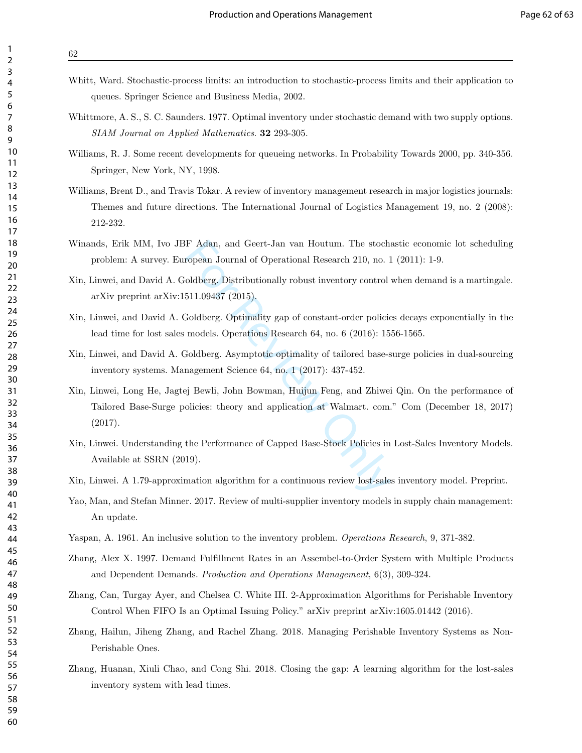Whitt, Ward. Stochastic-process limits: an introduction to stochastic-process limits and their application to queues. Springer Science and Business Media, 2002.

Whittmore, A. S., S. C. Saunders. 1977. Optimal inventory under stochastic demand with two supply options. *SIAM Journal on Applied Mathematics*. **32** 293-305.

Williams, R. J. Some recent developments for queueing networks. In Probability Towards 2000, pp. 340-356. Springer, New York, NY, 1998.

Williams, Brent D., and Travis Tokar. A review of inventory management research in major logistics journals: Themes and future directions. The International Journal of Logistics Management 19, no. 2 (2008): 212-232.

Winands, Erik MM, Ivo JBF Adan, and Geert-Jan van Houtum. The stochastic economic lot scheduling problem: A survey. European Journal of Operational Research 210, no. 1 (2011): 1-9.

Xin, Linwei, and David A. Goldberg. Distributionally robust inventory control when demand is a martingale. arXiv preprint arXiv:1511.09437 (2015).

Xin, Linwei, and David A. Goldberg. Optimality gap of constant-order policies decays exponentially in the lead time for lost sales models. Operations Research 64, no. 6 (2016): 1556-1565.

Xin, Linwei, and David A. Goldberg. Asymptotic optimality of tailored base-surge policies in dual-sourcing inventory systems. Management Science 64, no. 1 (2017): 437-452.

Xin, Linwei, Long He, Jagtej Bewli, John Bowman, Huijun Feng, and Zhiwei Qin. On the performance of Tailored Base-Surge policies: theory and application at Walmart. com." Com (December 18, 2017) (2017).

Xin, Linwei. Understanding the Performance of Capped Base-Stock Policies in Lost-Sales Inventory Models. Available at SSRN (2019).

Xin, Linwei. A 1.79-approximation algorithm for a continuous review lost-sales inventory model. Preprint.

Yao, Man, and Stefan Minner. 2017. Review of multi-supplier inventory models in supply chain management: An update.

Yaspan, A. 1961. An inclusive solution to the inventory problem. *Operations Research*, 9, 371-382.

Zhang, Alex X. 1997. Demand Fulfillment Rates in an Assembel-to-Order System with Multiple Products and Dependent Demands. *Production and Operations Management*, 6(3), 309-324.

Zhang, Can, Turgay Ayer, and Chelsea C. White III. 2-Approximation Algorithms for Perishable Inventory Control When FIFO Is an Optimal Issuing Policy." arXiv preprint arXiv:1605.01442 (2016).

Zhang, Hailun, Jiheng Zhang, and Rachel Zhang. 2018. Managing Perishable Inventory Systems as Non-Perishable Ones.

Zhang, Huanan, Xiuli Chao, and Cong Shi. 2018. Closing the gap: A learning algorithm for the lost-sales inventory system with lead times.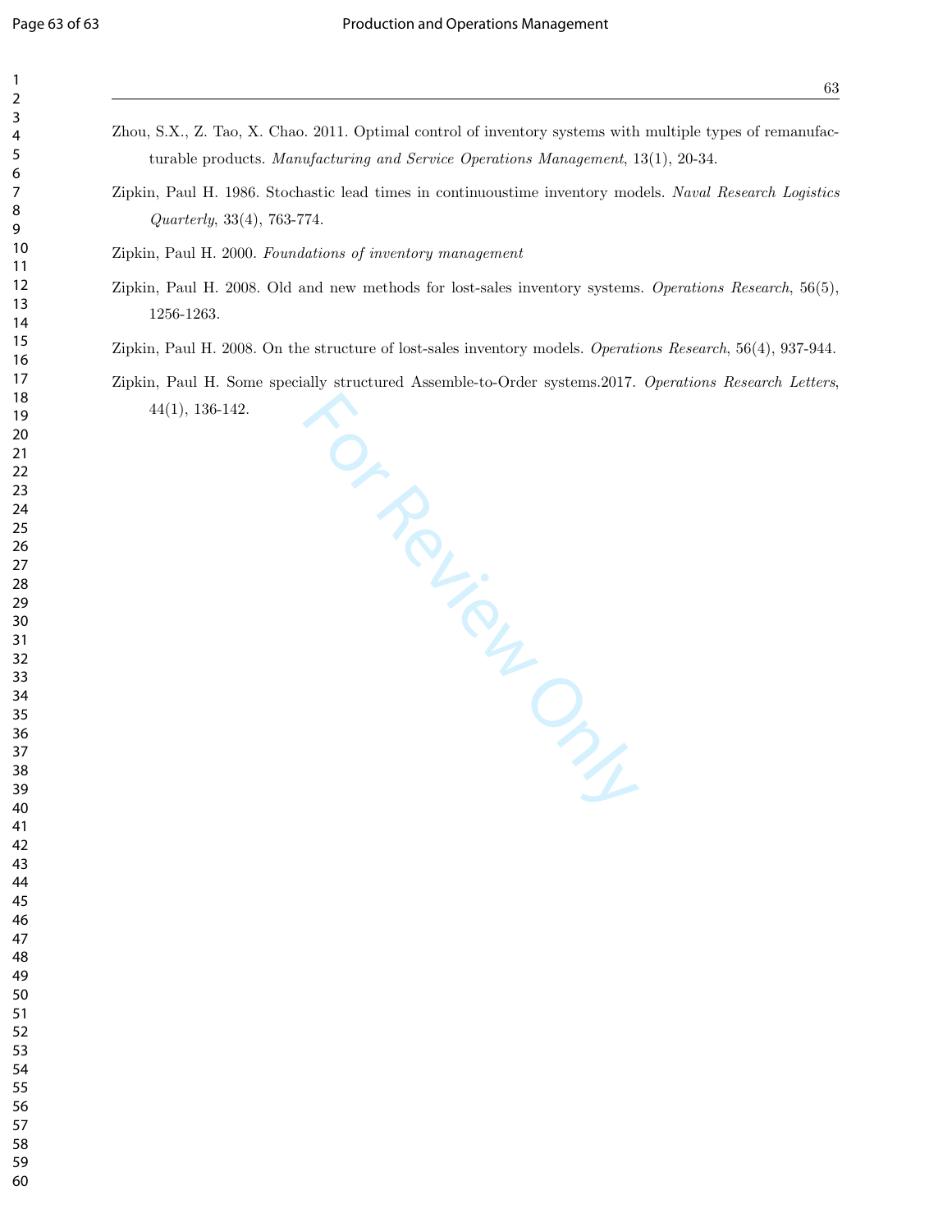Zhou, S.X., Z. Tao, X. Chao. 2011. Optimal control of inventory systems with multiple types of remanufacturable products. *Manufacturing and Service Operations Management*, 13(1), 20-34.

Zipkin, Paul H. 1986. Stochastic lead times in continuoustime inventory models. *Naval Research Logistics Quarterly*, 33(4), 763-774.

Zipkin, Paul H. 2000. *Foundations of inventory management*

Zipkin, Paul H. 2008. Old and new methods for lost-sales inventory systems. *Operations Research*, 56(5), 1256-1263.

Zipkin, Paul H. 2008. On the structure of lost-sales inventory models. *Operations Research*, 56(4), 937-944.

Zipkin, Paul H. Some specially structured Assemble-to-Order systems.2017. *Operations Research Letters*, 44(1), 136-142.